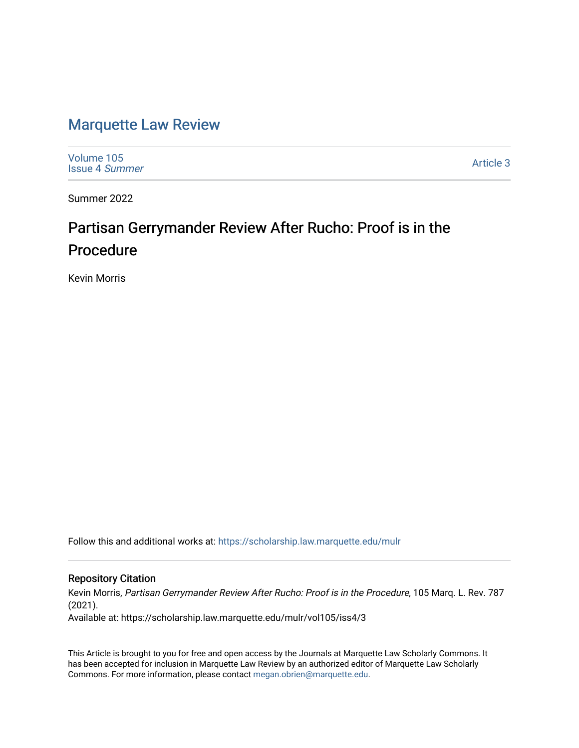# Marquette Law Review

Volume 105
Issue 4 *Summer*

Article 3

Summer 2022

## Partisan Gerrymander Review After Rucho: Proof is in the Procedure

Kevin Morris

Follow this and additional works at: https://scholarship.law.marquette.edu/mulr

### Repository Citation

Kevin Morris, *Partisan Gerrymander Review After Rucho: Proof is in the Procedure*, 105 Marq. L. Rev. 787 (2021).

Available at: https://scholarship.law.marquette.edu/mulr/vol105/iss4/3

This Article is brought to you for free and open access by the Journals at Marquette Law Scholarly Commons. It has been accepted for inclusion in Marquette Law Review by an authorized editor of Marquette Law Scholarly Commons. For more information, please contact megan.obrien@marquette.edu.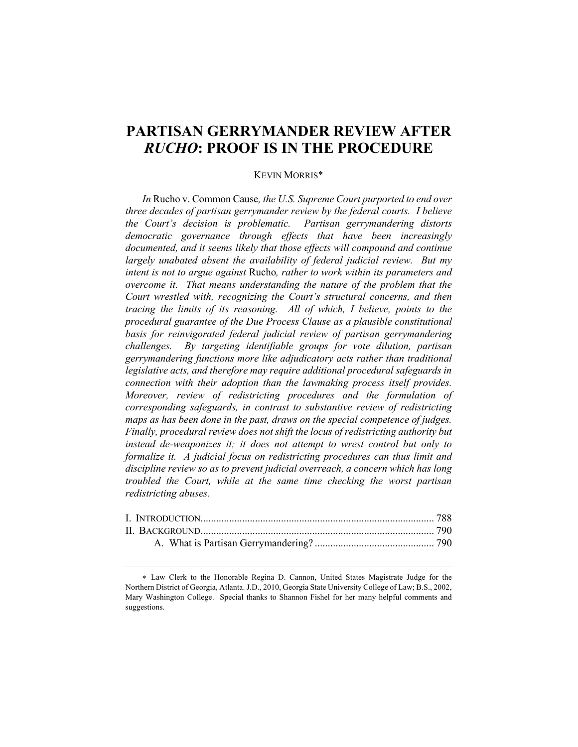# PARTISAN GERRYMANDER REVIEW AFTER *RUCHO*: PROOF IS IN THE PROCEDURE

KEVIN MORRIS*

*In* Rucho v. Common Cause*, the U.S. Supreme Court purported to end over three decades of partisan gerrymander review by the federal courts. I believe the Court's decision is problematic. Partisan gerrymandering distorts democratic governance through effects that have been increasingly documented, and it seems likely that those effects will compound and continue largely unabated absent the availability of federal judicial review. But my intent is not to argue against* Rucho*, rather to work within its parameters and overcome it. That means understanding the nature of the problem that the Court wrestled with, recognizing the Court's structural concerns, and then tracing the limits of its reasoning. All of which, I believe, points to the procedural guarantee of the Due Process Clause as a plausible constitutional basis for reinvigorated federal judicial review of partisan gerrymandering challenges. By targeting identifiable groups for vote dilution, partisan gerrymandering functions more like adjudicatory acts rather than traditional legislative acts, and therefore may require additional procedural safeguards in connection with their adoption than the lawmaking process itself provides. Moreover, review of redistricting procedures and the formulation of corresponding safeguards, in contrast to substantive review of redistricting maps as has been done in the past, draws on the special competence of judges. Finally, procedural review does not shift the locus of redistricting authority but instead de-weaponizes it; it does not attempt to wrest control but only to formalize it. A judicial focus on redistricting procedures can thus limit and discipline review so as to prevent judicial overreach, a concern which has long troubled the Court, while at the same time checking the worst partisan redistricting abuses.*

I. INTRODUCTION ............................................................ 788
II. BACKGROUND ............................................................ 790
    A. What is Partisan Gerrymandering? ............................................ 790

* Law Clerk to the Honorable Regina D. Cannon, United States Magistrate Judge for the Northern District of Georgia, Atlanta. J.D., 2010, Georgia State University College of Law; B.S., 2002, Mary Washington College. Special thanks to Shannon Fishel for her many helpful comments and suggestions.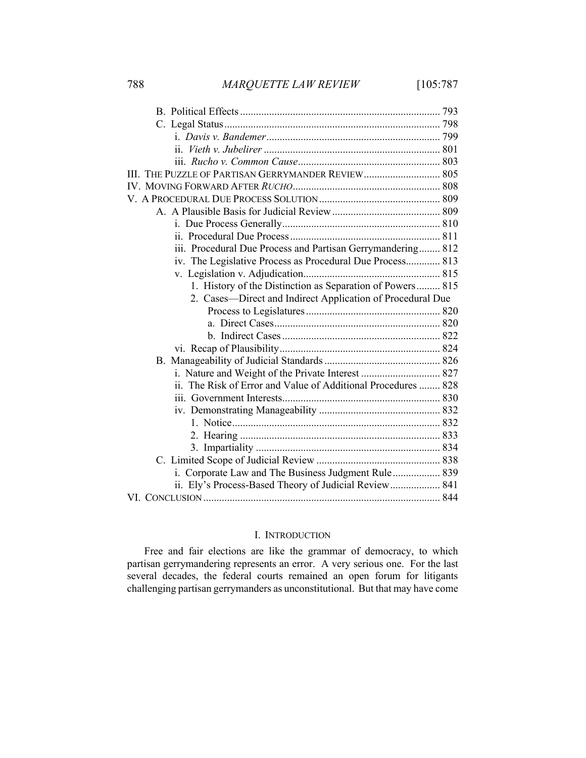B. Political Effects ........................................................................... 793
C. Legal Status ................................................................................. 798
i. *Davis v. Bandemer* ................................................................. 799
ii. *Vieth v. Jubelirer* .................................................................. 801
iii. *Rucho v. Common Cause* ..................................................... 803
III. THE PUZZLE OF PARTISAN GERRYMANDER REVIEW ............................ 805
IV. MOVING FORWARD AFTER *RUCHO* ........................................................ 808
V. A PROCEDURAL DUE PROCESS SOLUTION .............................................. 809
A. A Plausible Basis for Judicial Review ......................................... 809
i. Due Process Generally ............................................................ 810
ii. Procedural Due Process ......................................................... 811
iii. Procedural Due Process and Partisan Gerrymandering ........ 812
iv. The Legislative Process as Procedural Due Process ............. 813
v. Legislation v. Adjudication .................................................... 815
1. History of the Distinction as Separation of Powers ......... 815
2. Cases—Direct and Indirect Application of Procedural Due Process to Legislatures ................................................... 820
a. Direct Cases ............................................................... 820
b. Indirect Cases ............................................................ 822
vi. Recap of Plausibility ............................................................. 824
B. Manageability of Judicial Standards ............................................ 826
i. Nature and Weight of the Private Interest .............................. 827
ii. The Risk of Error and Value of Additional Procedures ........ 828
iii. Government Interests ............................................................ 830
iv. Demonstrating Manageability .............................................. 832
1. Notice ............................................................................... 832
2. Hearing ............................................................................ 833
3. Impartiality ...................................................................... 834
C. Limited Scope of Judicial Review ............................................... 838
i. Corporate Law and The Business Judgment Rule .................. 839
ii. Ely's Process-Based Theory of Judicial Review ................... 841
VI. CONCLUSION ......................................................................................... 844

## I. INTRODUCTION

Free and fair elections are like the grammar of democracy, to which partisan gerrymandering represents an error. A very serious one. For the last several decades, the federal courts remained an open forum for litigants challenging partisan gerrymanders as unconstitutional. But that may have come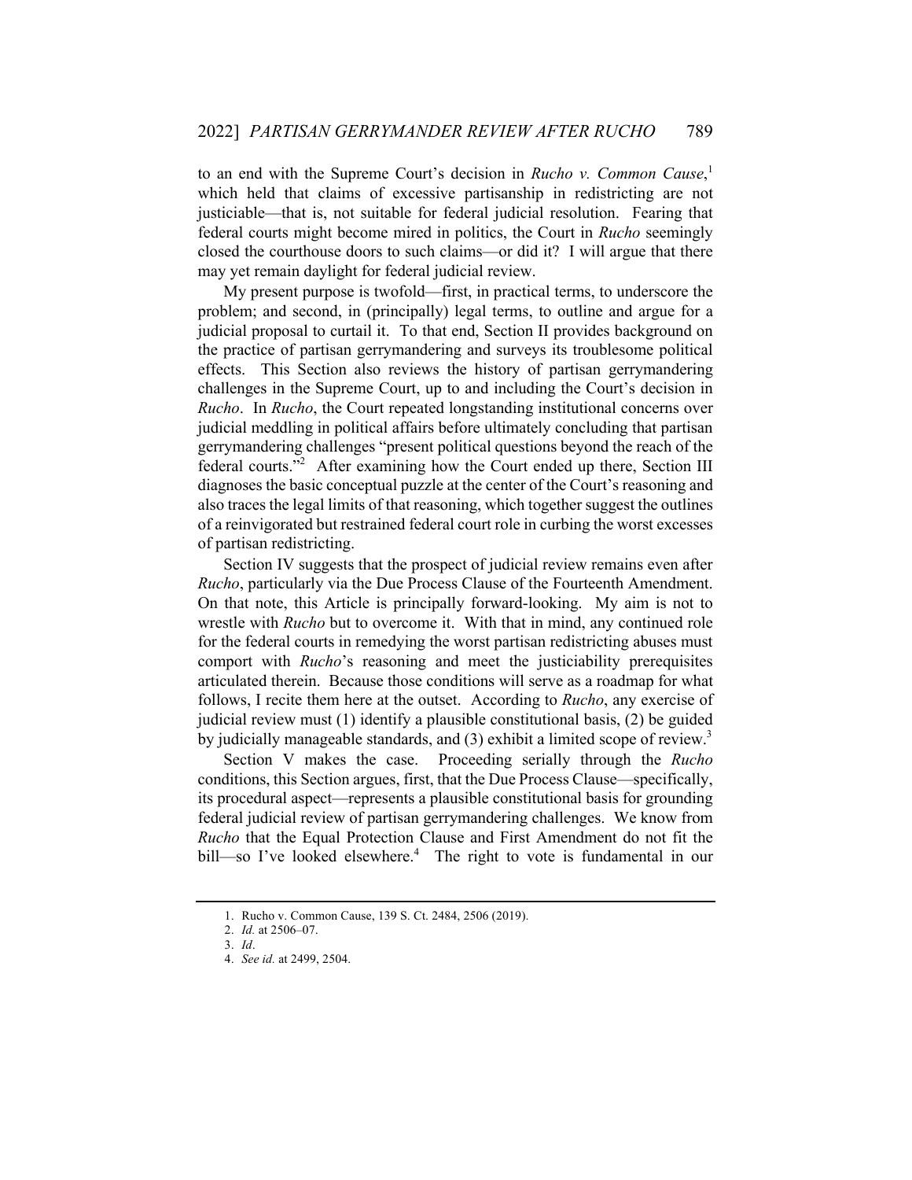to an end with the Supreme Court's decision in *Rucho v. Common Cause*,[1] which held that claims of excessive partisanship in redistricting are not justiciable—that is, not suitable for federal judicial resolution. Fearing that federal courts might become mired in politics, the Court in *Rucho* seemingly closed the courthouse doors to such claims—or did it? I will argue that there may yet remain daylight for federal judicial review.

My present purpose is twofold—first, in practical terms, to underscore the problem; and second, in (principally) legal terms, to outline and argue for a judicial proposal to curtail it. To that end, Section II provides background on the practice of partisan gerrymandering and surveys its troublesome political effects. This Section also reviews the history of partisan gerrymandering challenges in the Supreme Court, up to and including the Court's decision in *Rucho*. In *Rucho*, the Court repeated longstanding institutional concerns over judicial meddling in political affairs before ultimately concluding that partisan gerrymandering challenges "present political questions beyond the reach of the federal courts."[2] After examining how the Court ended up there, Section III diagnoses the basic conceptual puzzle at the center of the Court's reasoning and also traces the legal limits of that reasoning, which together suggest the outlines of a reinvigorated but restrained federal court role in curbing the worst excesses of partisan redistricting.

Section IV suggests that the prospect of judicial review remains even after *Rucho*, particularly via the Due Process Clause of the Fourteenth Amendment. On that note, this Article is principally forward-looking. My aim is not to wrestle with *Rucho* but to overcome it. With that in mind, any continued role for the federal courts in remedying the worst partisan redistricting abuses must comport with *Rucho*'s reasoning and meet the justiciability prerequisites articulated therein. Because those conditions will serve as a roadmap for what follows, I recite them here at the outset. According to *Rucho*, any exercise of judicial review must (1) identify a plausible constitutional basis, (2) be guided by judicially manageable standards, and (3) exhibit a limited scope of review.[3]

Section V makes the case. Proceeding serially through the *Rucho* conditions, this Section argues, first, that the Due Process Clause—specifically, its procedural aspect—represents a plausible constitutional basis for grounding federal judicial review of partisan gerrymandering challenges. We know from *Rucho* that the Equal Protection Clause and First Amendment do not fit the bill—so I've looked elsewhere.[4] The right to vote is fundamental in our

---

1. Rucho v. Common Cause, 139 S. Ct. 2484, 2506 (2019).
2. *Id.* at 2506–07.
3. *Id*.
4. *See id.* at 2499, 2504.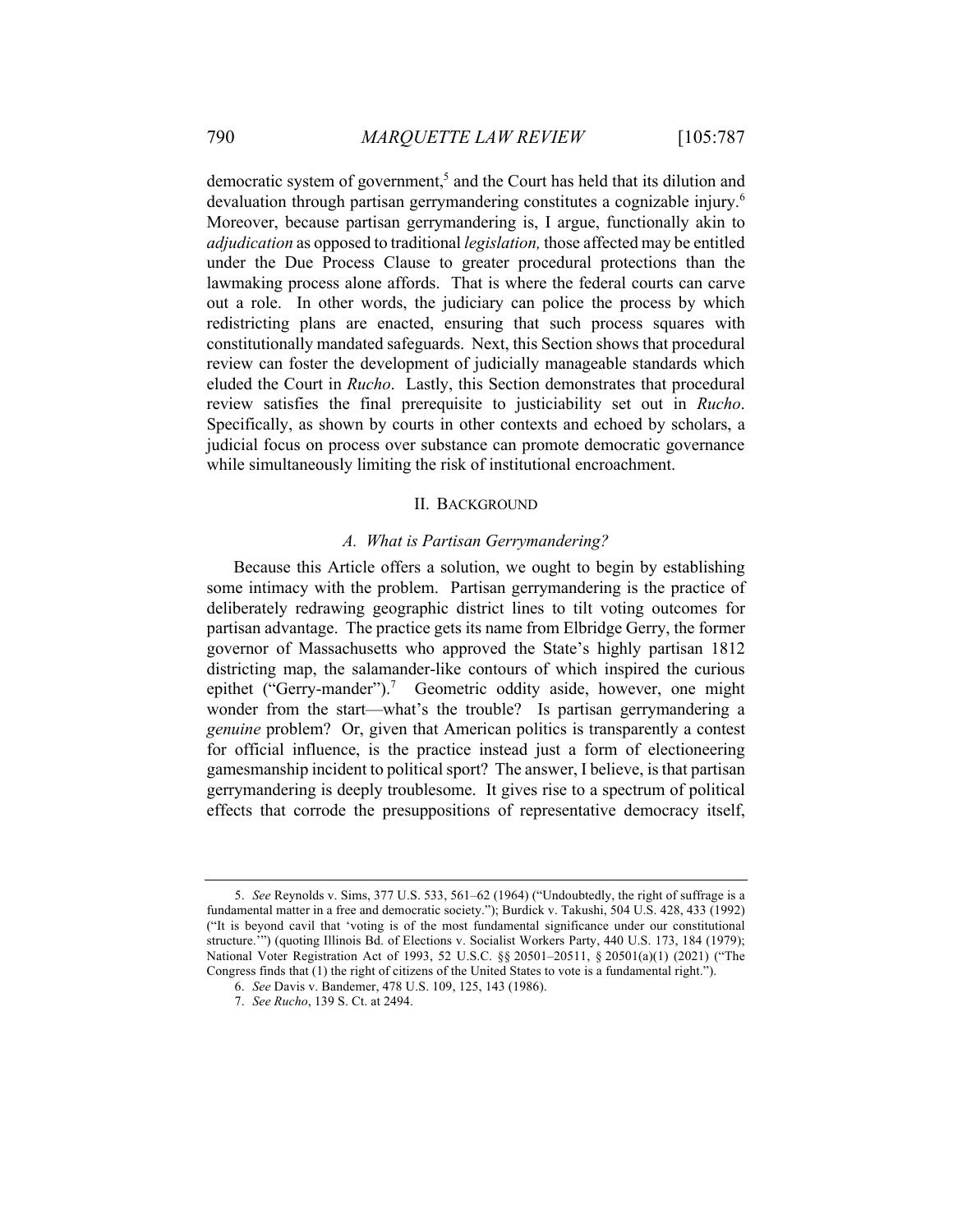democratic system of government,[5] and the Court has held that its dilution and devaluation through partisan gerrymandering constitutes a cognizable injury.[6] Moreover, because partisan gerrymandering is, I argue, functionally akin to *adjudication* as opposed to traditional *legislation,* those affected may be entitled under the Due Process Clause to greater procedural protections than the lawmaking process alone affords. That is where the federal courts can carve out a role. In other words, the judiciary can police the process by which redistricting plans are enacted, ensuring that such process squares with constitutionally mandated safeguards. Next, this Section shows that procedural review can foster the development of judicially manageable standards which eluded the Court in *Rucho*. Lastly, this Section demonstrates that procedural review satisfies the final prerequisite to justiciability set out in *Rucho*. Specifically, as shown by courts in other contexts and echoed by scholars, a judicial focus on process over substance can promote democratic governance while simultaneously limiting the risk of institutional encroachment.

## II. Background

### *A. What is Partisan Gerrymandering?*

Because this Article offers a solution, we ought to begin by establishing some intimacy with the problem. Partisan gerrymandering is the practice of deliberately redrawing geographic district lines to tilt voting outcomes for partisan advantage. The practice gets its name from Elbridge Gerry, the former governor of Massachusetts who approved the State's highly partisan 1812 districting map, the salamander-like contours of which inspired the curious epithet ("Gerry-mander").[7] Geometric oddity aside, however, one might wonder from the start—what's the trouble? Is partisan gerrymandering a *genuine* problem? Or, given that American politics is transparently a contest for official influence, is the practice instead just a form of electioneering gamesmanship incident to political sport? The answer, I believe, is that partisan gerrymandering is deeply troublesome. It gives rise to a spectrum of political effects that corrode the presuppositions of representative democracy itself,

---

5. *See* Reynolds v. Sims, 377 U.S. 533, 561–62 (1964) ("Undoubtedly, the right of suffrage is a fundamental matter in a free and democratic society."); Burdick v. Takushi, 504 U.S. 428, 433 (1992) ("It is beyond cavil that 'voting is of the most fundamental significance under our constitutional structure.'") (quoting Illinois Bd. of Elections v. Socialist Workers Party, 440 U.S. 173, 184 (1979); National Voter Registration Act of 1993, 52 U.S.C. §§ 20501–20511, § 20501(a)(1) (2021) ("The Congress finds that (1) the right of citizens of the United States to vote is a fundamental right.").

6. *See* Davis v. Bandemer, 478 U.S. 109, 125, 143 (1986).

7. *See Rucho*, 139 S. Ct. at 2494.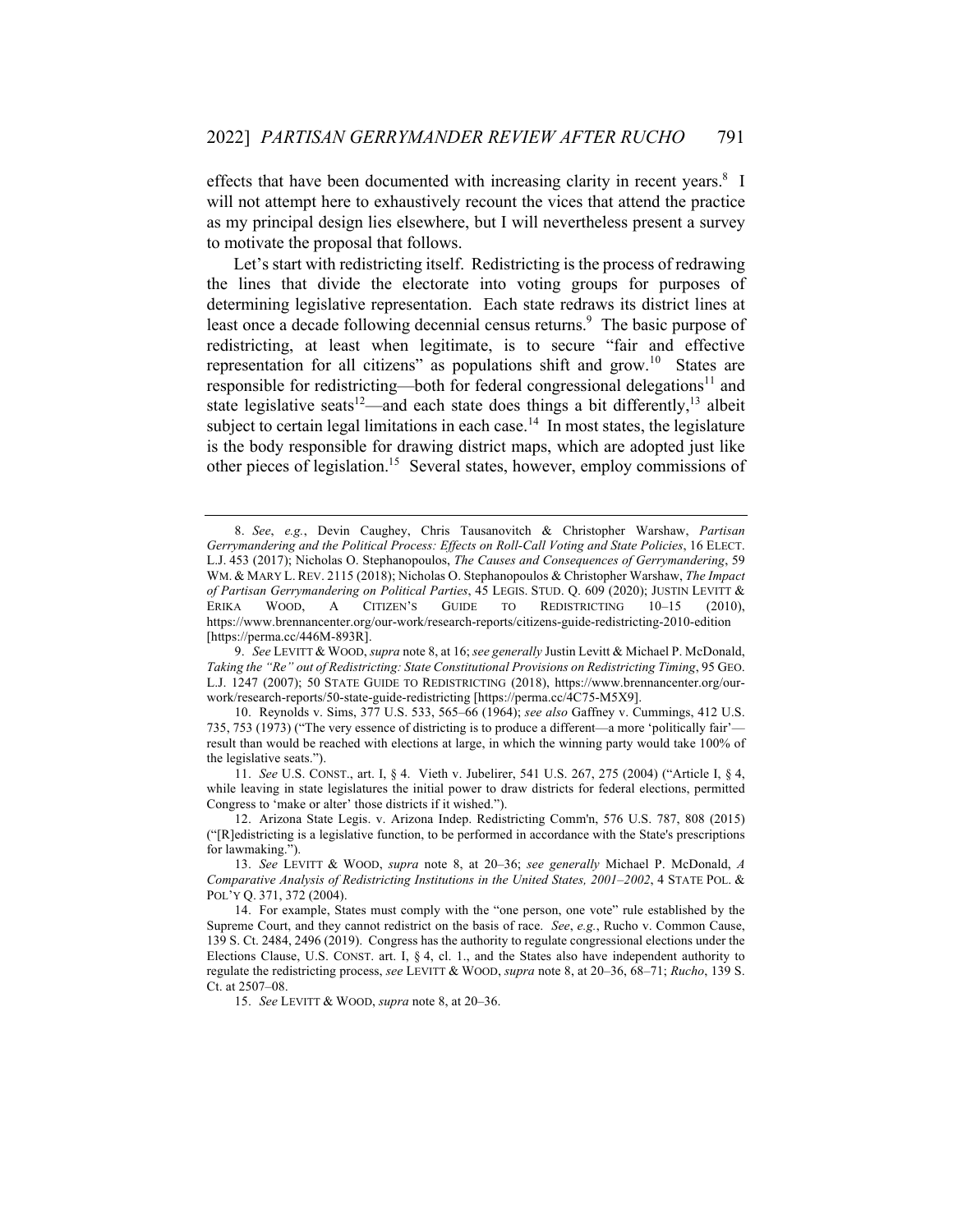effects that have been documented with increasing clarity in recent years.[8] I will not attempt here to exhaustively recount the vices that attend the practice as my principal design lies elsewhere, but I will nevertheless present a survey to motivate the proposal that follows.

Let's start with redistricting itself. Redistricting is the process of redrawing the lines that divide the electorate into voting groups for purposes of determining legislative representation. Each state redraws its district lines at least once a decade following decennial census returns.[9] The basic purpose of redistricting, at least when legitimate, is to secure "fair and effective representation for all citizens" as populations shift and grow.[10] States are responsible for redistricting—both for federal congressional delegations[11] and state legislative seats[12]—and each state does things a bit differently,[13] albeit subject to certain legal limitations in each case.[14] In most states, the legislature is the body responsible for drawing district maps, which are adopted just like other pieces of legislation.[15] Several states, however, employ commissions of

---

8. *See*, *e.g.*, Devin Caughey, Chris Tausanovitch & Christopher Warshaw, *Partisan Gerrymandering and the Political Process: Effects on Roll-Call Voting and State Policies*, 16 ELECT. L.J. 453 (2017); Nicholas O. Stephanopoulos, *The Causes and Consequences of Gerrymandering*, 59 WM. & MARY L. REV. 2115 (2018); Nicholas O. Stephanopoulos & Christopher Warshaw, *The Impact of Partisan Gerrymandering on Political Parties*, 45 LEGIS. STUD. Q. 609 (2020); JUSTIN LEVITT & ERIKA WOOD, A CITIZEN'S GUIDE TO REDISTRICTING 10–15 (2010), https://www.brennancenter.org/our-work/research-reports/citizens-guide-redistricting-2010-edition [https://perma.cc/446M-893R].

9. *See* LEVITT & WOOD, *supra* note 8, at 16; *see generally* Justin Levitt & Michael P. McDonald, *Taking the "Re" out of Redistricting: State Constitutional Provisions on Redistricting Timing*, 95 GEO. L.J. 1247 (2007); 50 STATE GUIDE TO REDISTRICTING (2018), https://www.brennancenter.org/our-work/research-reports/50-state-guide-redistricting [https://perma.cc/4C75-M5X9].

10. Reynolds v. Sims, 377 U.S. 533, 565–66 (1964); *see also* Gaffney v. Cummings, 412 U.S. 735, 753 (1973) ("The very essence of districting is to produce a different—a more 'politically fair'—result than would be reached with elections at large, in which the winning party would take 100% of the legislative seats.").

11. *See* U.S. CONST., art. I, § 4. Vieth v. Jubelirer, 541 U.S. 267, 275 (2004) ("Article I, § 4, while leaving in state legislatures the initial power to draw districts for federal elections, permitted Congress to 'make or alter' those districts if it wished.").

12. Arizona State Legis. v. Arizona Indep. Redistricting Comm'n, 576 U.S. 787, 808 (2015) ("[R]edistricting is a legislative function, to be performed in accordance with the State's prescriptions for lawmaking.").

13. *See* LEVITT & WOOD, *supra* note 8, at 20–36; *see generally* Michael P. McDonald, *A Comparative Analysis of Redistricting Institutions in the United States, 2001–2002*, 4 STATE POL. & POL'Y Q. 371, 372 (2004).

14. For example, States must comply with the "one person, one vote" rule established by the Supreme Court, and they cannot redistrict on the basis of race. *See*, *e.g.*, Rucho v. Common Cause, 139 S. Ct. 2484, 2496 (2019). Congress has the authority to regulate congressional elections under the Elections Clause, U.S. CONST. art. I, § 4, cl. 1., and the States also have independent authority to regulate the redistricting process, *see* LEVITT & WOOD, *supra* note 8, at 20–36, 68–71; *Rucho*, 139 S. Ct. at 2507–08.

15. *See* LEVITT & WOOD, *supra* note 8, at 20–36.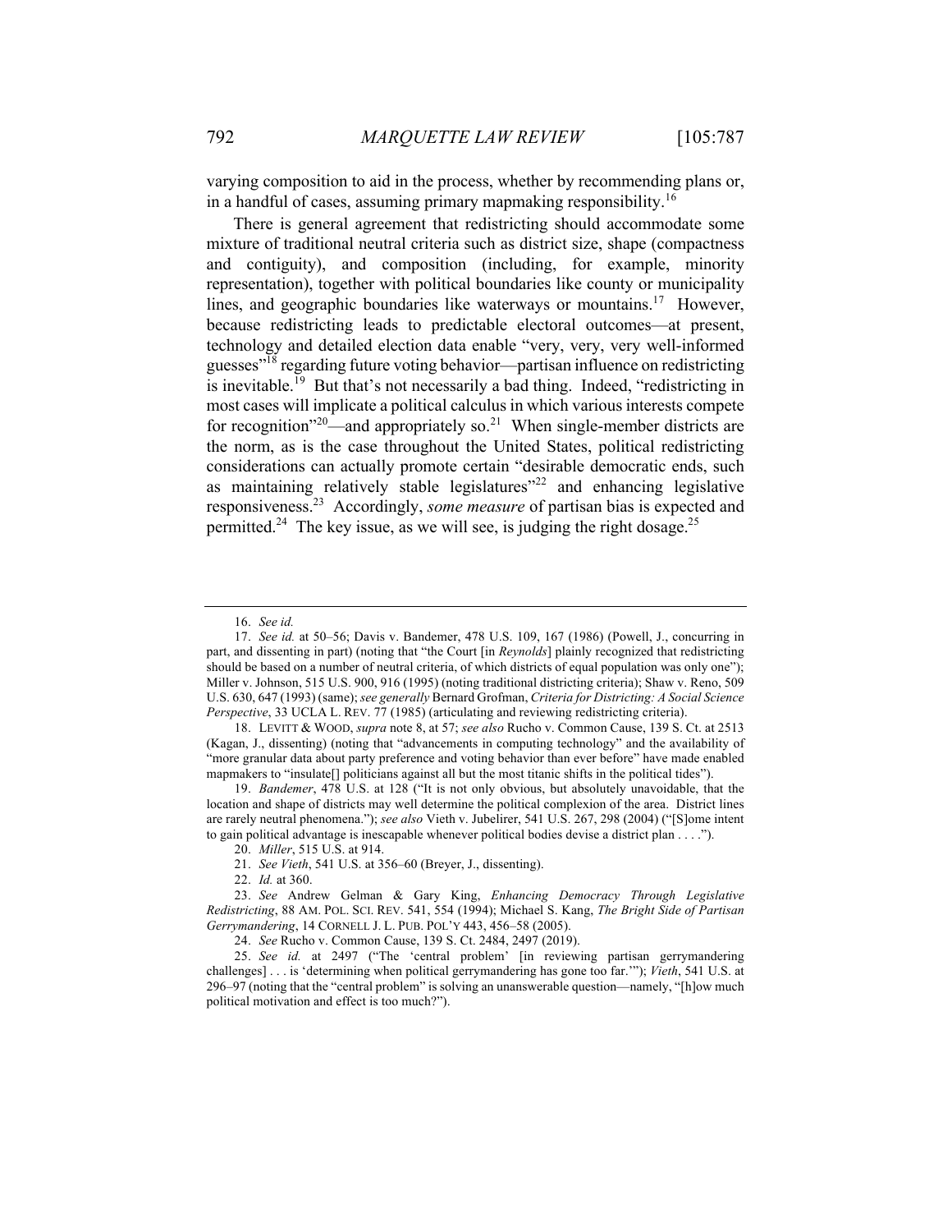varying composition to aid in the process, whether by recommending plans or, in a handful of cases, assuming primary mapmaking responsibility.[16]

There is general agreement that redistricting should accommodate some mixture of traditional neutral criteria such as district size, shape (compactness and contiguity), and composition (including, for example, minority representation), together with political boundaries like county or municipality lines, and geographic boundaries like waterways or mountains.[17] However, because redistricting leads to predictable electoral outcomes—at present, technology and detailed election data enable "very, very, very well-informed guesses"[18] regarding future voting behavior—partisan influence on redistricting is inevitable.[19] But that's not necessarily a bad thing. Indeed, "redistricting in most cases will implicate a political calculus in which various interests compete for recognition"[20]—and appropriately so.[21] When single-member districts are the norm, as is the case throughout the United States, political redistricting considerations can actually promote certain "desirable democratic ends, such as maintaining relatively stable legislatures"[22] and enhancing legislative responsiveness.[23] Accordingly, *some measure* of partisan bias is expected and permitted.[24] The key issue, as we will see, is judging the right dosage.[25]

---

16. *See id.*

17. *See id.* at 50–56; Davis v. Bandemer, 478 U.S. 109, 167 (1986) (Powell, J., concurring in part, and dissenting in part) (noting that "the Court [in *Reynolds*] plainly recognized that redistricting should be based on a number of neutral criteria, of which districts of equal population was only one"); Miller v. Johnson, 515 U.S. 900, 916 (1995) (noting traditional districting criteria); Shaw v. Reno, 509 U.S. 630, 647 (1993) (same); *see generally* Bernard Grofman, *Criteria for Districting: A Social Science Perspective*, 33 UCLA L. REV. 77 (1985) (articulating and reviewing redistricting criteria).

18. LEVITT & WOOD, *supra* note 8, at 57; *see also* Rucho v. Common Cause, 139 S. Ct. at 2513 (Kagan, J., dissenting) (noting that "advancements in computing technology" and the availability of "more granular data about party preference and voting behavior than ever before" have made enabled mapmakers to "insulate[] politicians against all but the most titanic shifts in the political tides").

19. *Bandemer*, 478 U.S. at 128 ("It is not only obvious, but absolutely unavoidable, that the location and shape of districts may well determine the political complexion of the area. District lines are rarely neutral phenomena."); *see also* Vieth v. Jubelirer, 541 U.S. 267, 298 (2004) ("[S]ome intent to gain political advantage is inescapable whenever political bodies devise a district plan . . . .").

20. *Miller*, 515 U.S. at 914.

21. *See Vieth*, 541 U.S. at 356–60 (Breyer, J., dissenting).

22. *Id.* at 360.

23. *See* Andrew Gelman & Gary King, *Enhancing Democracy Through Legislative Redistricting*, 88 AM. POL. SCI. REV. 541, 554 (1994); Michael S. Kang, *The Bright Side of Partisan Gerrymandering*, 14 CORNELL J. L. PUB. POL'Y 443, 456–58 (2005).

24. *See* Rucho v. Common Cause, 139 S. Ct. 2484, 2497 (2019).

25. *See id.* at 2497 ("The 'central problem' [in reviewing partisan gerrymandering challenges] . . . is 'determining when political gerrymandering has gone too far.'"); *Vieth*, 541 U.S. at 296–97 (noting that the "central problem" is solving an unanswerable question—namely, "[h]ow much political motivation and effect is too much?").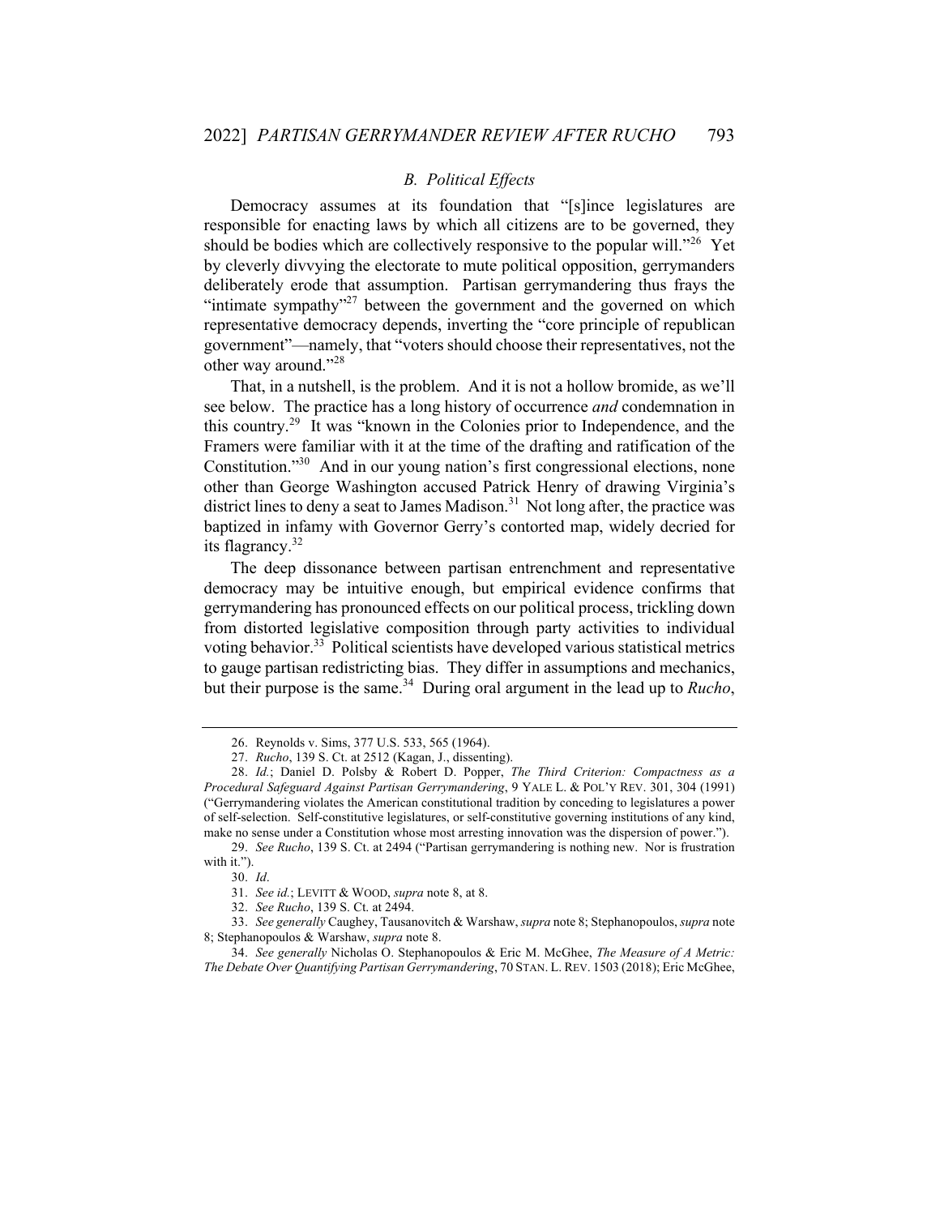### *B. Political Effects*

Democracy assumes at its foundation that "[s]ince legislatures are responsible for enacting laws by which all citizens are to be governed, they should be bodies which are collectively responsive to the popular will."[26] Yet by cleverly divvying the electorate to mute political opposition, gerrymanders deliberately erode that assumption. Partisan gerrymandering thus frays the "intimate sympathy"[27] between the government and the governed on which representative democracy depends, inverting the "core principle of republican government"—namely, that "voters should choose their representatives, not the other way around."[28]

That, in a nutshell, is the problem. And it is not a hollow bromide, as we'll see below. The practice has a long history of occurrence *and* condemnation in this country.[29] It was "known in the Colonies prior to Independence, and the Framers were familiar with it at the time of the drafting and ratification of the Constitution."[30] And in our young nation's first congressional elections, none other than George Washington accused Patrick Henry of drawing Virginia's district lines to deny a seat to James Madison.[31] Not long after, the practice was baptized in infamy with Governor Gerry's contorted map, widely decried for its flagrancy.[32]

The deep dissonance between partisan entrenchment and representative democracy may be intuitive enough, but empirical evidence confirms that gerrymandering has pronounced effects on our political process, trickling down from distorted legislative composition through party activities to individual voting behavior.[33] Political scientists have developed various statistical metrics to gauge partisan redistricting bias. They differ in assumptions and mechanics, but their purpose is the same.[34] During oral argument in the lead up to *Rucho*,

---

26. Reynolds v. Sims, 377 U.S. 533, 565 (1964).

27. *Rucho*, 139 S. Ct. at 2512 (Kagan, J., dissenting).

28. *Id.*; Daniel D. Polsby & Robert D. Popper, *The Third Criterion: Compactness as a Procedural Safeguard Against Partisan Gerrymandering*, 9 YALE L. & POL'Y REV. 301, 304 (1991) ("Gerrymandering violates the American constitutional tradition by conceding to legislatures a power of self-selection. Self-constitutive legislatures, or self-constitutive governing institutions of any kind, make no sense under a Constitution whose most arresting innovation was the dispersion of power.").

29. *See Rucho*, 139 S. Ct. at 2494 ("Partisan gerrymandering is nothing new. Nor is frustration with it.").

30. *Id*.

31. *See id.*; LEVITT & WOOD, *supra* note 8, at 8.

32. *See Rucho*, 139 S. Ct. at 2494.

33. *See generally* Caughey, Tausanovitch & Warshaw, *supra* note 8; Stephanopoulos, *supra* note 8; Stephanopoulos & Warshaw, *supra* note 8.

34. *See generally* Nicholas O. Stephanopoulos & Eric M. McGhee, *The Measure of A Metric: The Debate Over Quantifying Partisan Gerrymandering*, 70 STAN. L. REV. 1503 (2018); Eric McGhee,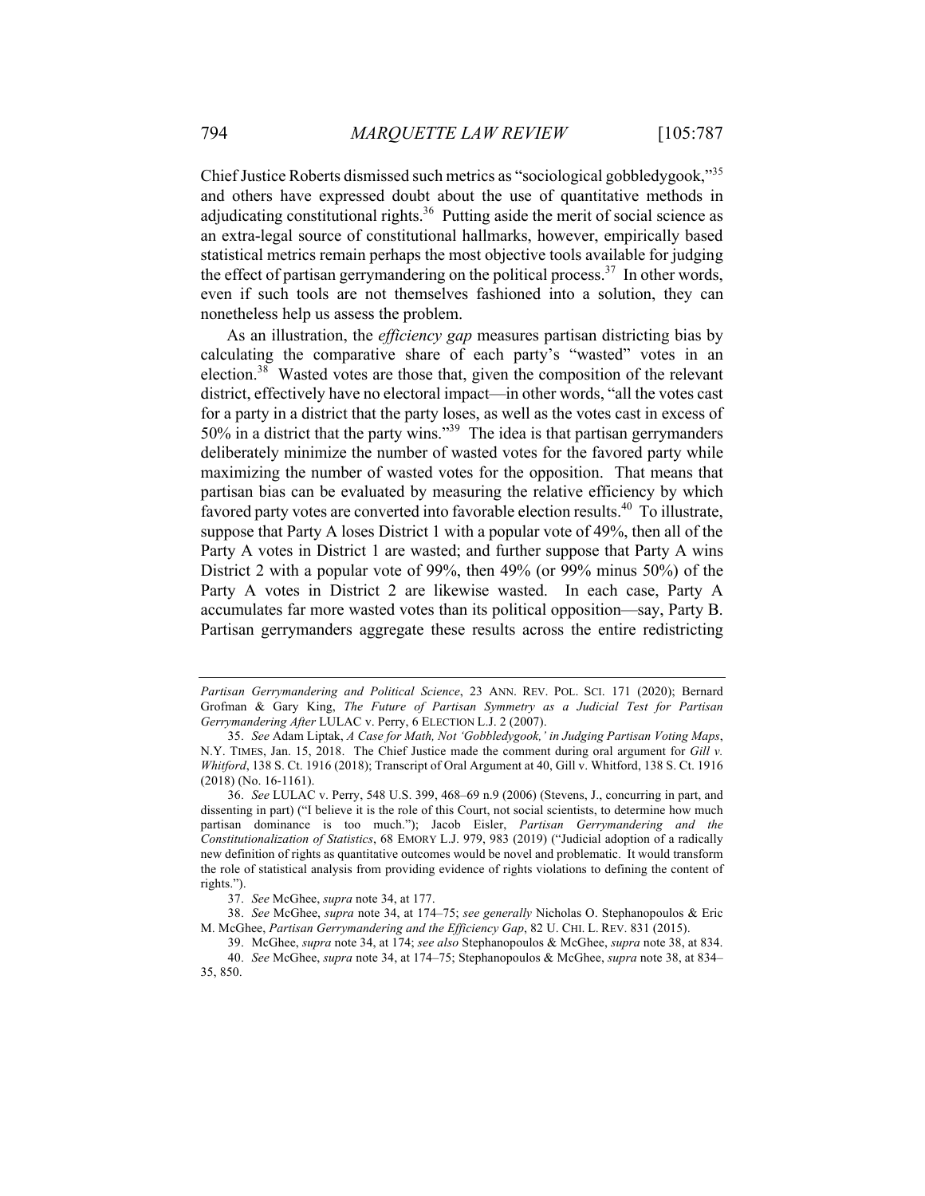Chief Justice Roberts dismissed such metrics as "sociological gobbledygook,"[35] and others have expressed doubt about the use of quantitative methods in adjudicating constitutional rights.[36] Putting aside the merit of social science as an extra-legal source of constitutional hallmarks, however, empirically based statistical metrics remain perhaps the most objective tools available for judging the effect of partisan gerrymandering on the political process.[37] In other words, even if such tools are not themselves fashioned into a solution, they can nonetheless help us assess the problem.

As an illustration, the *efficiency gap* measures partisan districting bias by calculating the comparative share of each party's "wasted" votes in an election.[38] Wasted votes are those that, given the composition of the relevant district, effectively have no electoral impact—in other words, "all the votes cast for a party in a district that the party loses, as well as the votes cast in excess of 50% in a district that the party wins."[39] The idea is that partisan gerrymanders deliberately minimize the number of wasted votes for the favored party while maximizing the number of wasted votes for the opposition. That means that partisan bias can be evaluated by measuring the relative efficiency by which favored party votes are converted into favorable election results.[40] To illustrate, suppose that Party A loses District 1 with a popular vote of 49%, then all of the Party A votes in District 1 are wasted; and further suppose that Party A wins District 2 with a popular vote of 99%, then 49% (or 99% minus 50%) of the Party A votes in District 2 are likewise wasted. In each case, Party A accumulates far more wasted votes than its political opposition—say, Party B. Partisan gerrymanders aggregate these results across the entire redistricting

---

*Partisan Gerrymandering and Political Science*, 23 ANN. REV. POL. SCI. 171 (2020); Bernard Grofman & Gary King, *The Future of Partisan Symmetry as a Judicial Test for Partisan Gerrymandering After* LULAC v. Perry, 6 ELECTION L.J. 2 (2007).

35. *See* Adam Liptak, *A Case for Math, Not 'Gobbledygook,' in Judging Partisan Voting Maps*, N.Y. TIMES, Jan. 15, 2018. The Chief Justice made the comment during oral argument for *Gill v. Whitford*, 138 S. Ct. 1916 (2018); Transcript of Oral Argument at 40, Gill v. Whitford, 138 S. Ct. 1916 (2018) (No. 16-1161).

36. *See* LULAC v. Perry, 548 U.S. 399, 468–69 n.9 (2006) (Stevens, J., concurring in part, and dissenting in part) ("I believe it is the role of this Court, not social scientists, to determine how much partisan dominance is too much."); Jacob Eisler, *Partisan Gerrymandering and the Constitutionalization of Statistics*, 68 EMORY L.J. 979, 983 (2019) ("Judicial adoption of a radically new definition of rights as quantitative outcomes would be novel and problematic. It would transform the role of statistical analysis from providing evidence of rights violations to defining the content of rights.").

37. *See* McGhee, *supra* note 34, at 177.

38. *See* McGhee, *supra* note 34, at 174–75; *see generally* Nicholas O. Stephanopoulos & Eric M. McGhee, *Partisan Gerrymandering and the Efficiency Gap*, 82 U. CHI. L. REV. 831 (2015).

39. McGhee, *supra* note 34, at 174; *see also* Stephanopoulos & McGhee, *supra* note 38, at 834.

40. *See* McGhee, *supra* note 34, at 174–75; Stephanopoulos & McGhee, *supra* note 38, at 834–35, 850.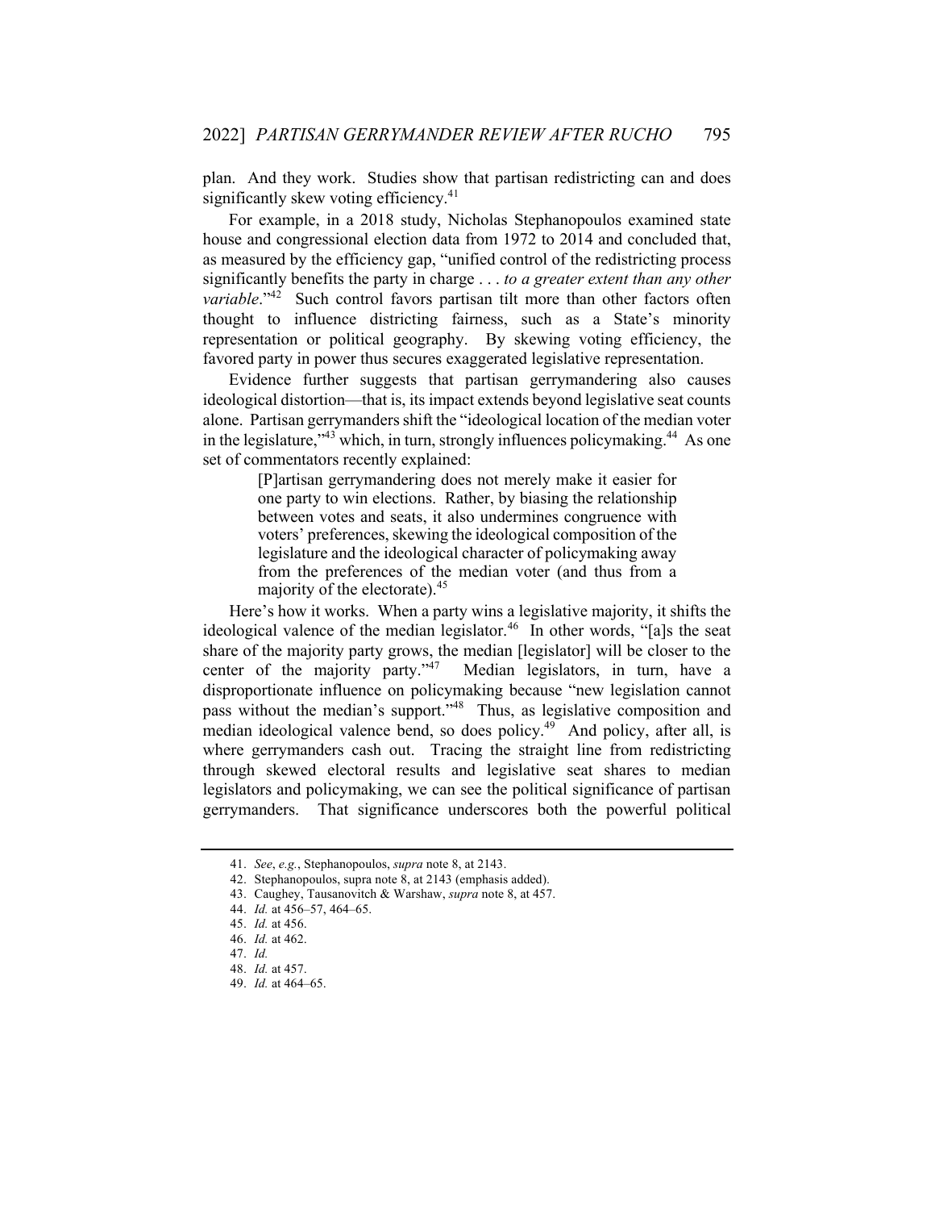plan. And they work. Studies show that partisan redistricting can and does significantly skew voting efficiency.[41]

For example, in a 2018 study, Nicholas Stephanopoulos examined state house and congressional election data from 1972 to 2014 and concluded that, as measured by the efficiency gap, "unified control of the redistricting process significantly benefits the party in charge . . . *to a greater extent than any other variable*."[42] Such control favors partisan tilt more than other factors often thought to influence districting fairness, such as a State's minority representation or political geography. By skewing voting efficiency, the favored party in power thus secures exaggerated legislative representation.

Evidence further suggests that partisan gerrymandering also causes ideological distortion—that is, its impact extends beyond legislative seat counts alone. Partisan gerrymanders shift the "ideological location of the median voter in the legislature,"[43] which, in turn, strongly influences policymaking.[44] As one set of commentators recently explained:

> [P]artisan gerrymandering does not merely make it easier for one party to win elections. Rather, by biasing the relationship between votes and seats, it also undermines congruence with voters' preferences, skewing the ideological composition of the legislature and the ideological character of policymaking away from the preferences of the median voter (and thus from a majority of the electorate).[45]

Here's how it works. When a party wins a legislative majority, it shifts the ideological valence of the median legislator.[46] In other words, "[a]s the seat share of the majority party grows, the median [legislator] will be closer to the center of the majority party."[47] Median legislators, in turn, have a disproportionate influence on policymaking because "new legislation cannot pass without the median's support."[48] Thus, as legislative composition and median ideological valence bend, so does policy.[49] And policy, after all, is where gerrymanders cash out. Tracing the straight line from redistricting through skewed electoral results and legislative seat shares to median legislators and policymaking, we can see the political significance of partisan gerrymanders. That significance underscores both the powerful political

---

41. *See*, *e.g.*, Stephanopoulos, *supra* note 8, at 2143.
42. Stephanopoulos, supra note 8, at 2143 (emphasis added).
43. Caughey, Tausanovitch & Warshaw, *supra* note 8, at 457.
44. *Id.* at 456–57, 464–65.
45. *Id.* at 456.
46. *Id.* at 462.
47. *Id.*
48. *Id.* at 457.
49. *Id.* at 464–65.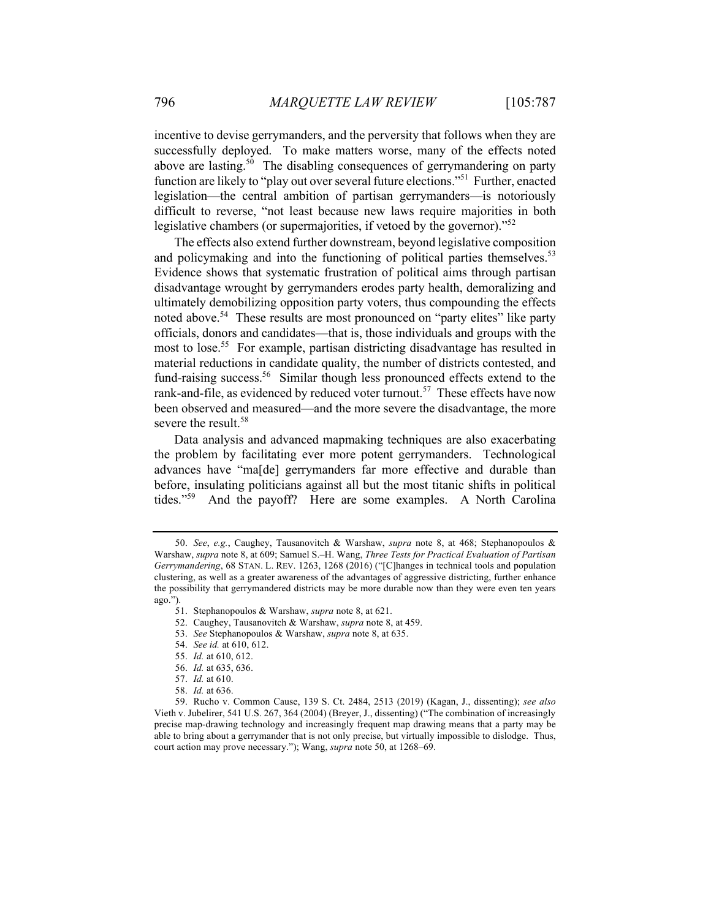incentive to devise gerrymanders, and the perversity that follows when they are successfully deployed. To make matters worse, many of the effects noted above are lasting.[50] The disabling consequences of gerrymandering on party function are likely to "play out over several future elections."[51] Further, enacted legislation—the central ambition of partisan gerrymanders—is notoriously difficult to reverse, "not least because new laws require majorities in both legislative chambers (or supermajorities, if vetoed by the governor)."[52]

The effects also extend further downstream, beyond legislative composition and policymaking and into the functioning of political parties themselves.[53] Evidence shows that systematic frustration of political aims through partisan disadvantage wrought by gerrymanders erodes party health, demoralizing and ultimately demobilizing opposition party voters, thus compounding the effects noted above.[54] These results are most pronounced on "party elites" like party officials, donors and candidates—that is, those individuals and groups with the most to lose.[55] For example, partisan districting disadvantage has resulted in material reductions in candidate quality, the number of districts contested, and fund-raising success.[56] Similar though less pronounced effects extend to the rank-and-file, as evidenced by reduced voter turnout.[57] These effects have now been observed and measured—and the more severe the disadvantage, the more severe the result.[58]

Data analysis and advanced mapmaking techniques are also exacerbating the problem by facilitating ever more potent gerrymanders. Technological advances have "ma[de] gerrymanders far more effective and durable than before, insulating politicians against all but the most titanic shifts in political tides."[59] And the payoff? Here are some examples. A North Carolina

---

50. *See*, *e.g.*, Caughey, Tausanovitch & Warshaw, *supra* note 8, at 468; Stephanopoulos & Warshaw, *supra* note 8, at 609; Samuel S.–H. Wang, *Three Tests for Practical Evaluation of Partisan Gerrymandering*, 68 STAN. L. REV. 1263, 1268 (2016) ("[C]hanges in technical tools and population clustering, as well as a greater awareness of the advantages of aggressive districting, further enhance the possibility that gerrymandered districts may be more durable now than they were even ten years ago.").

51. Stephanopoulos & Warshaw, *supra* note 8, at 621.

52. Caughey, Tausanovitch & Warshaw, *supra* note 8, at 459.

53. *See* Stephanopoulos & Warshaw, *supra* note 8, at 635.

54. *See id.* at 610, 612.

55. *Id.* at 610, 612.

56. *Id.* at 635, 636.

57. *Id.* at 610.

58. *Id.* at 636.

59. Rucho v. Common Cause, 139 S. Ct. 2484, 2513 (2019) (Kagan, J., dissenting); *see also* Vieth v. Jubelirer, 541 U.S. 267, 364 (2004) (Breyer, J., dissenting) ("The combination of increasingly precise map-drawing technology and increasingly frequent map drawing means that a party may be able to bring about a gerrymander that is not only precise, but virtually impossible to dislodge. Thus, court action may prove necessary."); Wang, *supra* note 50, at 1268–69.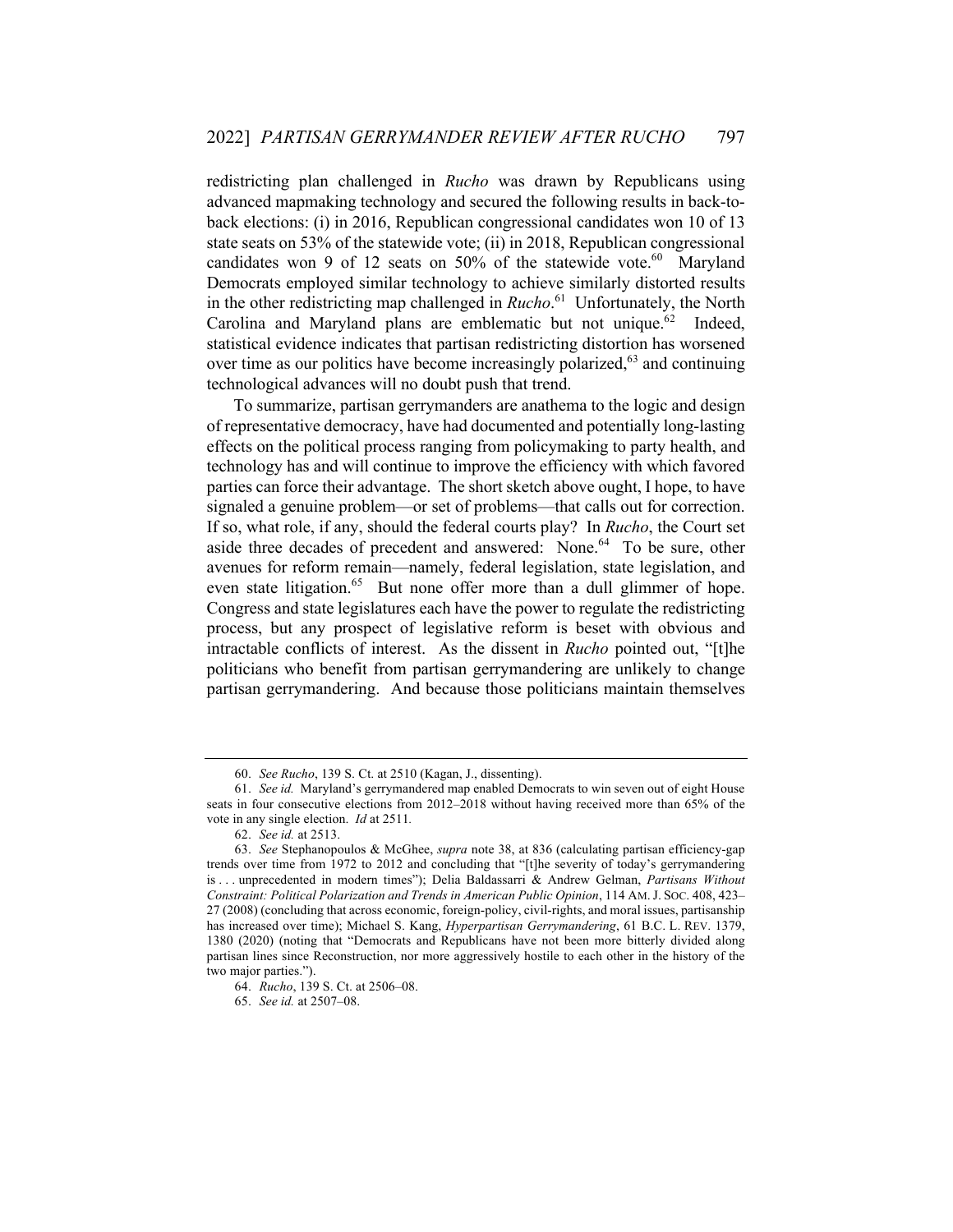redistricting plan challenged in *Rucho* was drawn by Republicans using advanced mapmaking technology and secured the following results in back-to-back elections: (i) in 2016, Republican congressional candidates won 10 of 13 state seats on 53% of the statewide vote; (ii) in 2018, Republican congressional candidates won 9 of 12 seats on 50% of the statewide vote.[60] Maryland Democrats employed similar technology to achieve similarly distorted results in the other redistricting map challenged in *Rucho*.[61] Unfortunately, the North Carolina and Maryland plans are emblematic but not unique.[62] Indeed, statistical evidence indicates that partisan redistricting distortion has worsened over time as our politics have become increasingly polarized,[63] and continuing technological advances will no doubt push that trend.

To summarize, partisan gerrymanders are anathema to the logic and design of representative democracy, have had documented and potentially long-lasting effects on the political process ranging from policymaking to party health, and technology has and will continue to improve the efficiency with which favored parties can force their advantage. The short sketch above ought, I hope, to have signaled a genuine problem—or set of problems—that calls out for correction. If so, what role, if any, should the federal courts play? In *Rucho*, the Court set aside three decades of precedent and answered: None.[64] To be sure, other avenues for reform remain—namely, federal legislation, state legislation, and even state litigation.[65] But none offer more than a dull glimmer of hope. Congress and state legislatures each have the power to regulate the redistricting process, but any prospect of legislative reform is beset with obvious and intractable conflicts of interest. As the dissent in *Rucho* pointed out, "[t]he politicians who benefit from partisan gerrymandering are unlikely to change partisan gerrymandering. And because those politicians maintain themselves

60. *See Rucho*, 139 S. Ct. at 2510 (Kagan, J., dissenting).

61. *See id.* Maryland's gerrymandered map enabled Democrats to win seven out of eight House seats in four consecutive elections from 2012–2018 without having received more than 65% of the vote in any single election. *Id* at 2511.

62. *See id.* at 2513.

63. *See* Stephanopoulos & McGhee, *supra* note 38, at 836 (calculating partisan efficiency-gap trends over time from 1972 to 2012 and concluding that "[t]he severity of today's gerrymandering is . . . unprecedented in modern times"); Delia Baldassarri & Andrew Gelman, *Partisans Without Constraint: Political Polarization and Trends in American Public Opinion*, 114 AM. J. SOC. 408, 423–27 (2008) (concluding that across economic, foreign-policy, civil-rights, and moral issues, partisanship has increased over time); Michael S. Kang, *Hyperpartisan Gerrymandering*, 61 B.C. L. REV. 1379, 1380 (2020) (noting that "Democrats and Republicans have not been more bitterly divided along partisan lines since Reconstruction, nor more aggressively hostile to each other in the history of the two major parties.").

64. *Rucho*, 139 S. Ct. at 2506–08.

65. *See id.* at 2507–08.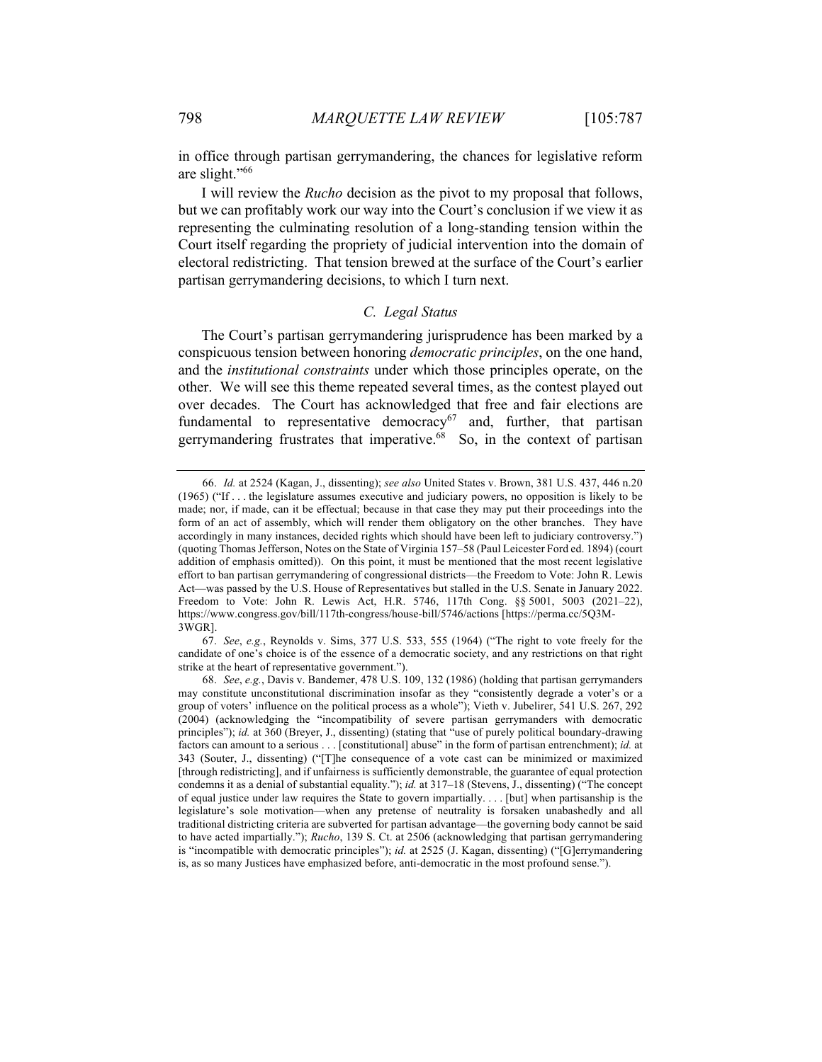in office through partisan gerrymandering, the chances for legislative reform are slight."[66]

I will review the *Rucho* decision as the pivot to my proposal that follows, but we can profitably work our way into the Court's conclusion if we view it as representing the culminating resolution of a long-standing tension within the Court itself regarding the propriety of judicial intervention into the domain of electoral redistricting. That tension brewed at the surface of the Court's earlier partisan gerrymandering decisions, to which I turn next.

### *C. Legal Status*

The Court's partisan gerrymandering jurisprudence has been marked by a conspicuous tension between honoring *democratic principles*, on the one hand, and the *institutional constraints* under which those principles operate, on the other. We will see this theme repeated several times, as the contest played out over decades. The Court has acknowledged that free and fair elections are fundamental to representative democracy[67] and, further, that partisan gerrymandering frustrates that imperative.[68] So, in the context of partisan

---

66. *Id.* at 2524 (Kagan, J., dissenting); *see also* United States v. Brown, 381 U.S. 437, 446 n.20 (1965) ("If . . . the legislature assumes executive and judiciary powers, no opposition is likely to be made; nor, if made, can it be effectual; because in that case they may put their proceedings into the form of an act of assembly, which will render them obligatory on the other branches. They have accordingly in many instances, decided rights which should have been left to judiciary controversy.") (quoting Thomas Jefferson, Notes on the State of Virginia 157–58 (Paul Leicester Ford ed. 1894) (court addition of emphasis omitted)). On this point, it must be mentioned that the most recent legislative effort to ban partisan gerrymandering of congressional districts—the Freedom to Vote: John R. Lewis Act—was passed by the U.S. House of Representatives but stalled in the U.S. Senate in January 2022. Freedom to Vote: John R. Lewis Act, H.R. 5746, 117th Cong. §§ 5001, 5003 (2021–22), https://www.congress.gov/bill/117th-congress/house-bill/5746/actions [https://perma.cc/5Q3M-3WGR].

67. *See*, *e.g.*, Reynolds v. Sims, 377 U.S. 533, 555 (1964) ("The right to vote freely for the candidate of one's choice is of the essence of a democratic society, and any restrictions on that right strike at the heart of representative government.").

68. *See*, *e.g.*, Davis v. Bandemer, 478 U.S. 109, 132 (1986) (holding that partisan gerrymanders may constitute unconstitutional discrimination insofar as they "consistently degrade a voter's or a group of voters' influence on the political process as a whole"); Vieth v. Jubelirer, 541 U.S. 267, 292 (2004) (acknowledging the "incompatibility of severe partisan gerrymanders with democratic principles"); *id.* at 360 (Breyer, J., dissenting) (stating that "use of purely political boundary-drawing factors can amount to a serious . . . [constitutional] abuse" in the form of partisan entrenchment); *id.* at 343 (Souter, J., dissenting) ("[T]he consequence of a vote cast can be minimized or maximized [through redistricting], and if unfairness is sufficiently demonstrable, the guarantee of equal protection condemns it as a denial of substantial equality."); *id.* at 317–18 (Stevens, J., dissenting) ("The concept of equal justice under law requires the State to govern impartially. . . . [but] when partisanship is the legislature's sole motivation—when any pretense of neutrality is forsaken unabashedly and all traditional districting criteria are subverted for partisan advantage—the governing body cannot be said to have acted impartially."); *Rucho*, 139 S. Ct. at 2506 (acknowledging that partisan gerrymandering is "incompatible with democratic principles"); *id.* at 2525 (J. Kagan, dissenting) ("[G]errymandering is, as so many Justices have emphasized before, anti-democratic in the most profound sense.").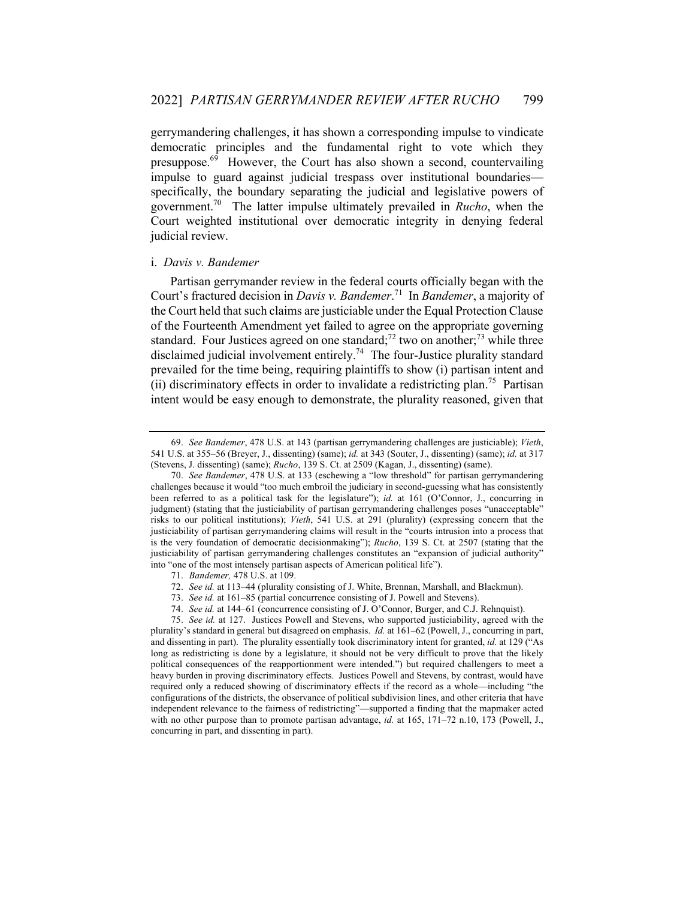gerrymandering challenges, it has shown a corresponding impulse to vindicate democratic principles and the fundamental right to vote which they presuppose.[69] However, the Court has also shown a second, countervailing impulse to guard against judicial trespass over institutional boundaries—specifically, the boundary separating the judicial and legislative powers of government.[70] The latter impulse ultimately prevailed in *Rucho*, when the Court weighted institutional over democratic integrity in denying federal judicial review.

#### i. *Davis v. Bandemer*

Partisan gerrymander review in the federal courts officially began with the Court's fractured decision in *Davis v. Bandemer*.[71] In *Bandemer*, a majority of the Court held that such claims are justiciable under the Equal Protection Clause of the Fourteenth Amendment yet failed to agree on the appropriate governing standard. Four Justices agreed on one standard;[72] two on another;[73] while three disclaimed judicial involvement entirely.[74] The four-Justice plurality standard prevailed for the time being, requiring plaintiffs to show (i) partisan intent and (ii) discriminatory effects in order to invalidate a redistricting plan.[75] Partisan intent would be easy enough to demonstrate, the plurality reasoned, given that

---

69. *See Bandemer*, 478 U.S. at 143 (partisan gerrymandering challenges are justiciable); *Vieth*, 541 U.S. at 355–56 (Breyer, J., dissenting) (same); *id.* at 343 (Souter, J., dissenting) (same); *id.* at 317 (Stevens, J. dissenting) (same); *Rucho*, 139 S. Ct. at 2509 (Kagan, J., dissenting) (same).

70. *See Bandemer*, 478 U.S. at 133 (eschewing a "low threshold" for partisan gerrymandering challenges because it would "too much embroil the judiciary in second-guessing what has consistently been referred to as a political task for the legislature"); *id.* at 161 (O'Connor, J., concurring in judgment) (stating that the justiciability of partisan gerrymandering challenges poses "unacceptable" risks to our political institutions); *Vieth*, 541 U.S. at 291 (plurality) (expressing concern that the justiciability of partisan gerrymandering claims will result in the "courts intrusion into a process that is the very foundation of democratic decisionmaking"); *Rucho*, 139 S. Ct. at 2507 (stating that the justiciability of partisan gerrymandering challenges constitutes an "expansion of judicial authority" into "one of the most intensely partisan aspects of American political life").

71. *Bandemer,* 478 U.S. at 109.

72. *See id.* at 113–44 (plurality consisting of J. White, Brennan, Marshall, and Blackmun).

73. *See id.* at 161–85 (partial concurrence consisting of J. Powell and Stevens).

74. *See id.* at 144–61 (concurrence consisting of J. O'Connor, Burger, and C.J. Rehnquist).

75. *See id.* at 127. Justices Powell and Stevens, who supported justiciability, agreed with the plurality's standard in general but disagreed on emphasis. *Id.* at 161–62 (Powell, J., concurring in part, and dissenting in part). The plurality essentially took discriminatory intent for granted, *id.* at 129 ("As long as redistricting is done by a legislature, it should not be very difficult to prove that the likely political consequences of the reapportionment were intended.") but required challengers to meet a heavy burden in proving discriminatory effects. Justices Powell and Stevens, by contrast, would have required only a reduced showing of discriminatory effects if the record as a whole—including "the configurations of the districts, the observance of political subdivision lines, and other criteria that have independent relevance to the fairness of redistricting"—supported a finding that the mapmaker acted with no other purpose than to promote partisan advantage, *id.* at 165, 171–72 n.10, 173 (Powell, J., concurring in part, and dissenting in part).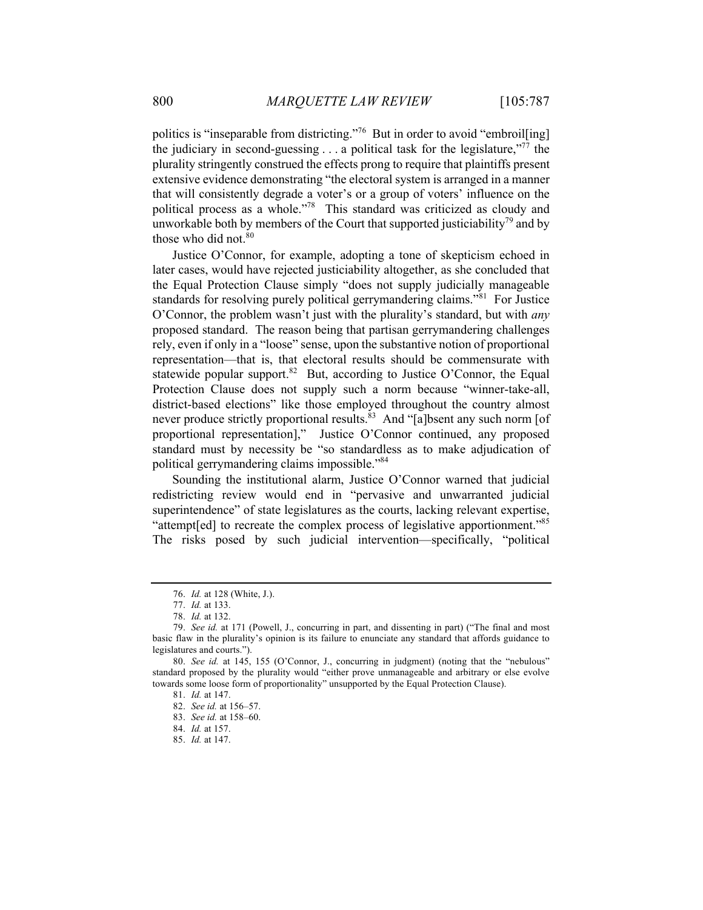politics is "inseparable from districting."[76] But in order to avoid "embroil[ing] the judiciary in second-guessing . . . a political task for the legislature,"[77] the plurality stringently construed the effects prong to require that plaintiffs present extensive evidence demonstrating "the electoral system is arranged in a manner that will consistently degrade a voter's or a group of voters' influence on the political process as a whole."[78] This standard was criticized as cloudy and unworkable both by members of the Court that supported justiciability[79] and by those who did not.[80]

Justice O'Connor, for example, adopting a tone of skepticism echoed in later cases, would have rejected justiciability altogether, as she concluded that the Equal Protection Clause simply "does not supply judicially manageable standards for resolving purely political gerrymandering claims."[81] For Justice O'Connor, the problem wasn't just with the plurality's standard, but with *any* proposed standard. The reason being that partisan gerrymandering challenges rely, even if only in a "loose" sense, upon the substantive notion of proportional representation—that is, that electoral results should be commensurate with statewide popular support.[82] But, according to Justice O'Connor, the Equal Protection Clause does not supply such a norm because "winner-take-all, district-based elections" like those employed throughout the country almost never produce strictly proportional results.[83] And "[a]bsent any such norm [of proportional representation]," Justice O'Connor continued, any proposed standard must by necessity be "so standardless as to make adjudication of political gerrymandering claims impossible."[84]

Sounding the institutional alarm, Justice O'Connor warned that judicial redistricting review would end in "pervasive and unwarranted judicial superintendence" of state legislatures as the courts, lacking relevant expertise, "attempt[ed] to recreate the complex process of legislative apportionment."[85] The risks posed by such judicial intervention—specifically, "political

---

76. *Id.* at 128 (White, J.).

77. *Id.* at 133.

78. *Id.* at 132.

79. *See id.* at 171 (Powell, J., concurring in part, and dissenting in part) ("The final and most basic flaw in the plurality's opinion is its failure to enunciate any standard that affords guidance to legislatures and courts.").

80. *See id.* at 145, 155 (O'Connor, J., concurring in judgment) (noting that the "nebulous" standard proposed by the plurality would "either prove unmanageable and arbitrary or else evolve towards some loose form of proportionality" unsupported by the Equal Protection Clause).

81. *Id.* at 147.

82. *See id.* at 156–57.

83. *See id.* at 158–60.

84. *Id.* at 157.

85. *Id.* at 147.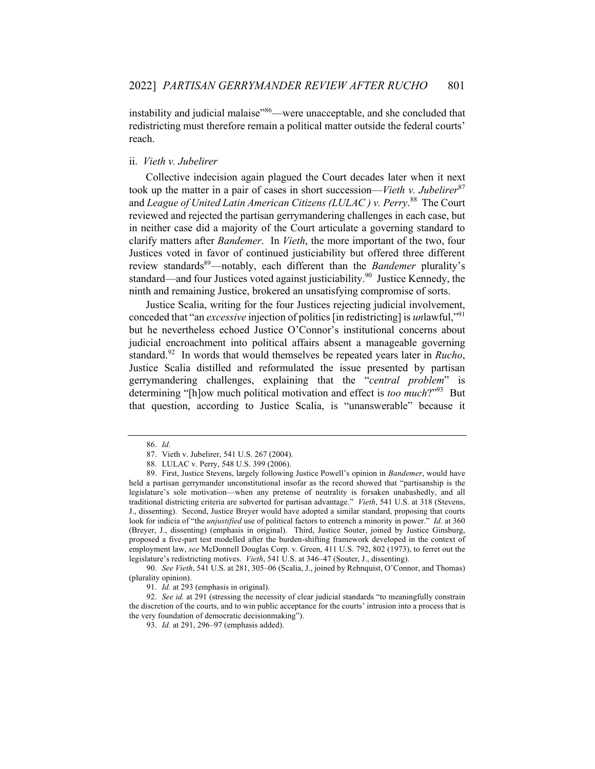instability and judicial malaise"[86]—were unacceptable, and she concluded that redistricting must therefore remain a political matter outside the federal courts' reach.

### ii. *Vieth v. Jubelirer*

Collective indecision again plagued the Court decades later when it next took up the matter in a pair of cases in short succession—*Vieth v. Jubelirer*[87] and *League of United Latin American Citizens (LULAC ) v. Perry*.[88] The Court reviewed and rejected the partisan gerrymandering challenges in each case, but in neither case did a majority of the Court articulate a governing standard to clarify matters after *Bandemer*. In *Vieth*, the more important of the two, four Justices voted in favor of continued justiciability but offered three different review standards[89]—notably, each different than the *Bandemer* plurality's standard—and four Justices voted against justiciability.[90] Justice Kennedy, the ninth and remaining Justice, brokered an unsatisfying compromise of sorts.

Justice Scalia, writing for the four Justices rejecting judicial involvement, conceded that "an *excessive* injection of politics [in redistricting] is *un*lawful,"[91] but he nevertheless echoed Justice O'Connor's institutional concerns about judicial encroachment into political affairs absent a manageable governing standard.[92] In words that would themselves be repeated years later in *Rucho*, Justice Scalia distilled and reformulated the issue presented by partisan gerrymandering challenges, explaining that the "*central problem*" is determining "[h]ow much political motivation and effect is *too much*?"[93] But that question, according to Justice Scalia, is "unanswerable" because it

---

86. *Id.*

87. Vieth v. Jubelirer, 541 U.S. 267 (2004).

88. LULAC v. Perry, 548 U.S. 399 (2006).

89. First, Justice Stevens, largely following Justice Powell's opinion in *Bandemer*, would have held a partisan gerrymander unconstitutional insofar as the record showed that "partisanship is the legislature's sole motivation—when any pretense of neutrality is forsaken unabashedly, and all traditional districting criteria are subverted for partisan advantage." *Vieth*, 541 U.S. at 318 (Stevens, J., dissenting). Second, Justice Breyer would have adopted a similar standard, proposing that courts look for indicia of "the *unjustified* use of political factors to entrench a minority in power." *Id.* at 360 (Breyer, J., dissenting) (emphasis in original). Third, Justice Souter, joined by Justice Ginsburg, proposed a five-part test modelled after the burden-shifting framework developed in the context of employment law, *see* McDonnell Douglas Corp. v. Green, 411 U.S. 792, 802 (1973), to ferret out the legislature's redistricting motives. *Vieth*, 541 U.S. at 346–47 (Souter, J., dissenting).

90. *See Vieth*, 541 U.S. at 281, 305–06 (Scalia, J., joined by Rehnquist, O'Connor, and Thomas) (plurality opinion).

91. *Id.* at 293 (emphasis in original).

92. *See id.* at 291 (stressing the necessity of clear judicial standards "to meaningfully constrain the discretion of the courts, and to win public acceptance for the courts' intrusion into a process that is the very foundation of democratic decisionmaking").

93. *Id.* at 291, 296–97 (emphasis added).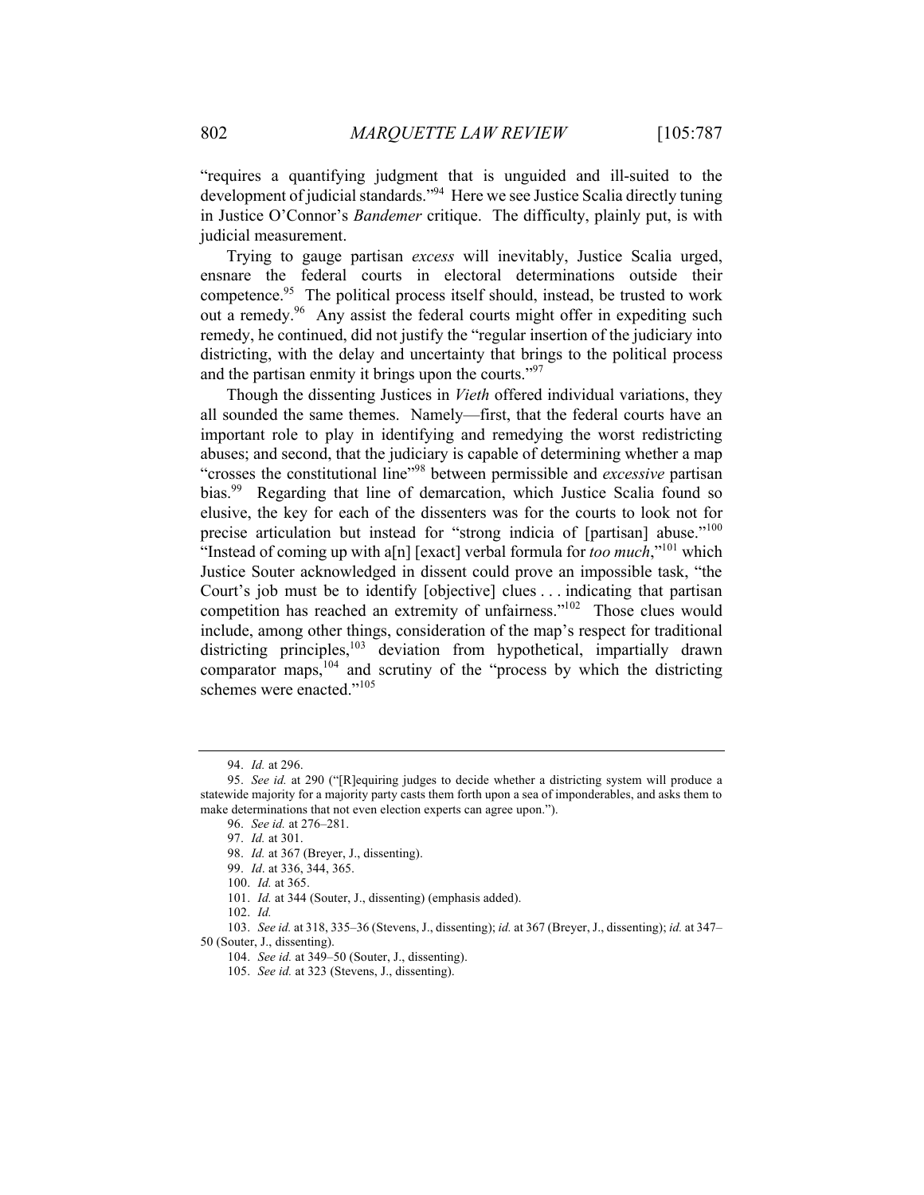"requires a quantifying judgment that is unguided and ill-suited to the development of judicial standards."[94] Here we see Justice Scalia directly tuning in Justice O'Connor's *Bandemer* critique. The difficulty, plainly put, is with judicial measurement.

Trying to gauge partisan *excess* will inevitably, Justice Scalia urged, ensnare the federal courts in electoral determinations outside their competence.[95] The political process itself should, instead, be trusted to work out a remedy.[96] Any assist the federal courts might offer in expediting such remedy, he continued, did not justify the "regular insertion of the judiciary into districting, with the delay and uncertainty that brings to the political process and the partisan enmity it brings upon the courts."[97]

Though the dissenting Justices in *Vieth* offered individual variations, they all sounded the same themes. Namely—first, that the federal courts have an important role to play in identifying and remedying the worst redistricting abuses; and second, that the judiciary is capable of determining whether a map "crosses the constitutional line"[98] between permissible and *excessive* partisan bias.[99] Regarding that line of demarcation, which Justice Scalia found so elusive, the key for each of the dissenters was for the courts to look not for precise articulation but instead for "strong indicia of [partisan] abuse."[100] "Instead of coming up with a[n] [exact] verbal formula for *too much*,"[101] which Justice Souter acknowledged in dissent could prove an impossible task, "the Court's job must be to identify [objective] clues . . . indicating that partisan competition has reached an extremity of unfairness."[102] Those clues would include, among other things, consideration of the map's respect for traditional districting principles,[103] deviation from hypothetical, impartially drawn comparator maps,[104] and scrutiny of the "process by which the districting schemes were enacted."[105]

---

94. *Id.* at 296.

95. *See id.* at 290 ("[R]equiring judges to decide whether a districting system will produce a statewide majority for a majority party casts them forth upon a sea of imponderables, and asks them to make determinations that not even election experts can agree upon.").

96. *See id.* at 276–281.

97. *Id.* at 301.

98. *Id.* at 367 (Breyer, J., dissenting).

99. *Id*. at 336, 344, 365.

100. *Id.* at 365.

101. *Id.* at 344 (Souter, J., dissenting) (emphasis added).

102. *Id.*

103. *See id.* at 318, 335–36 (Stevens, J., dissenting); *id.* at 367 (Breyer, J., dissenting); *id.* at 347–50 (Souter, J., dissenting).

104. *See id.* at 349–50 (Souter, J., dissenting).

105. *See id.* at 323 (Stevens, J., dissenting).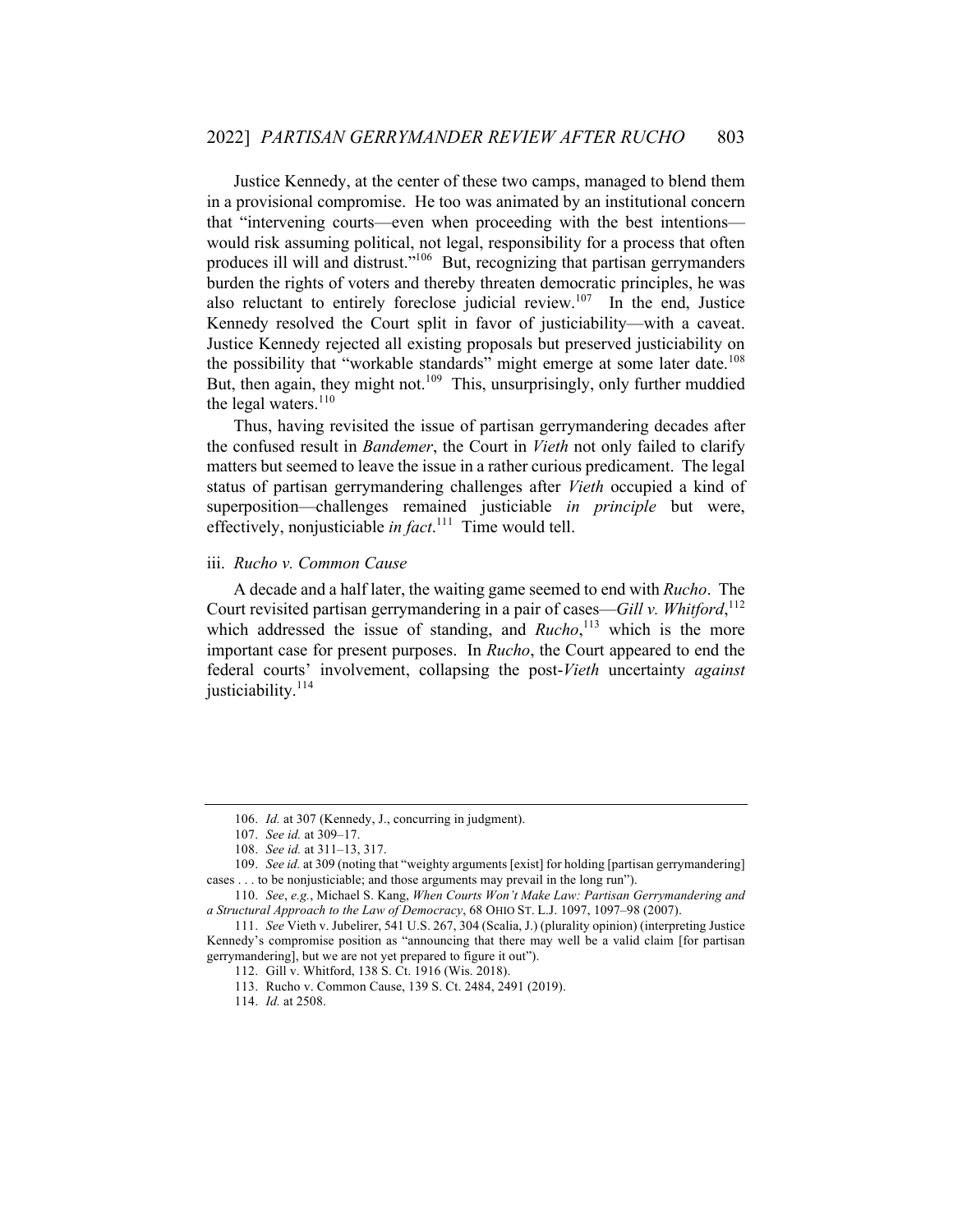Justice Kennedy, at the center of these two camps, managed to blend them in a provisional compromise. He too was animated by an institutional concern that "intervening courts—even when proceeding with the best intentions—would risk assuming political, not legal, responsibility for a process that often produces ill will and distrust."[106] But, recognizing that partisan gerrymanders burden the rights of voters and thereby threaten democratic principles, he was also reluctant to entirely foreclose judicial review.[107] In the end, Justice Kennedy resolved the Court split in favor of justiciability—with a caveat. Justice Kennedy rejected all existing proposals but preserved justiciability on the possibility that "workable standards" might emerge at some later date.[108] But, then again, they might not.[109] This, unsurprisingly, only further muddied the legal waters.[110]

Thus, having revisited the issue of partisan gerrymandering decades after the confused result in *Bandemer*, the Court in *Vieth* not only failed to clarify matters but seemed to leave the issue in a rather curious predicament. The legal status of partisan gerrymandering challenges after *Vieth* occupied a kind of superposition—challenges remained justiciable *in principle* but were, effectively, nonjusticiable *in fact*.[111] Time would tell.

### iii. *Rucho v. Common Cause*

A decade and a half later, the waiting game seemed to end with *Rucho*. The Court revisited partisan gerrymandering in a pair of cases—*Gill v. Whitford*,[112] which addressed the issue of standing, and *Rucho*,[113] which is the more important case for present purposes. In *Rucho*, the Court appeared to end the federal courts' involvement, collapsing the post-*Vieth* uncertainty *against* justiciability.[114]

---

106. *Id.* at 307 (Kennedy, J., concurring in judgment).

107. *See id.* at 309–17.

108. *See id.* at 311–13, 317.

109. *See id.* at 309 (noting that "weighty arguments [exist] for holding [partisan gerrymandering] cases . . . to be nonjusticiable; and those arguments may prevail in the long run").

110. *See*, *e.g.*, Michael S. Kang, *When Courts Won't Make Law: Partisan Gerrymandering and a Structural Approach to the Law of Democracy*, 68 OHIO ST. L.J. 1097, 1097–98 (2007).

111. *See* Vieth v. Jubelirer, 541 U.S. 267, 304 (Scalia, J.) (plurality opinion) (interpreting Justice Kennedy's compromise position as "announcing that there may well be a valid claim [for partisan gerrymandering], but we are not yet prepared to figure it out").

112. Gill v. Whitford, 138 S. Ct. 1916 (Wis. 2018).

113. Rucho v. Common Cause, 139 S. Ct. 2484, 2491 (2019).

114. *Id.* at 2508.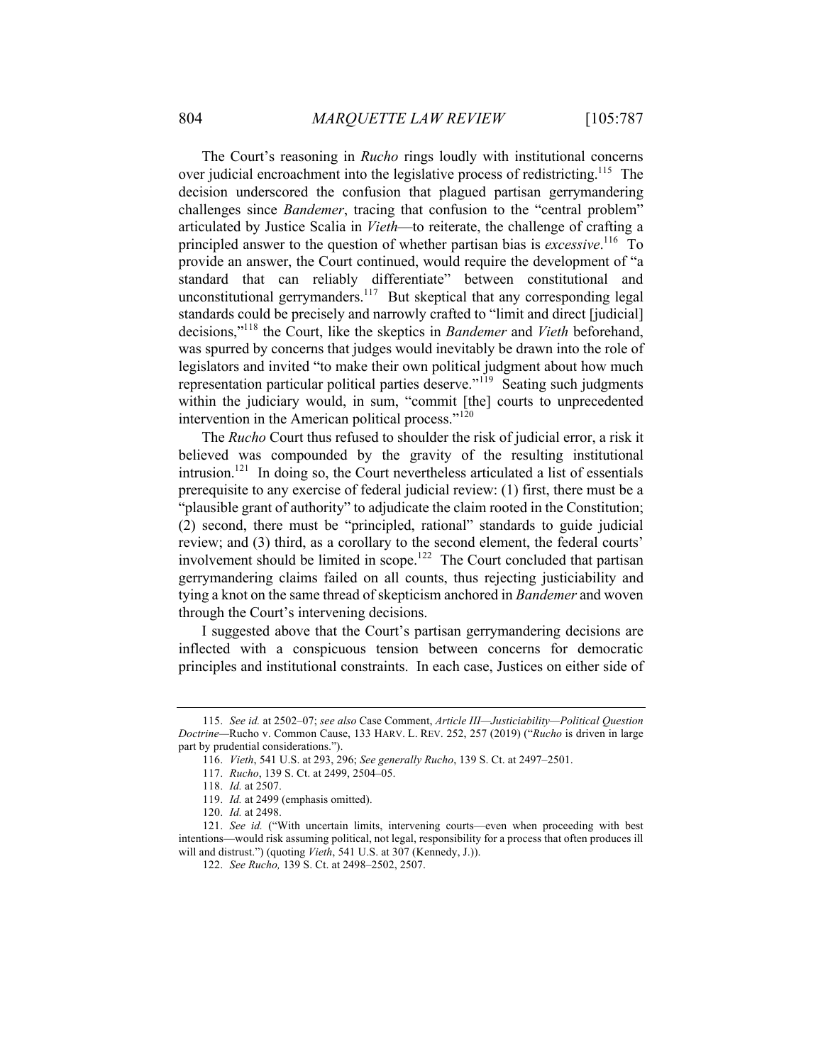The Court's reasoning in *Rucho* rings loudly with institutional concerns over judicial encroachment into the legislative process of redistricting.[115] The decision underscored the confusion that plagued partisan gerrymandering challenges since *Bandemer*, tracing that confusion to the "central problem" articulated by Justice Scalia in *Vieth*—to reiterate, the challenge of crafting a principled answer to the question of whether partisan bias is *excessive*.[116] To provide an answer, the Court continued, would require the development of "a standard that can reliably differentiate" between constitutional and unconstitutional gerrymanders.[117] But skeptical that any corresponding legal standards could be precisely and narrowly crafted to "limit and direct [judicial] decisions,"[118] the Court, like the skeptics in *Bandemer* and *Vieth* beforehand, was spurred by concerns that judges would inevitably be drawn into the role of legislators and invited "to make their own political judgment about how much representation particular political parties deserve."[119] Seating such judgments within the judiciary would, in sum, "commit [the] courts to unprecedented intervention in the American political process."[120]

The *Rucho* Court thus refused to shoulder the risk of judicial error, a risk it believed was compounded by the gravity of the resulting institutional intrusion.[121] In doing so, the Court nevertheless articulated a list of essentials prerequisite to any exercise of federal judicial review: (1) first, there must be a "plausible grant of authority" to adjudicate the claim rooted in the Constitution; (2) second, there must be "principled, rational" standards to guide judicial review; and (3) third, as a corollary to the second element, the federal courts' involvement should be limited in scope.[122] The Court concluded that partisan gerrymandering claims failed on all counts, thus rejecting justiciability and tying a knot on the same thread of skepticism anchored in *Bandemer* and woven through the Court's intervening decisions.

I suggested above that the Court's partisan gerrymandering decisions are inflected with a conspicuous tension between concerns for democratic principles and institutional constraints. In each case, Justices on either side of

---

115. *See id.* at 2502–07; *see also* Case Comment, *Article III—Justiciability—Political Question Doctrine*—Rucho v. Common Cause, 133 HARV. L. REV. 252, 257 (2019) ("*Rucho* is driven in large part by prudential considerations.").

116. *Vieth*, 541 U.S. at 293, 296; *See generally Rucho*, 139 S. Ct. at 2497–2501.

117. *Rucho*, 139 S. Ct. at 2499, 2504–05.

118. *Id.* at 2507.

119. *Id.* at 2499 (emphasis omitted).

120. *Id.* at 2498.

121. *See id.* ("With uncertain limits, intervening courts—even when proceeding with best intentions—would risk assuming political, not legal, responsibility for a process that often produces ill will and distrust.") (quoting *Vieth*, 541 U.S. at 307 (Kennedy, J.)).

122. *See Rucho,* 139 S. Ct. at 2498–2502, 2507.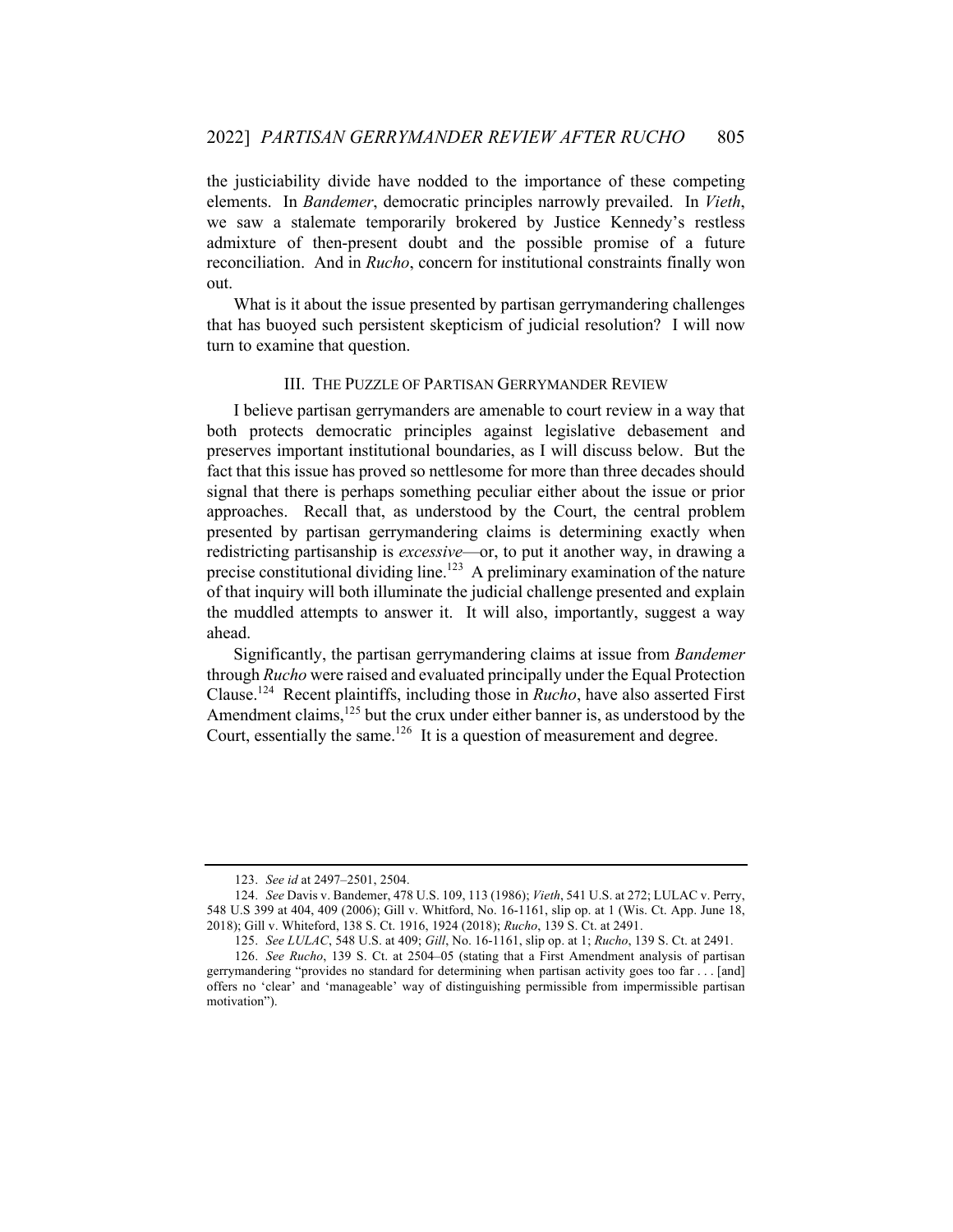the justiciability divide have nodded to the importance of these competing elements. In *Bandemer*, democratic principles narrowly prevailed. In *Vieth*, we saw a stalemate temporarily brokered by Justice Kennedy's restless admixture of then-present doubt and the possible promise of a future reconciliation. And in *Rucho*, concern for institutional constraints finally won out.

What is it about the issue presented by partisan gerrymandering challenges that has buoyed such persistent skepticism of judicial resolution? I will now turn to examine that question.

## III. The Puzzle of Partisan Gerrymander Review

I believe partisan gerrymanders are amenable to court review in a way that both protects democratic principles against legislative debasement and preserves important institutional boundaries, as I will discuss below. But the fact that this issue has proved so nettlesome for more than three decades should signal that there is perhaps something peculiar either about the issue or prior approaches. Recall that, as understood by the Court, the central problem presented by partisan gerrymandering claims is determining exactly when redistricting partisanship is *excessive*—or, to put it another way, in drawing a precise constitutional dividing line.[123] A preliminary examination of the nature of that inquiry will both illuminate the judicial challenge presented and explain the muddled attempts to answer it. It will also, importantly, suggest a way ahead.

Significantly, the partisan gerrymandering claims at issue from *Bandemer* through *Rucho* were raised and evaluated principally under the Equal Protection Clause.[124] Recent plaintiffs, including those in *Rucho*, have also asserted First Amendment claims,[125] but the crux under either banner is, as understood by the Court, essentially the same.[126] It is a question of measurement and degree.

---

123. *See id* at 2497–2501, 2504.

124. *See* Davis v. Bandemer, 478 U.S. 109, 113 (1986); *Vieth*, 541 U.S. at 272; LULAC v. Perry, 548 U.S 399 at 404, 409 (2006); Gill v. Whitford, No. 16-1161, slip op. at 1 (Wis. Ct. App. June 18, 2018); Gill v. Whiteford, 138 S. Ct. 1916, 1924 (2018); *Rucho*, 139 S. Ct. at 2491.

125. *See LULAC*, 548 U.S. at 409; *Gill*, No. 16-1161, slip op. at 1; *Rucho*, 139 S. Ct. at 2491.

126. *See Rucho*, 139 S. Ct. at 2504–05 (stating that a First Amendment analysis of partisan gerrymandering "provides no standard for determining when partisan activity goes too far . . . [and] offers no 'clear' and 'manageable' way of distinguishing permissible from impermissible partisan motivation").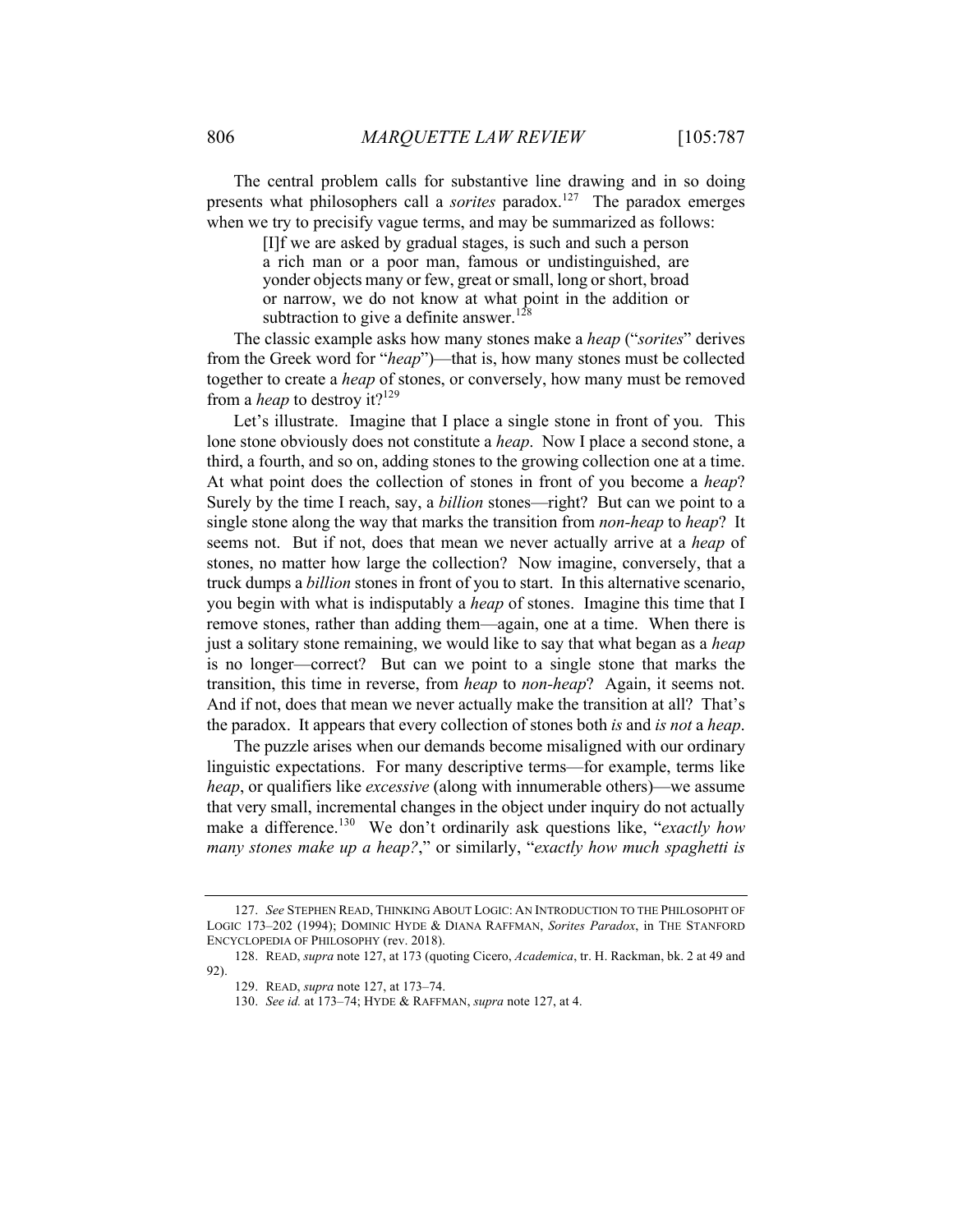The central problem calls for substantive line drawing and in so doing presents what philosophers call a *sorites* paradox.[127] The paradox emerges when we try to precisify vague terms, and may be summarized as follows:

> [I]f we are asked by gradual stages, is such and such a person a rich man or a poor man, famous or undistinguished, are yonder objects many or few, great or small, long or short, broad or narrow, we do not know at what point in the addition or subtraction to give a definite answer.[128]

The classic example asks how many stones make a *heap* ("*sorites*" derives from the Greek word for "*heap*")—that is, how many stones must be collected together to create a *heap* of stones, or conversely, how many must be removed from a *heap* to destroy it?[129]

Let's illustrate. Imagine that I place a single stone in front of you. This lone stone obviously does not constitute a *heap*. Now I place a second stone, a third, a fourth, and so on, adding stones to the growing collection one at a time. At what point does the collection of stones in front of you become a *heap*? Surely by the time I reach, say, a *billion* stones—right? But can we point to a single stone along the way that marks the transition from *non-heap* to *heap*? It seems not. But if not, does that mean we never actually arrive at a *heap* of stones, no matter how large the collection? Now imagine, conversely, that a truck dumps a *billion* stones in front of you to start. In this alternative scenario, you begin with what is indisputably a *heap* of stones. Imagine this time that I remove stones, rather than adding them—again, one at a time. When there is just a solitary stone remaining, we would like to say that what began as a *heap* is no longer—correct? But can we point to a single stone that marks the transition, this time in reverse, from *heap* to *non-heap*? Again, it seems not. And if not, does that mean we never actually make the transition at all? That's the paradox. It appears that every collection of stones both *is* and *is not* a *heap*.

The puzzle arises when our demands become misaligned with our ordinary linguistic expectations. For many descriptive terms—for example, terms like *heap*, or qualifiers like *excessive* (along with innumerable others)—we assume that very small, incremental changes in the object under inquiry do not actually make a difference.[130] We don't ordinarily ask questions like, "*exactly how many stones make up a heap?*," or similarly, "*exactly how much spaghetti is*

---

127. *See* STEPHEN READ, THINKING ABOUT LOGIC: AN INTRODUCTION TO THE PHILOSOPHT OF LOGIC 173–202 (1994); DOMINIC HYDE & DIANA RAFFMAN, *Sorites Paradox*, in THE STANFORD ENCYCLOPEDIA OF PHILOSOPHY (rev. 2018).

128. READ, *supra* note 127, at 173 (quoting Cicero, *Academica*, tr. H. Rackman, bk. 2 at 49 and 92).

129. READ, *supra* note 127, at 173–74.

130. *See id.* at 173–74; HYDE & RAFFMAN, *supra* note 127, at 4.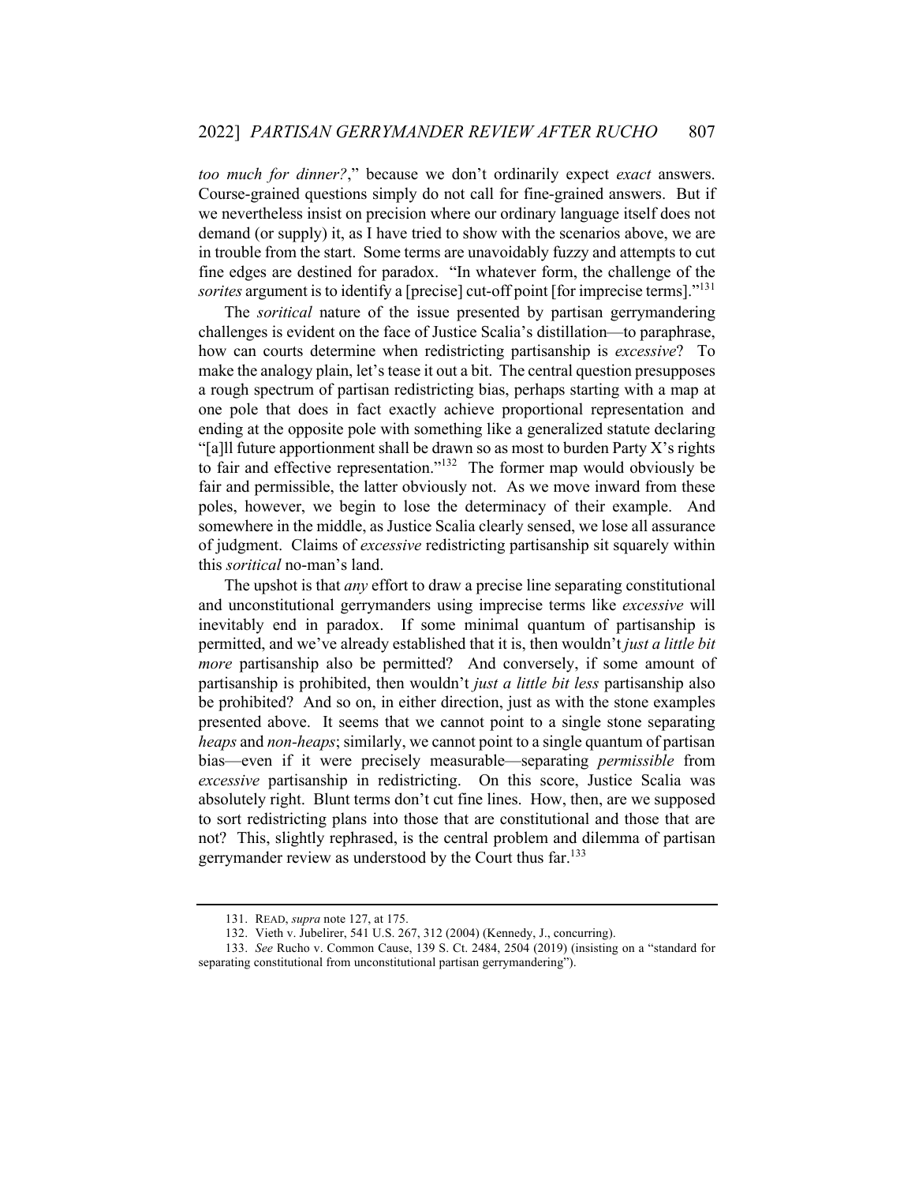*too much for dinner?*," because we don't ordinarily expect *exact* answers. Course-grained questions simply do not call for fine-grained answers. But if we nevertheless insist on precision where our ordinary language itself does not demand (or supply) it, as I have tried to show with the scenarios above, we are in trouble from the start. Some terms are unavoidably fuzzy and attempts to cut fine edges are destined for paradox. "In whatever form, the challenge of the *sorites* argument is to identify a [precise] cut-off point [for imprecise terms]."[131]

The *soritical* nature of the issue presented by partisan gerrymandering challenges is evident on the face of Justice Scalia's distillation—to paraphrase, how can courts determine when redistricting partisanship is *excessive*? To make the analogy plain, let's tease it out a bit. The central question presupposes a rough spectrum of partisan redistricting bias, perhaps starting with a map at one pole that does in fact exactly achieve proportional representation and ending at the opposite pole with something like a generalized statute declaring "[a]ll future apportionment shall be drawn so as most to burden Party X's rights to fair and effective representation."[132] The former map would obviously be fair and permissible, the latter obviously not. As we move inward from these poles, however, we begin to lose the determinacy of their example. And somewhere in the middle, as Justice Scalia clearly sensed, we lose all assurance of judgment. Claims of *excessive* redistricting partisanship sit squarely within this *soritical* no-man's land.

The upshot is that *any* effort to draw a precise line separating constitutional and unconstitutional gerrymanders using imprecise terms like *excessive* will inevitably end in paradox. If some minimal quantum of partisanship is permitted, and we've already established that it is, then wouldn't *just a little bit more* partisanship also be permitted? And conversely, if some amount of partisanship is prohibited, then wouldn't *just a little bit less* partisanship also be prohibited? And so on, in either direction, just as with the stone examples presented above. It seems that we cannot point to a single stone separating *heaps* and *non-heaps*; similarly, we cannot point to a single quantum of partisan bias—even if it were precisely measurable—separating *permissible* from *excessive* partisanship in redistricting. On this score, Justice Scalia was absolutely right. Blunt terms don't cut fine lines. How, then, are we supposed to sort redistricting plans into those that are constitutional and those that are not? This, slightly rephrased, is the central problem and dilemma of partisan gerrymander review as understood by the Court thus far.[133]

---

131. READ, *supra* note 127, at 175.

132. Vieth v. Jubelirer, 541 U.S. 267, 312 (2004) (Kennedy, J., concurring).

133. *See* Rucho v. Common Cause, 139 S. Ct. 2484, 2504 (2019) (insisting on a "standard for separating constitutional from unconstitutional partisan gerrymandering").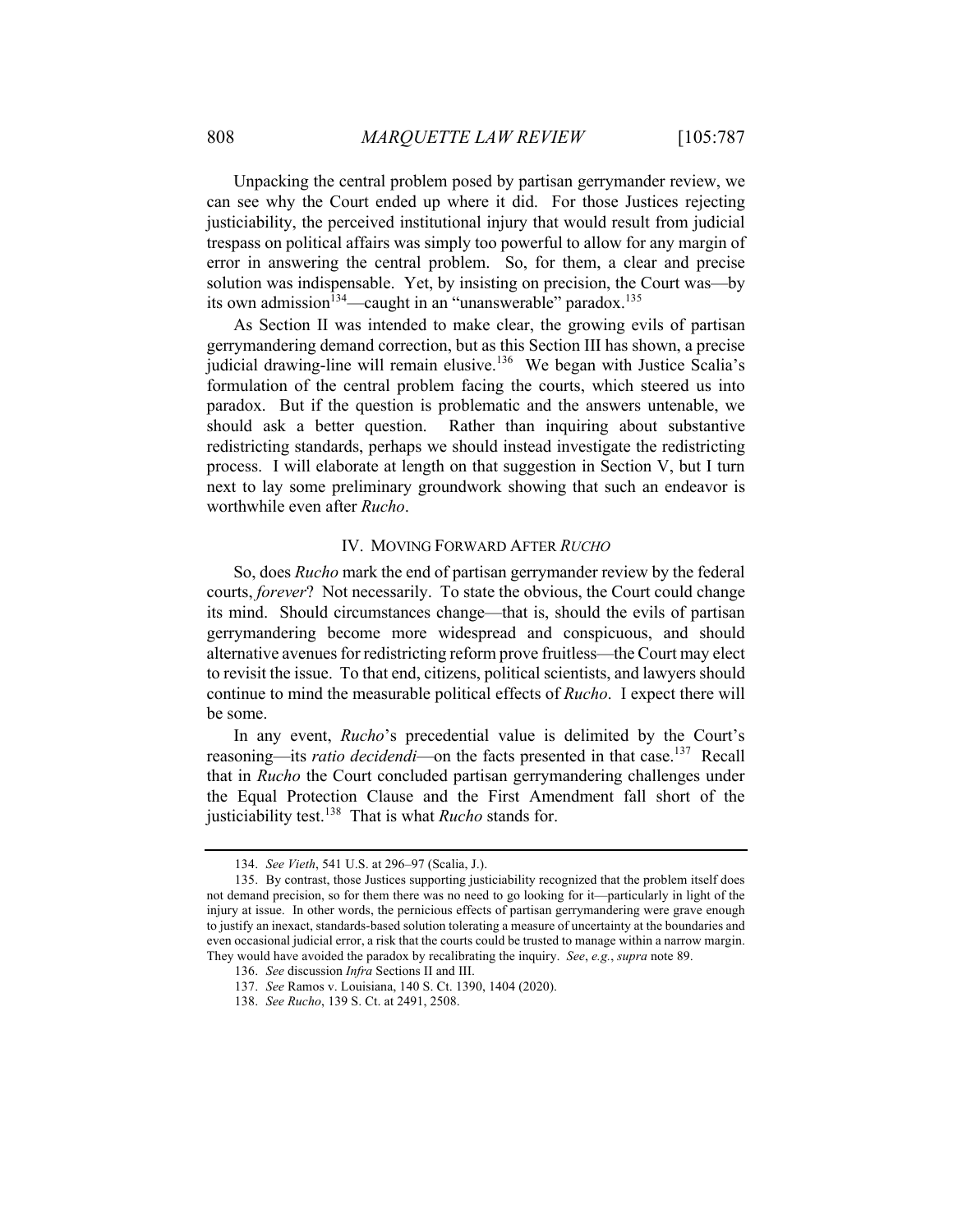Unpacking the central problem posed by partisan gerrymander review, we can see why the Court ended up where it did. For those Justices rejecting justiciability, the perceived institutional injury that would result from judicial trespass on political affairs was simply too powerful to allow for any margin of error in answering the central problem. So, for them, a clear and precise solution was indispensable. Yet, by insisting on precision, the Court was—by its own admission[134]—caught in an "unanswerable" paradox.[135]

As Section II was intended to make clear, the growing evils of partisan gerrymandering demand correction, but as this Section III has shown, a precise judicial drawing-line will remain elusive.[136] We began with Justice Scalia's formulation of the central problem facing the courts, which steered us into paradox. But if the question is problematic and the answers untenable, we should ask a better question. Rather than inquiring about substantive redistricting standards, perhaps we should instead investigate the redistricting process. I will elaborate at length on that suggestion in Section V, but I turn next to lay some preliminary groundwork showing that such an endeavor is worthwhile even after *Rucho*.

## IV. Moving Forward After *Rucho*

So, does *Rucho* mark the end of partisan gerrymander review by the federal courts, *forever*? Not necessarily. To state the obvious, the Court could change its mind. Should circumstances change—that is, should the evils of partisan gerrymandering become more widespread and conspicuous, and should alternative avenues for redistricting reform prove fruitless—the Court may elect to revisit the issue. To that end, citizens, political scientists, and lawyers should continue to mind the measurable political effects of *Rucho*. I expect there will be some.

In any event, *Rucho*'s precedential value is delimited by the Court's reasoning—its *ratio decidendi*—on the facts presented in that case.[137] Recall that in *Rucho* the Court concluded partisan gerrymandering challenges under the Equal Protection Clause and the First Amendment fall short of the justiciability test.[138] That is what *Rucho* stands for.

---

134. *See Vieth*, 541 U.S. at 296–97 (Scalia, J.).

135. By contrast, those Justices supporting justiciability recognized that the problem itself does not demand precision, so for them there was no need to go looking for it—particularly in light of the injury at issue. In other words, the pernicious effects of partisan gerrymandering were grave enough to justify an inexact, standards-based solution tolerating a measure of uncertainty at the boundaries and even occasional judicial error, a risk that the courts could be trusted to manage within a narrow margin. They would have avoided the paradox by recalibrating the inquiry. *See*, *e.g.*, *supra* note 89.

136. *See* discussion *Infra* Sections II and III.

137. *See* Ramos v. Louisiana, 140 S. Ct. 1390, 1404 (2020).

138. *See Rucho*, 139 S. Ct. at 2491, 2508.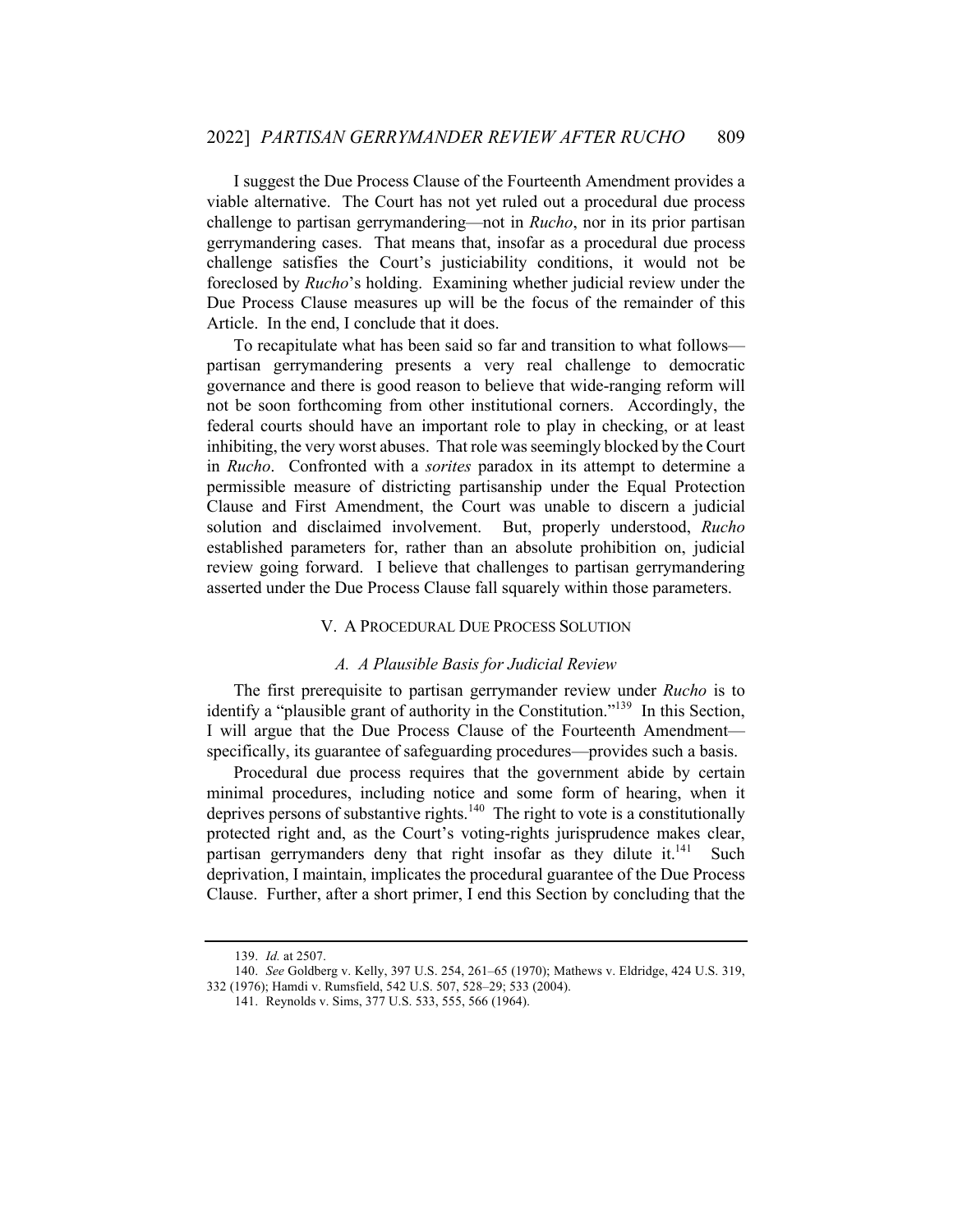I suggest the Due Process Clause of the Fourteenth Amendment provides a viable alternative. The Court has not yet ruled out a procedural due process challenge to partisan gerrymandering—not in *Rucho*, nor in its prior partisan gerrymandering cases. That means that, insofar as a procedural due process challenge satisfies the Court's justiciability conditions, it would not be foreclosed by *Rucho*'s holding. Examining whether judicial review under the Due Process Clause measures up will be the focus of the remainder of this Article. In the end, I conclude that it does.

To recapitulate what has been said so far and transition to what follows—partisan gerrymandering presents a very real challenge to democratic governance and there is good reason to believe that wide-ranging reform will not be soon forthcoming from other institutional corners. Accordingly, the federal courts should have an important role to play in checking, or at least inhibiting, the very worst abuses. That role was seemingly blocked by the Court in *Rucho*. Confronted with a *sorites* paradox in its attempt to determine a permissible measure of districting partisanship under the Equal Protection Clause and First Amendment, the Court was unable to discern a judicial solution and disclaimed involvement. But, properly understood, *Rucho* established parameters for, rather than an absolute prohibition on, judicial review going forward. I believe that challenges to partisan gerrymandering asserted under the Due Process Clause fall squarely within those parameters.

## V. A PROCEDURAL DUE PROCESS SOLUTION

### *A. A Plausible Basis for Judicial Review*

The first prerequisite to partisan gerrymander review under *Rucho* is to identify a "plausible grant of authority in the Constitution."[139] In this Section, I will argue that the Due Process Clause of the Fourteenth Amendment—specifically, its guarantee of safeguarding procedures—provides such a basis.

Procedural due process requires that the government abide by certain minimal procedures, including notice and some form of hearing, when it deprives persons of substantive rights.[140] The right to vote is a constitutionally protected right and, as the Court's voting-rights jurisprudence makes clear, partisan gerrymanders deny that right insofar as they dilute it.[141] Such deprivation, I maintain, implicates the procedural guarantee of the Due Process Clause. Further, after a short primer, I end this Section by concluding that the

---

139. *Id.* at 2507.

140. *See* Goldberg v. Kelly, 397 U.S. 254, 261–65 (1970); Mathews v. Eldridge, 424 U.S. 319, 332 (1976); Hamdi v. Rumsfield, 542 U.S. 507, 528–29; 533 (2004).

141. Reynolds v. Sims, 377 U.S. 533, 555, 566 (1964).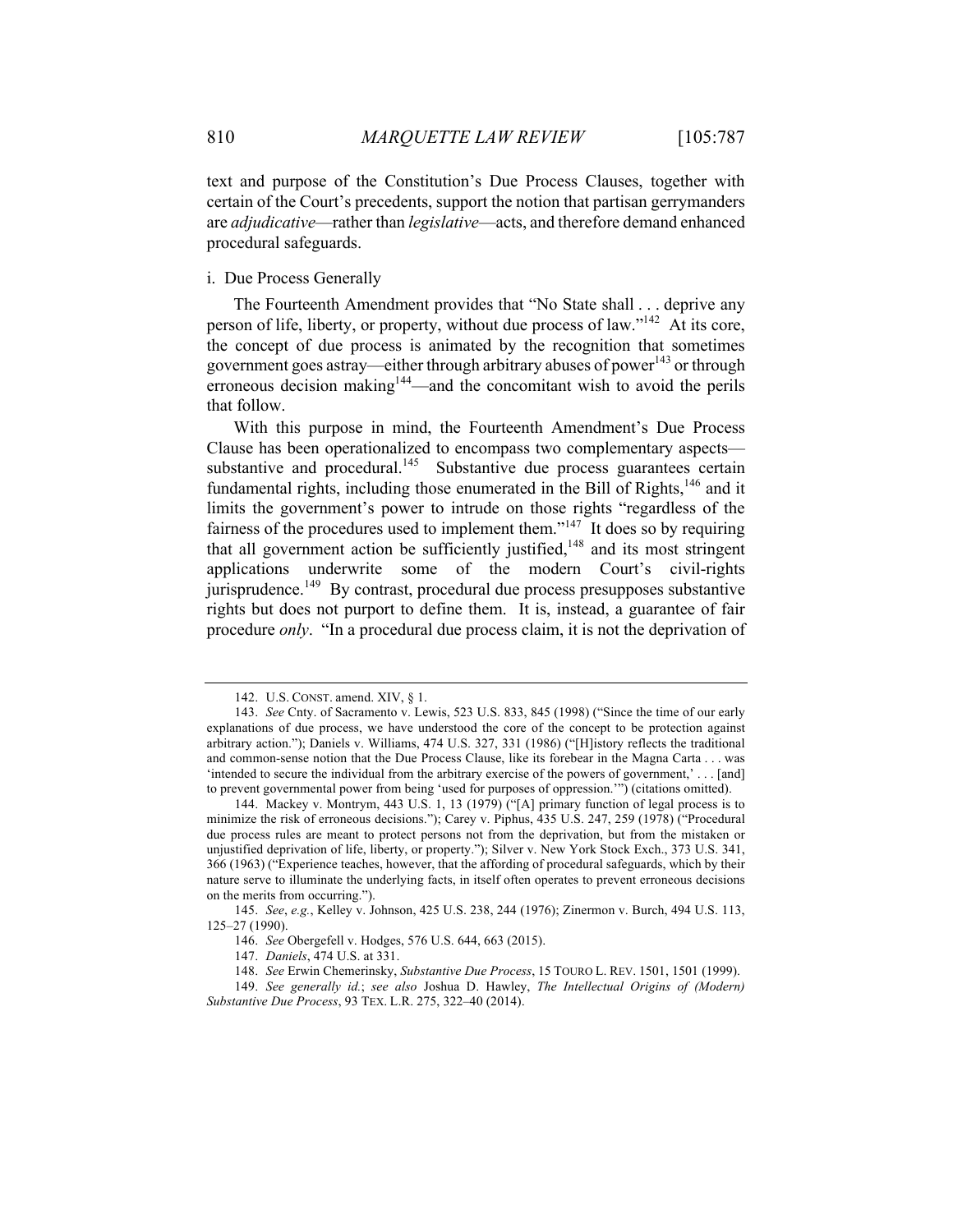text and purpose of the Constitution's Due Process Clauses, together with certain of the Court's precedents, support the notion that partisan gerrymanders are *adjudicative*—rather than *legislative*—acts, and therefore demand enhanced procedural safeguards.

i. Due Process Generally

The Fourteenth Amendment provides that "No State shall . . . deprive any person of life, liberty, or property, without due process of law."[142] At its core, the concept of due process is animated by the recognition that sometimes government goes astray—either through arbitrary abuses of power[143] or through erroneous decision making[144]—and the concomitant wish to avoid the perils that follow.

With this purpose in mind, the Fourteenth Amendment's Due Process Clause has been operationalized to encompass two complementary aspects—substantive and procedural.[145] Substantive due process guarantees certain fundamental rights, including those enumerated in the Bill of Rights,[146] and it limits the government's power to intrude on those rights "regardless of the fairness of the procedures used to implement them."[147] It does so by requiring that all government action be sufficiently justified,[148] and its most stringent applications underwrite some of the modern Court's civil-rights jurisprudence.[149] By contrast, procedural due process presupposes substantive rights but does not purport to define them. It is, instead, a guarantee of fair procedure *only*. "In a procedural due process claim, it is not the deprivation of

---

142. U.S. CONST. amend. XIV, § 1.

143. *See* Cnty. of Sacramento v. Lewis, 523 U.S. 833, 845 (1998) ("Since the time of our early explanations of due process, we have understood the core of the concept to be protection against arbitrary action."); Daniels v. Williams, 474 U.S. 327, 331 (1986) ("[H]istory reflects the traditional and common-sense notion that the Due Process Clause, like its forebear in the Magna Carta . . . was 'intended to secure the individual from the arbitrary exercise of the powers of government,' . . . [and] to prevent governmental power from being 'used for purposes of oppression.'") (citations omitted).

144. Mackey v. Montrym, 443 U.S. 1, 13 (1979) ("[A] primary function of legal process is to minimize the risk of erroneous decisions."); Carey v. Piphus, 435 U.S. 247, 259 (1978) ("Procedural due process rules are meant to protect persons not from the deprivation, but from the mistaken or unjustified deprivation of life, liberty, or property."); Silver v. New York Stock Exch., 373 U.S. 341, 366 (1963) ("Experience teaches, however, that the affording of procedural safeguards, which by their nature serve to illuminate the underlying facts, in itself often operates to prevent erroneous decisions on the merits from occurring.").

145. *See*, *e.g.*, Kelley v. Johnson, 425 U.S. 238, 244 (1976); Zinermon v. Burch, 494 U.S. 113, 125–27 (1990).

146. *See* Obergefell v. Hodges, 576 U.S. 644, 663 (2015).

147. *Daniels*, 474 U.S. at 331.

148. *See* Erwin Chemerinsky, *Substantive Due Process*, 15 TOURO L. REV. 1501, 1501 (1999).

149. *See generally id.*; *see also* Joshua D. Hawley, *The Intellectual Origins of (Modern) Substantive Due Process*, 93 TEX. L.R. 275, 322–40 (2014).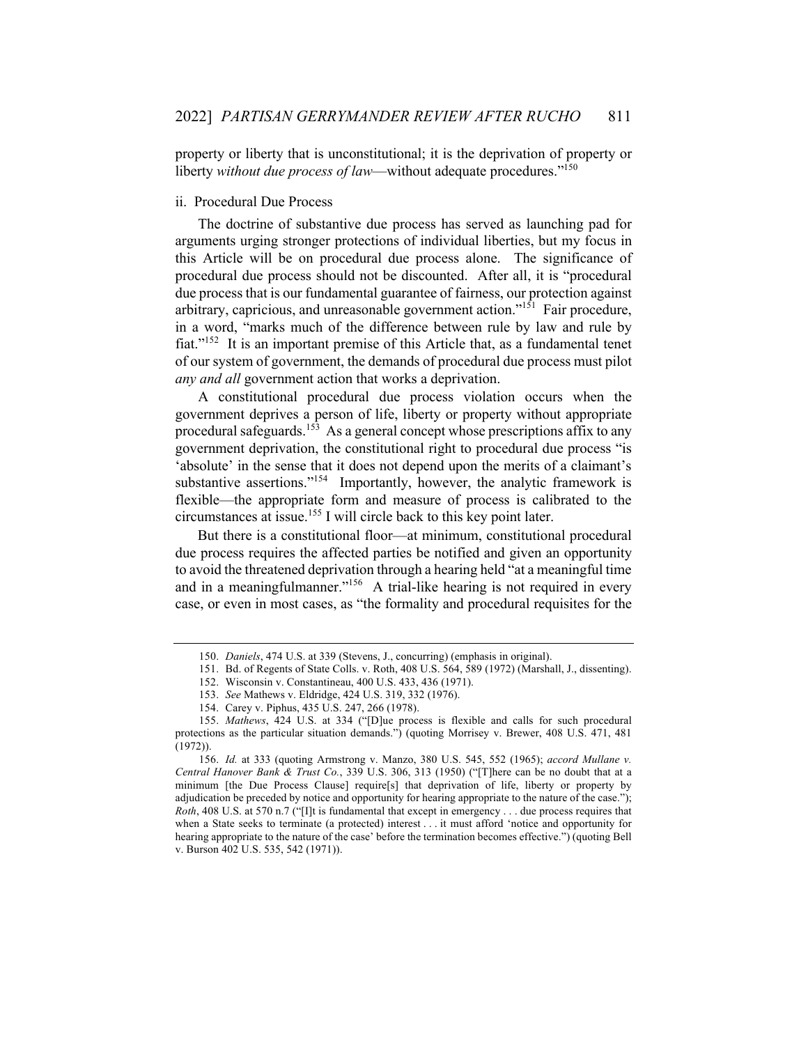property or liberty that is unconstitutional; it is the deprivation of property or liberty *without due process of law*—without adequate procedures."[150]

ii. Procedural Due Process

The doctrine of substantive due process has served as launching pad for arguments urging stronger protections of individual liberties, but my focus in this Article will be on procedural due process alone. The significance of procedural due process should not be discounted. After all, it is "procedural due process that is our fundamental guarantee of fairness, our protection against arbitrary, capricious, and unreasonable government action."[151] Fair procedure, in a word, "marks much of the difference between rule by law and rule by fiat."[152] It is an important premise of this Article that, as a fundamental tenet of our system of government, the demands of procedural due process must pilot *any and all* government action that works a deprivation.

A constitutional procedural due process violation occurs when the government deprives a person of life, liberty or property without appropriate procedural safeguards.[153] As a general concept whose prescriptions affix to any government deprivation, the constitutional right to procedural due process "is 'absolute' in the sense that it does not depend upon the merits of a claimant's substantive assertions."[154] Importantly, however, the analytic framework is flexible—the appropriate form and measure of process is calibrated to the circumstances at issue.[155] I will circle back to this key point later.

But there is a constitutional floor—at minimum, constitutional procedural due process requires the affected parties be notified and given an opportunity to avoid the threatened deprivation through a hearing held "at a meaningful time and in a meaningfulmanner."[156] A trial-like hearing is not required in every case, or even in most cases, as "the formality and procedural requisites for the

150. *Daniels*, 474 U.S. at 339 (Stevens, J., concurring) (emphasis in original).

151. Bd. of Regents of State Colls. v. Roth, 408 U.S. 564, 589 (1972) (Marshall, J., dissenting).

152. Wisconsin v. Constantineau, 400 U.S. 433, 436 (1971).

153. *See* Mathews v. Eldridge, 424 U.S. 319, 332 (1976).

154. Carey v. Piphus, 435 U.S. 247, 266 (1978).

155. *Mathews*, 424 U.S. at 334 ("[D]ue process is flexible and calls for such procedural protections as the particular situation demands.") (quoting Morrisey v. Brewer, 408 U.S. 471, 481 (1972)).

156. *Id.* at 333 (quoting Armstrong v. Manzo, 380 U.S. 545, 552 (1965); *accord Mullane v. Central Hanover Bank & Trust Co.*, 339 U.S. 306, 313 (1950) ("[T]here can be no doubt that at a minimum [the Due Process Clause] require[s] that deprivation of life, liberty or property by adjudication be preceded by notice and opportunity for hearing appropriate to the nature of the case."); *Roth*, 408 U.S. at 570 n.7 ("[I]t is fundamental that except in emergency . . . due process requires that when a State seeks to terminate (a protected) interest . . . it must afford 'notice and opportunity for hearing appropriate to the nature of the case' before the termination becomes effective.") (quoting Bell v. Burson 402 U.S. 535, 542 (1971)).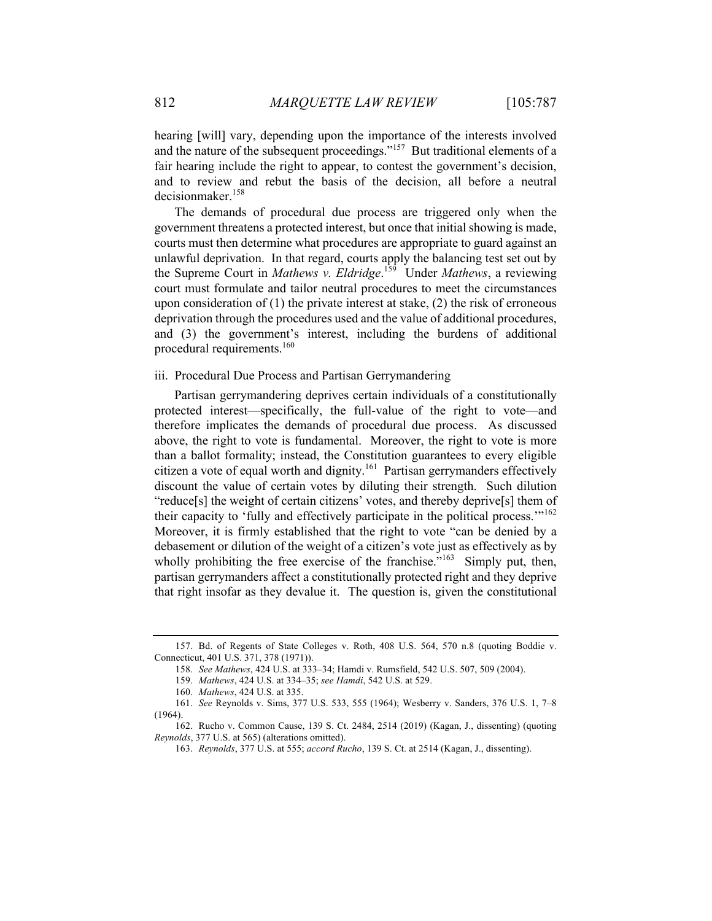hearing [will] vary, depending upon the importance of the interests involved and the nature of the subsequent proceedings."[157] But traditional elements of a fair hearing include the right to appear, to contest the government's decision, and to review and rebut the basis of the decision, all before a neutral decisionmaker.[158]

The demands of procedural due process are triggered only when the government threatens a protected interest, but once that initial showing is made, courts must then determine what procedures are appropriate to guard against an unlawful deprivation. In that regard, courts apply the balancing test set out by the Supreme Court in *Mathews v. Eldridge*.[159] Under *Mathews*, a reviewing court must formulate and tailor neutral procedures to meet the circumstances upon consideration of (1) the private interest at stake, (2) the risk of erroneous deprivation through the procedures used and the value of additional procedures, and (3) the government's interest, including the burdens of additional procedural requirements.[160]

### iii. Procedural Due Process and Partisan Gerrymandering

Partisan gerrymandering deprives certain individuals of a constitutionally protected interest—specifically, the full-value of the right to vote—and therefore implicates the demands of procedural due process. As discussed above, the right to vote is fundamental. Moreover, the right to vote is more than a ballot formality; instead, the Constitution guarantees to every eligible citizen a vote of equal worth and dignity.[161] Partisan gerrymanders effectively discount the value of certain votes by diluting their strength. Such dilution "reduce[s] the weight of certain citizens' votes, and thereby deprive[s] them of their capacity to 'fully and effectively participate in the political process.'"[162] Moreover, it is firmly established that the right to vote "can be denied by a debasement or dilution of the weight of a citizen's vote just as effectively as by wholly prohibiting the free exercise of the franchise."[163] Simply put, then, partisan gerrymanders affect a constitutionally protected right and they deprive that right insofar as they devalue it. The question is, given the constitutional

---

157. Bd. of Regents of State Colleges v. Roth, 408 U.S. 564, 570 n.8 (quoting Boddie v. Connecticut, 401 U.S. 371, 378 (1971)).

158. *See Mathews*, 424 U.S. at 333–34; Hamdi v. Rumsfield, 542 U.S. 507, 509 (2004).

159. *Mathews*, 424 U.S. at 334–35; *see Hamdi*, 542 U.S. at 529.

160. *Mathews*, 424 U.S. at 335.

161. *See* Reynolds v. Sims, 377 U.S. 533, 555 (1964); Wesberry v. Sanders, 376 U.S. 1, 7–8 (1964).

162. Rucho v. Common Cause, 139 S. Ct. 2484, 2514 (2019) (Kagan, J., dissenting) (quoting *Reynolds*, 377 U.S. at 565) (alterations omitted).

163. *Reynolds*, 377 U.S. at 555; *accord Rucho*, 139 S. Ct. at 2514 (Kagan, J., dissenting).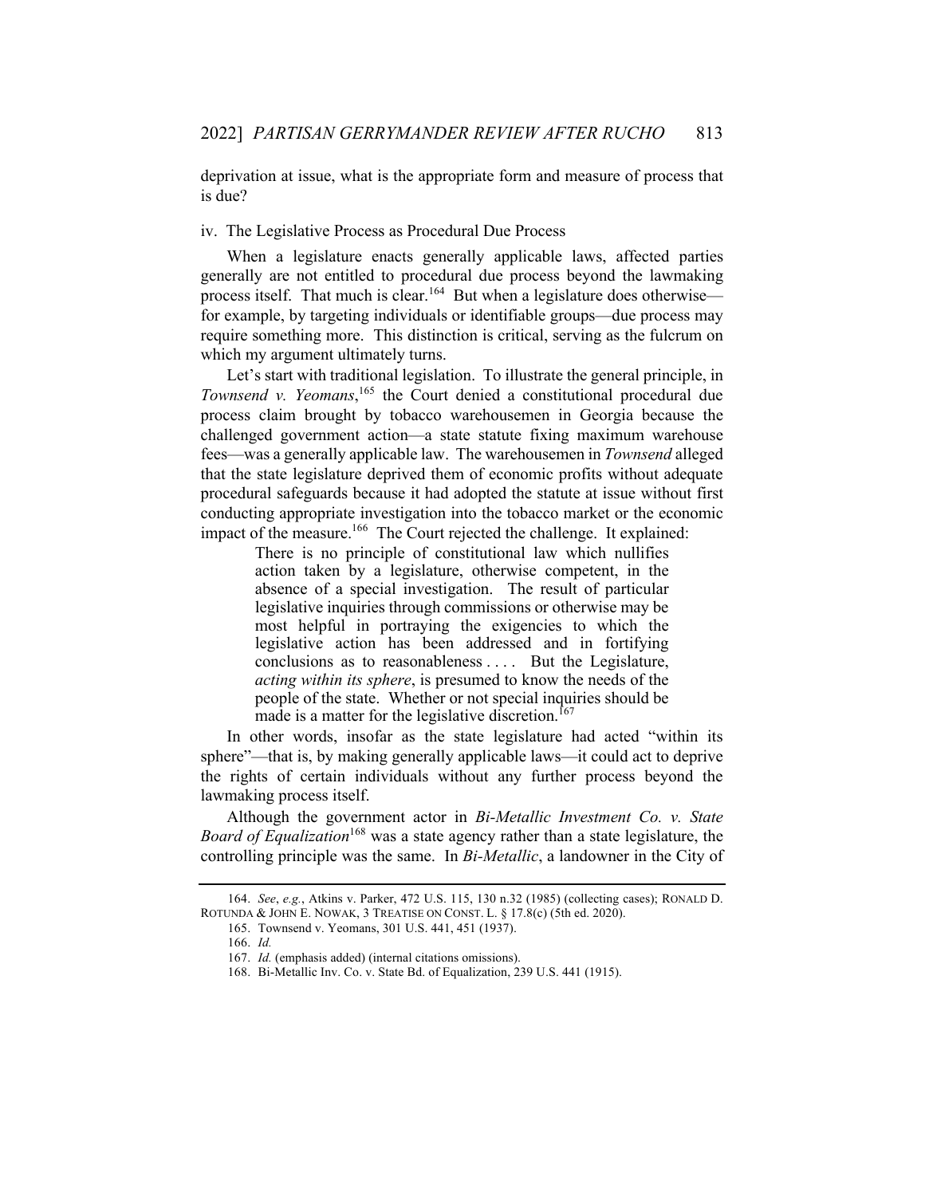deprivation at issue, what is the appropriate form and measure of process that is due?

iv. The Legislative Process as Procedural Due Process

When a legislature enacts generally applicable laws, affected parties generally are not entitled to procedural due process beyond the lawmaking process itself. That much is clear.[164] But when a legislature does otherwise—for example, by targeting individuals or identifiable groups—due process may require something more. This distinction is critical, serving as the fulcrum on which my argument ultimately turns.

Let's start with traditional legislation. To illustrate the general principle, in *Townsend v. Yeomans*,[165] the Court denied a constitutional procedural due process claim brought by tobacco warehousemen in Georgia because the challenged government action—a state statute fixing maximum warehouse fees—was a generally applicable law. The warehousemen in *Townsend* alleged that the state legislature deprived them of economic profits without adequate procedural safeguards because it had adopted the statute at issue without first conducting appropriate investigation into the tobacco market or the economic impact of the measure.[166] The Court rejected the challenge. It explained:

> There is no principle of constitutional law which nullifies action taken by a legislature, otherwise competent, in the absence of a special investigation. The result of particular legislative inquiries through commissions or otherwise may be most helpful in portraying the exigencies to which the legislative action has been addressed and in fortifying conclusions as to reasonableness . . . . But the Legislature, *acting within its sphere*, is presumed to know the needs of the people of the state. Whether or not special inquiries should be made is a matter for the legislative discretion.[167]

In other words, insofar as the state legislature had acted "within its sphere"—that is, by making generally applicable laws—it could act to deprive the rights of certain individuals without any further process beyond the lawmaking process itself.

Although the government actor in *Bi-Metallic Investment Co. v. State Board of Equalization*[168] was a state agency rather than a state legislature, the controlling principle was the same. In *Bi-Metallic*, a landowner in the City of

---

164. *See*, *e.g.*, Atkins v. Parker, 472 U.S. 115, 130 n.32 (1985) (collecting cases); RONALD D. ROTUNDA & JOHN E. NOWAK, 3 TREATISE ON CONST. L. § 17.8(c) (5th ed. 2020).

165. Townsend v. Yeomans, 301 U.S. 441, 451 (1937).

166. *Id.*

167. *Id.* (emphasis added) (internal citations omissions).

168. Bi-Metallic Inv. Co. v. State Bd. of Equalization, 239 U.S. 441 (1915).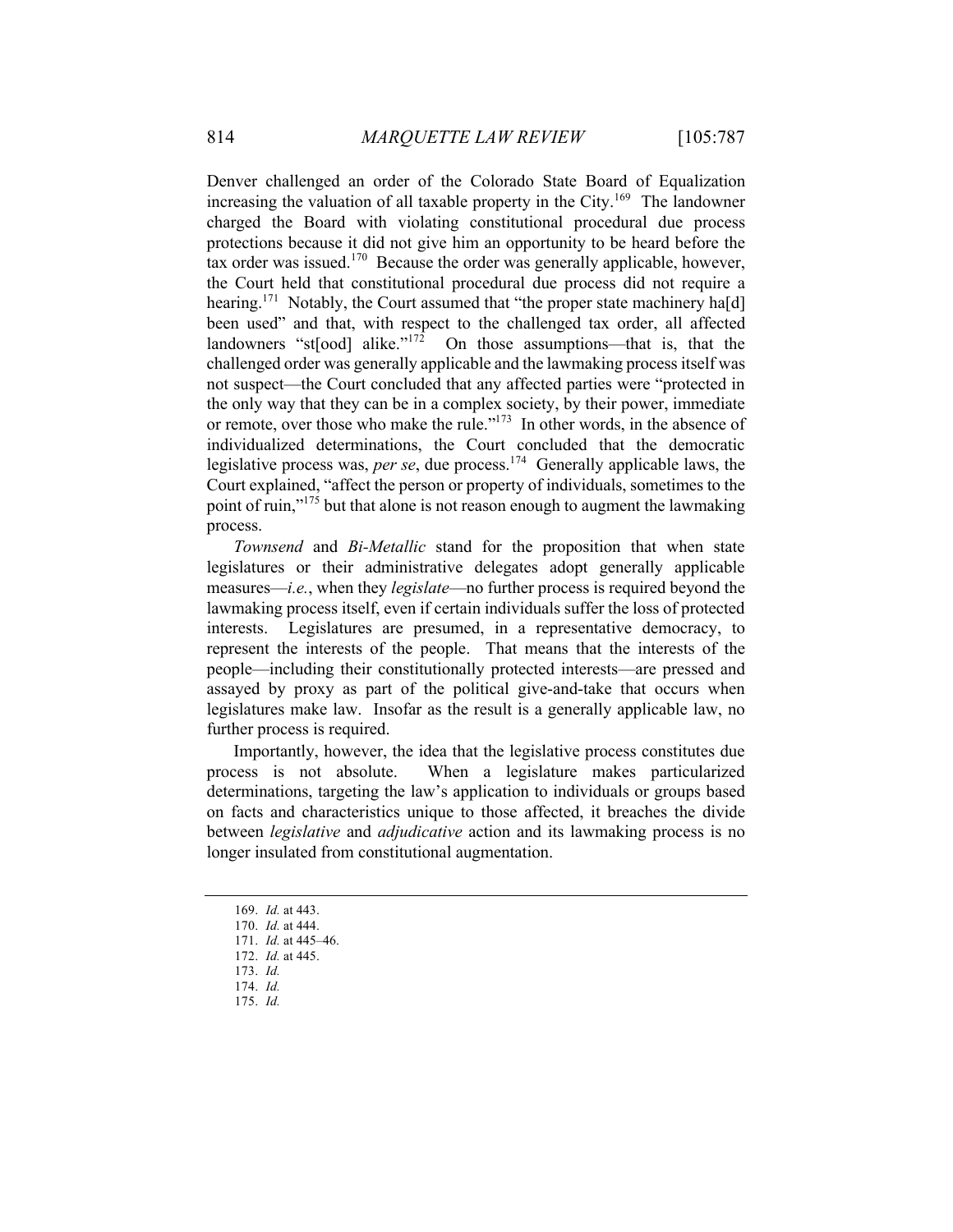Denver challenged an order of the Colorado State Board of Equalization increasing the valuation of all taxable property in the City.[169] The landowner charged the Board with violating constitutional procedural due process protections because it did not give him an opportunity to be heard before the tax order was issued.[170] Because the order was generally applicable, however, the Court held that constitutional procedural due process did not require a hearing.[171] Notably, the Court assumed that "the proper state machinery ha[d] been used" and that, with respect to the challenged tax order, all affected landowners "st[ood] alike."[172] On those assumptions—that is, that the challenged order was generally applicable and the lawmaking process itself was not suspect—the Court concluded that any affected parties were "protected in the only way that they can be in a complex society, by their power, immediate or remote, over those who make the rule."[173] In other words, in the absence of individualized determinations, the Court concluded that the democratic legislative process was, *per se*, due process.[174] Generally applicable laws, the Court explained, "affect the person or property of individuals, sometimes to the point of ruin,"[175] but that alone is not reason enough to augment the lawmaking process.

*Townsend* and *Bi-Metallic* stand for the proposition that when state legislatures or their administrative delegates adopt generally applicable measures—*i.e.*, when they *legislate*—no further process is required beyond the lawmaking process itself, even if certain individuals suffer the loss of protected interests. Legislatures are presumed, in a representative democracy, to represent the interests of the people. That means that the interests of the people—including their constitutionally protected interests—are pressed and assayed by proxy as part of the political give-and-take that occurs when legislatures make law. Insofar as the result is a generally applicable law, no further process is required.

Importantly, however, the idea that the legislative process constitutes due process is not absolute. When a legislature makes particularized determinations, targeting the law's application to individuals or groups based on facts and characteristics unique to those affected, it breaches the divide between *legislative* and *adjudicative* action and its lawmaking process is no longer insulated from constitutional augmentation.

169. *Id.* at 443.

170. *Id.* at 444.

171. *Id.* at 445–46.

172. *Id.* at 445.

173. *Id.*

174. *Id.*

175. *Id.*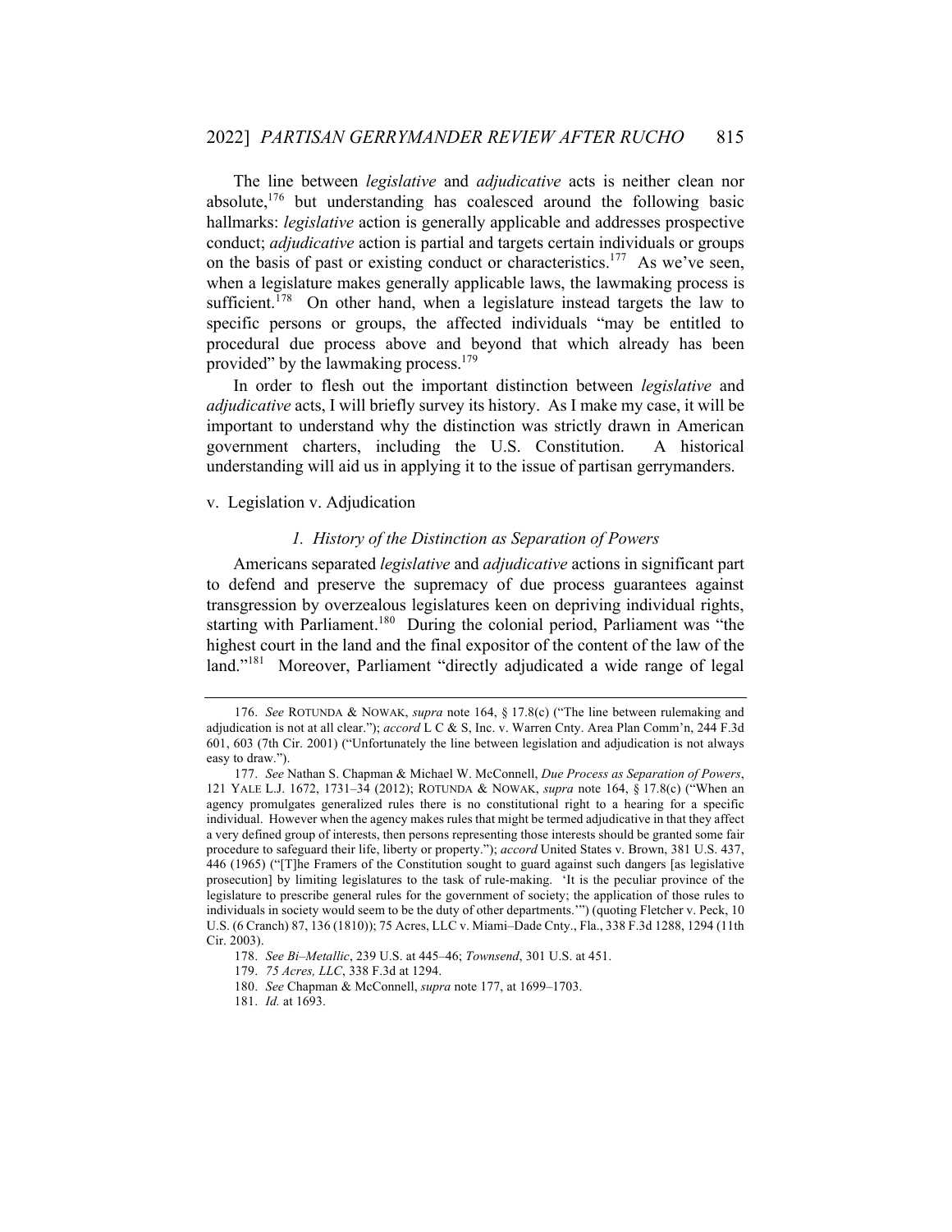The line between *legislative* and *adjudicative* acts is neither clean nor absolute,[176] but understanding has coalesced around the following basic hallmarks: *legislative* action is generally applicable and addresses prospective conduct; *adjudicative* action is partial and targets certain individuals or groups on the basis of past or existing conduct or characteristics.[177] As we've seen, when a legislature makes generally applicable laws, the lawmaking process is sufficient.[178] On other hand, when a legislature instead targets the law to specific persons or groups, the affected individuals "may be entitled to procedural due process above and beyond that which already has been provided" by the lawmaking process.[179]

In order to flesh out the important distinction between *legislative* and *adjudicative* acts, I will briefly survey its history. As I make my case, it will be important to understand why the distinction was strictly drawn in American government charters, including the U.S. Constitution. A historical understanding will aid us in applying it to the issue of partisan gerrymanders.

v. Legislation v. Adjudication

### *1. History of the Distinction as Separation of Powers*

Americans separated *legislative* and *adjudicative* actions in significant part to defend and preserve the supremacy of due process guarantees against transgression by overzealous legislatures keen on depriving individual rights, starting with Parliament.[180] During the colonial period, Parliament was "the highest court in the land and the final expositor of the content of the law of the land."[181] Moreover, Parliament "directly adjudicated a wide range of legal

---

176. *See* ROTUNDA & NOWAK, *supra* note 164, § 17.8(c) ("The line between rulemaking and adjudication is not at all clear."); *accord* L C & S, Inc. v. Warren Cnty. Area Plan Comm'n, 244 F.3d 601, 603 (7th Cir. 2001) ("Unfortunately the line between legislation and adjudication is not always easy to draw.").

177. *See* Nathan S. Chapman & Michael W. McConnell, *Due Process as Separation of Powers*, 121 YALE L.J. 1672, 1731–34 (2012); ROTUNDA & NOWAK, *supra* note 164, § 17.8(c) ("When an agency promulgates generalized rules there is no constitutional right to a hearing for a specific individual. However when the agency makes rules that might be termed adjudicative in that they affect a very defined group of interests, then persons representing those interests should be granted some fair procedure to safeguard their life, liberty or property."); *accord* United States v. Brown, 381 U.S. 437, 446 (1965) ("[T]he Framers of the Constitution sought to guard against such dangers [as legislative prosecution] by limiting legislatures to the task of rule-making. 'It is the peculiar province of the legislature to prescribe general rules for the government of society; the application of those rules to individuals in society would seem to be the duty of other departments.'") (quoting Fletcher v. Peck, 10 U.S. (6 Cranch) 87, 136 (1810)); 75 Acres, LLC v. Miami–Dade Cnty., Fla., 338 F.3d 1288, 1294 (11th Cir. 2003).

178. *See Bi–Metallic*, 239 U.S. at 445–46; *Townsend*, 301 U.S. at 451.

179. *75 Acres, LLC*, 338 F.3d at 1294.

180. *See* Chapman & McConnell, *supra* note 177, at 1699–1703.

181. *Id.* at 1693.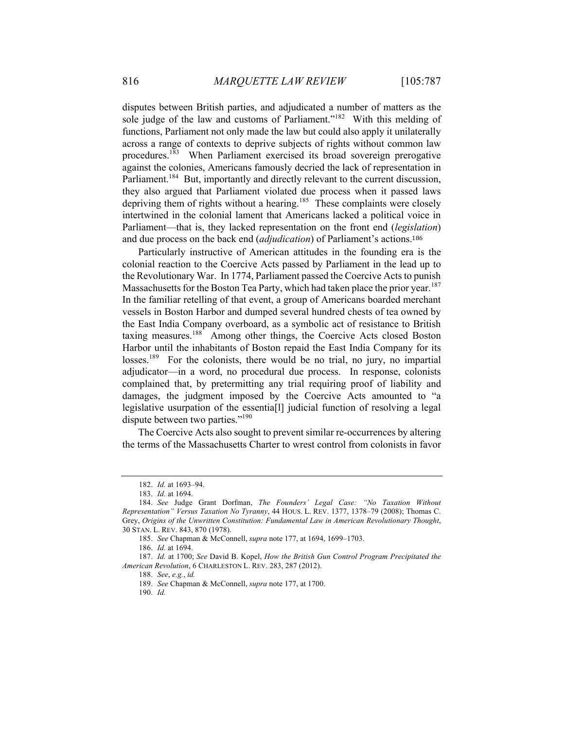disputes between British parties, and adjudicated a number of matters as the sole judge of the law and customs of Parliament."[182] With this melding of functions, Parliament not only made the law but could also apply it unilaterally across a range of contexts to deprive subjects of rights without common law procedures.[183] When Parliament exercised its broad sovereign prerogative against the colonies, Americans famously decried the lack of representation in Parliament.[184] But, importantly and directly relevant to the current discussion, they also argued that Parliament violated due process when it passed laws depriving them of rights without a hearing.[185] These complaints were closely intertwined in the colonial lament that Americans lacked a political voice in Parliament—that is, they lacked representation on the front end (*legislation*) and due process on the back end (*adjudication*) of Parliament's actions.[186]

Particularly instructive of American attitudes in the founding era is the colonial reaction to the Coercive Acts passed by Parliament in the lead up to the Revolutionary War. In 1774, Parliament passed the Coercive Acts to punish Massachusetts for the Boston Tea Party, which had taken place the prior year.[187] In the familiar retelling of that event, a group of Americans boarded merchant vessels in Boston Harbor and dumped several hundred chests of tea owned by the East India Company overboard, as a symbolic act of resistance to British taxing measures.[188] Among other things, the Coercive Acts closed Boston Harbor until the inhabitants of Boston repaid the East India Company for its losses.[189] For the colonists, there would be no trial, no jury, no impartial adjudicator—in a word, no procedural due process. In response, colonists complained that, by pretermitting any trial requiring proof of liability and damages, the judgment imposed by the Coercive Acts amounted to "a legislative usurpation of the essentia[l] judicial function of resolving a legal dispute between two parties."[190]

The Coercive Acts also sought to prevent similar re-occurrences by altering the terms of the Massachusetts Charter to wrest control from colonists in favor

---

182. *Id.* at 1693–94.

183. *Id.* at 1694.

184. *See* Judge Grant Dorfman, *The Founders' Legal Case: "No Taxation Without Representation" Versus Taxation No Tyranny*, 44 HOUS. L. REV. 1377, 1378–79 (2008); Thomas C. Grey, *Origins of the Unwritten Constitution: Fundamental Law in American Revolutionary Thought*, 30 STAN. L. REV. 843, 870 (1978).

185. *See* Chapman & McConnell, *supra* note 177, at 1694, 1699–1703.

186. *Id.* at 1694.

187. *Id.* at 1700; *See* David B. Kopel, *How the British Gun Control Program Precipitated the American Revolution*, 6 CHARLESTON L. REV. 283, 287 (2012).

188. *See*, *e.g.*, *id.*

189. *See* Chapman & McConnell, *supra* note 177, at 1700.

190. *Id.*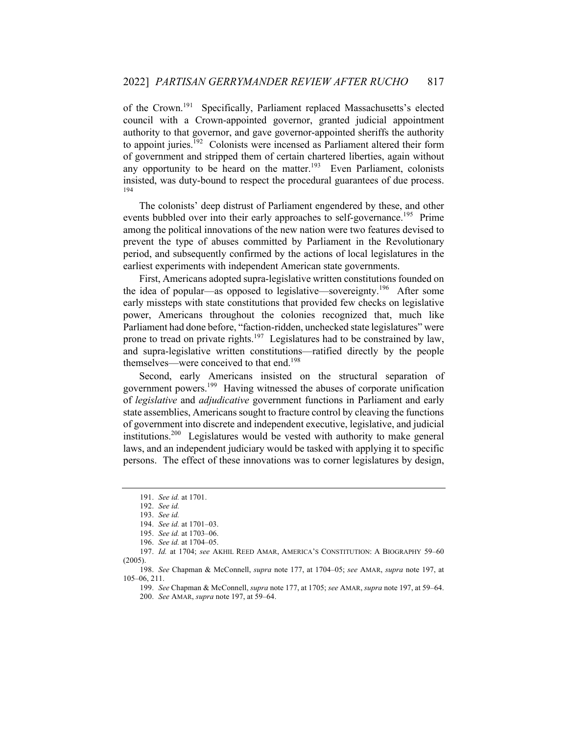of the Crown.[191] Specifically, Parliament replaced Massachusetts's elected council with a Crown-appointed governor, granted judicial appointment authority to that governor, and gave governor-appointed sheriffs the authority to appoint juries.[192] Colonists were incensed as Parliament altered their form of government and stripped them of certain chartered liberties, again without any opportunity to be heard on the matter.[193] Even Parliament, colonists insisted, was duty-bound to respect the procedural guarantees of due process.[194]

The colonists' deep distrust of Parliament engendered by these, and other events bubbled over into their early approaches to self-governance.[195] Prime among the political innovations of the new nation were two features devised to prevent the type of abuses committed by Parliament in the Revolutionary period, and subsequently confirmed by the actions of local legislatures in the earliest experiments with independent American state governments.

First, Americans adopted supra-legislative written constitutions founded on the idea of popular—as opposed to legislative—sovereignty.[196] After some early missteps with state constitutions that provided few checks on legislative power, Americans throughout the colonies recognized that, much like Parliament had done before, "faction-ridden, unchecked state legislatures" were prone to tread on private rights.[197] Legislatures had to be constrained by law, and supra-legislative written constitutions—ratified directly by the people themselves—were conceived to that end.[198]

Second, early Americans insisted on the structural separation of government powers.[199] Having witnessed the abuses of corporate unification of *legislative* and *adjudicative* government functions in Parliament and early state assemblies, Americans sought to fracture control by cleaving the functions of government into discrete and independent executive, legislative, and judicial institutions.[200] Legislatures would be vested with authority to make general laws, and an independent judiciary would be tasked with applying it to specific persons. The effect of these innovations was to corner legislatures by design,

---

191. *See id.* at 1701.

192. *See id.*

193. *See id.*

194. *See id.* at 1701–03.

195. *See id.* at 1703–06.

196. *See id.* at 1704–05.

197. *Id.* at 1704; *see* AKHIL REED AMAR, AMERICA'S CONSTITUTION: A BIOGRAPHY 59–60 (2005).

198. *See* Chapman & McConnell, *supra* note 177, at 1704–05; *see* AMAR, *supra* note 197, at 105–06, 211.

199. *See* Chapman & McConnell, *supra* note 177, at 1705; *see* AMAR, *supra* note 197, at 59–64.

200. *See* AMAR, *supra* note 197, at 59–64.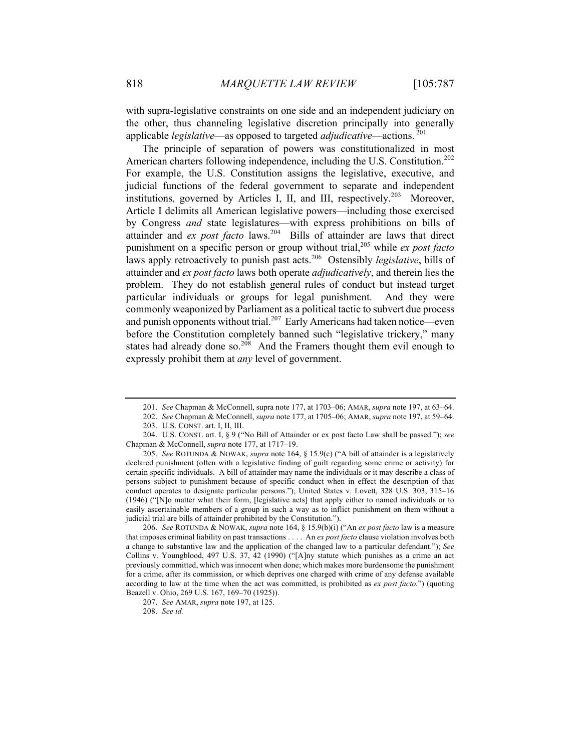with supra-legislative constraints on one side and an independent judiciary on the other, thus channeling legislative discretion principally into generally applicable *legislative*—as opposed to targeted *adjudicative*—actions.[201]

The principle of separation of powers was constitutionalized in most American charters following independence, including the U.S. Constitution.[202] For example, the U.S. Constitution assigns the legislative, executive, and judicial functions of the federal government to separate and independent institutions, governed by Articles I, II, and III, respectively.[203] Moreover, Article I delimits all American legislative powers—including those exercised by Congress *and* state legislatures—with express prohibitions on bills of attainder and *ex post facto* laws.[204] Bills of attainder are laws that direct punishment on a specific person or group without trial,[205] while *ex post facto* laws apply retroactively to punish past acts.[206] Ostensibly *legislative*, bills of attainder and *ex post facto* laws both operate *adjudicatively*, and therein lies the problem. They do not establish general rules of conduct but instead target particular individuals or groups for legal punishment. And they were commonly weaponized by Parliament as a political tactic to subvert due process and punish opponents without trial.[207] Early Americans had taken notice—even before the Constitution completely banned such "legislative trickery," many states had already done so.[208] And the Framers thought them evil enough to expressly prohibit them at *any* level of government.

---

201. *See* Chapman & McConnell, supra note 177, at 1703–06; AMAR, *supra* note 197, at 63–64.

202. *See* Chapman & McConnell, *supra* note 177, at 1705–06; AMAR, *supra* note 197, at 59–64.

203. U.S. CONST. art. I, II, III.

204. U.S. CONST. art. I, § 9 ("No Bill of Attainder or ex post facto Law shall be passed."); *see* Chapman & McConnell, *supra* note 177, at 1717–19.

205. *See* ROTUNDA & NOWAK, *supra* note 164, § 15.9(c) ("A bill of attainder is a legislatively declared punishment (often with a legislative finding of guilt regarding some crime or activity) for certain specific individuals. A bill of attainder may name the individuals or it may describe a class of persons subject to punishment because of specific conduct when in effect the description of that conduct operates to designate particular persons."); United States v. Lovett, 328 U.S. 303, 315–16 (1946) ("[N]o matter what their form, [legislative acts] that apply either to named individuals or to easily ascertainable members of a group in such a way as to inflict punishment on them without a judicial trial are bills of attainder prohibited by the Constitution.").

206. *See* ROTUNDA & NOWAK, *supra* note 164, § 15.9(b)(i) ("An *ex post facto* law is a measure that imposes criminal liability on past transactions . . . . An *ex post facto* clause violation involves both a change to substantive law and the application of the changed law to a particular defendant."); *See* Collins v. Youngblood, 497 U.S. 37, 42 (1990) ("[A]ny statute which punishes as a crime an act previously committed, which was innocent when done; which makes more burdensome the punishment for a crime, after its commission, or which deprives one charged with crime of any defense available according to law at the time when the act was committed, is prohibited as *ex post facto.*") (quoting Beazell v. Ohio, 269 U.S. 167, 169–70 (1925)).

207. *See* AMAR, *supra* note 197, at 125.

208. *See id.*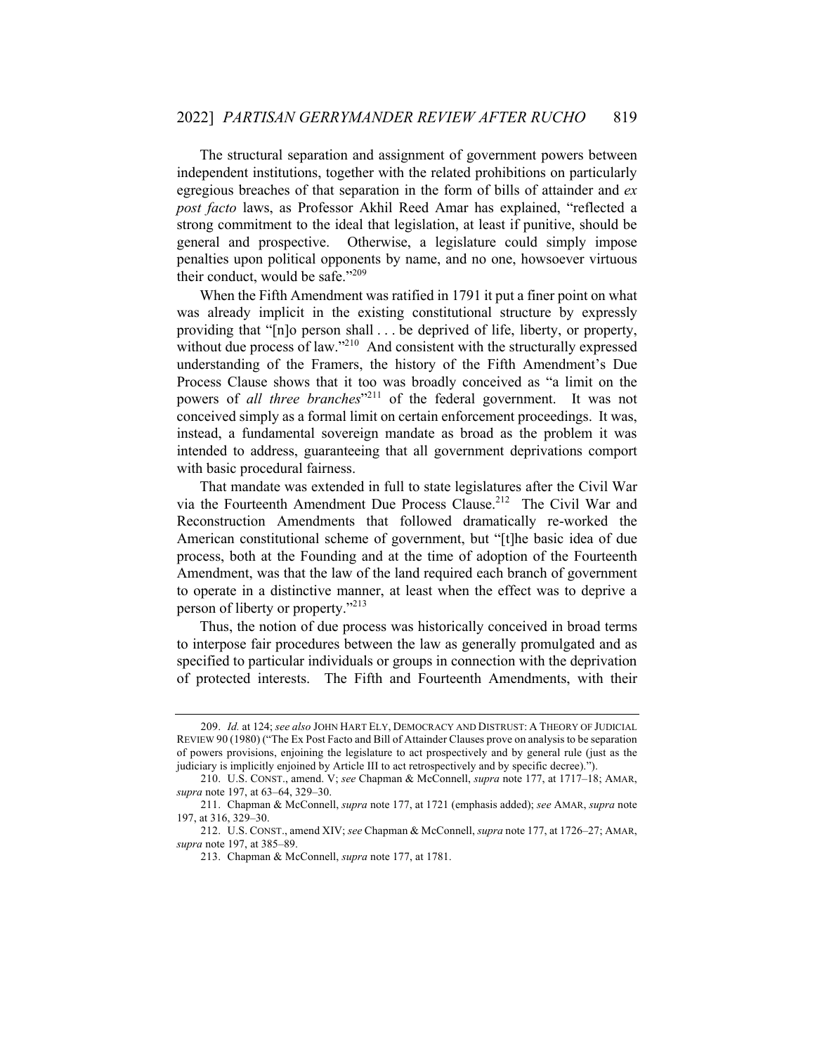The structural separation and assignment of government powers between independent institutions, together with the related prohibitions on particularly egregious breaches of that separation in the form of bills of attainder and *ex post facto* laws, as Professor Akhil Reed Amar has explained, "reflected a strong commitment to the ideal that legislation, at least if punitive, should be general and prospective. Otherwise, a legislature could simply impose penalties upon political opponents by name, and no one, howsoever virtuous their conduct, would be safe."[209]

When the Fifth Amendment was ratified in 1791 it put a finer point on what was already implicit in the existing constitutional structure by expressly providing that "[n]o person shall . . . be deprived of life, liberty, or property, without due process of law."[210] And consistent with the structurally expressed understanding of the Framers, the history of the Fifth Amendment's Due Process Clause shows that it too was broadly conceived as "a limit on the powers of *all three branches*"[211] of the federal government. It was not conceived simply as a formal limit on certain enforcement proceedings. It was, instead, a fundamental sovereign mandate as broad as the problem it was intended to address, guaranteeing that all government deprivations comport with basic procedural fairness.

That mandate was extended in full to state legislatures after the Civil War via the Fourteenth Amendment Due Process Clause.[212] The Civil War and Reconstruction Amendments that followed dramatically re-worked the American constitutional scheme of government, but "[t]he basic idea of due process, both at the Founding and at the time of adoption of the Fourteenth Amendment, was that the law of the land required each branch of government to operate in a distinctive manner, at least when the effect was to deprive a person of liberty or property."[213]

Thus, the notion of due process was historically conceived in broad terms to interpose fair procedures between the law as generally promulgated and as specified to particular individuals or groups in connection with the deprivation of protected interests. The Fifth and Fourteenth Amendments, with their

---

209. *Id.* at 124; *see also* JOHN HART ELY, DEMOCRACY AND DISTRUST: A THEORY OF JUDICIAL REVIEW 90 (1980) ("The Ex Post Facto and Bill of Attainder Clauses prove on analysis to be separation of powers provisions, enjoining the legislature to act prospectively and by general rule (just as the judiciary is implicitly enjoined by Article III to act retrospectively and by specific decree).").

210. U.S. CONST., amend. V; *see* Chapman & McConnell, *supra* note 177, at 1717–18; AMAR, *supra* note 197, at 63–64, 329–30.

211. Chapman & McConnell, *supra* note 177, at 1721 (emphasis added); *see* AMAR, *supra* note 197, at 316, 329–30.

212. U.S. CONST., amend XIV; *see* Chapman & McConnell, *supra* note 177, at 1726–27; AMAR, *supra* note 197, at 385–89.

213. Chapman & McConnell, *supra* note 177, at 1781.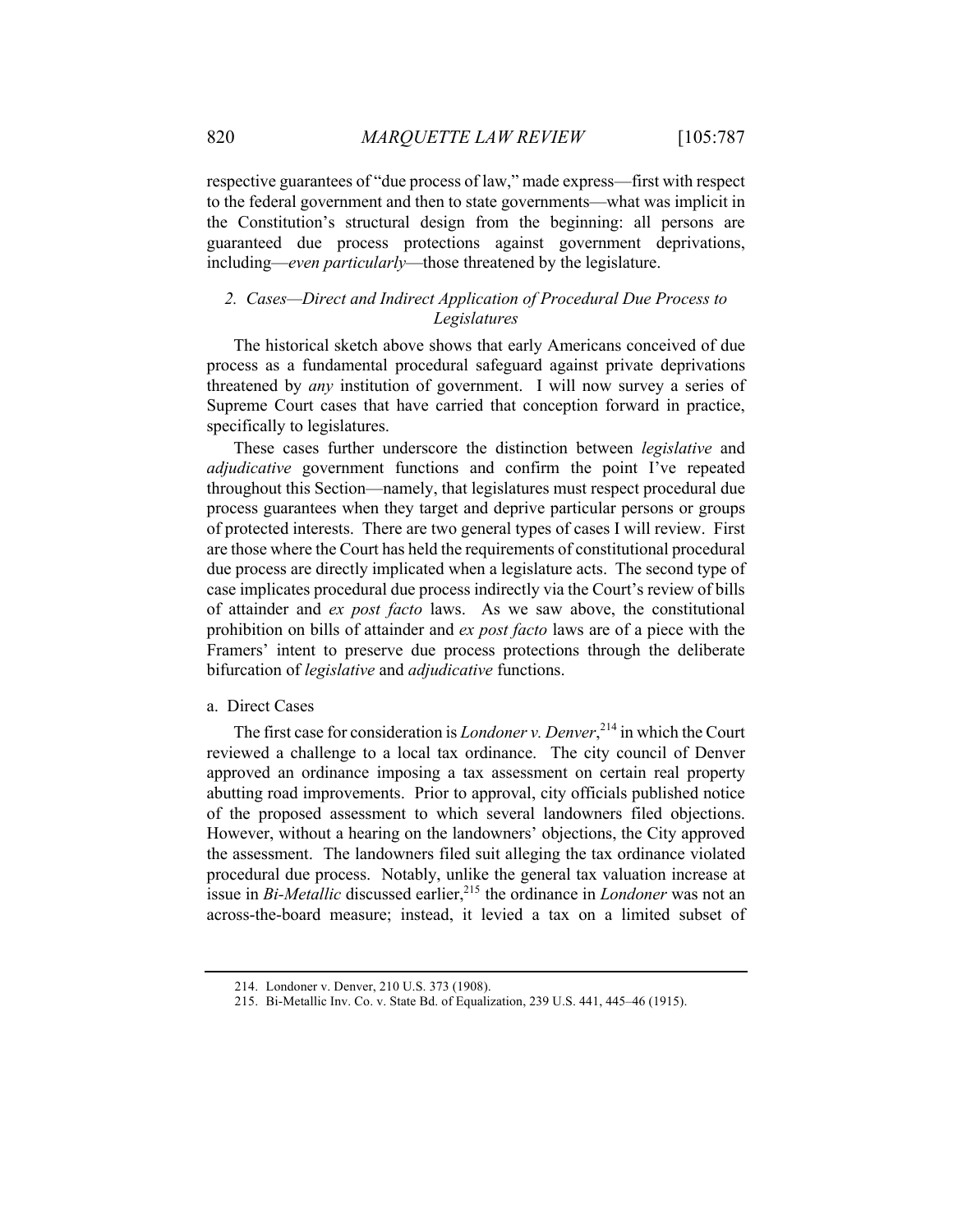respective guarantees of "due process of law," made express—first with respect to the federal government and then to state governments—what was implicit in the Constitution's structural design from the beginning: all persons are guaranteed due process protections against government deprivations, including—*even particularly*—those threatened by the legislature.

### *2. Cases—Direct and Indirect Application of Procedural Due Process to Legislatures*

The historical sketch above shows that early Americans conceived of due process as a fundamental procedural safeguard against private deprivations threatened by *any* institution of government. I will now survey a series of Supreme Court cases that have carried that conception forward in practice, specifically to legislatures.

These cases further underscore the distinction between *legislative* and *adjudicative* government functions and confirm the point I've repeated throughout this Section—namely, that legislatures must respect procedural due process guarantees when they target and deprive particular persons or groups of protected interests. There are two general types of cases I will review. First are those where the Court has held the requirements of constitutional procedural due process are directly implicated when a legislature acts. The second type of case implicates procedural due process indirectly via the Court's review of bills of attainder and *ex post facto* laws. As we saw above, the constitutional prohibition on bills of attainder and *ex post facto* laws are of a piece with the Framers' intent to preserve due process protections through the deliberate bifurcation of *legislative* and *adjudicative* functions.

#### a. Direct Cases

The first case for consideration is *Londoner v. Denver*,[214] in which the Court reviewed a challenge to a local tax ordinance. The city council of Denver approved an ordinance imposing a tax assessment on certain real property abutting road improvements. Prior to approval, city officials published notice of the proposed assessment to which several landowners filed objections. However, without a hearing on the landowners' objections, the City approved the assessment. The landowners filed suit alleging the tax ordinance violated procedural due process. Notably, unlike the general tax valuation increase at issue in *Bi-Metallic* discussed earlier,[215] the ordinance in *Londoner* was not an across-the-board measure; instead, it levied a tax on a limited subset of

---

214. Londoner v. Denver, 210 U.S. 373 (1908).

215. Bi-Metallic Inv. Co. v. State Bd. of Equalization, 239 U.S. 441, 445–46 (1915).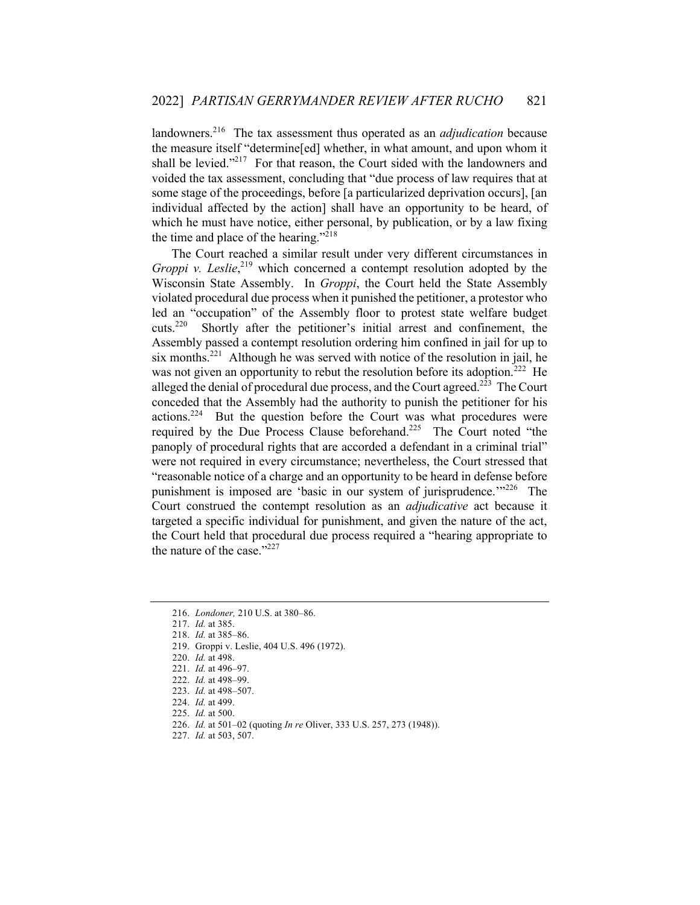landowners.[216] The tax assessment thus operated as an *adjudication* because the measure itself "determine[ed] whether, in what amount, and upon whom it shall be levied."[217] For that reason, the Court sided with the landowners and voided the tax assessment, concluding that "due process of law requires that at some stage of the proceedings, before [a particularized deprivation occurs], [an individual affected by the action] shall have an opportunity to be heard, of which he must have notice, either personal, by publication, or by a law fixing the time and place of the hearing."[218]

The Court reached a similar result under very different circumstances in *Groppi v. Leslie*,[219] which concerned a contempt resolution adopted by the Wisconsin State Assembly. In *Groppi*, the Court held the State Assembly violated procedural due process when it punished the petitioner, a protestor who led an "occupation" of the Assembly floor to protest state welfare budget cuts.[220] Shortly after the petitioner's initial arrest and confinement, the Assembly passed a contempt resolution ordering him confined in jail for up to six months.[221] Although he was served with notice of the resolution in jail, he was not given an opportunity to rebut the resolution before its adoption.[222] He alleged the denial of procedural due process, and the Court agreed.[223] The Court conceded that the Assembly had the authority to punish the petitioner for his actions.[224] But the question before the Court was what procedures were required by the Due Process Clause beforehand.[225] The Court noted "the panoply of procedural rights that are accorded a defendant in a criminal trial" were not required in every circumstance; nevertheless, the Court stressed that "reasonable notice of a charge and an opportunity to be heard in defense before punishment is imposed are 'basic in our system of jurisprudence.'"[226] The Court construed the contempt resolution as an *adjudicative* act because it targeted a specific individual for punishment, and given the nature of the act, the Court held that procedural due process required a "hearing appropriate to the nature of the case."[227]

---

216. *Londoner,* 210 U.S. at 380–86.
217. *Id.* at 385.
218. *Id.* at 385–86.
219. Groppi v. Leslie, 404 U.S. 496 (1972).
220. *Id.* at 498.
221. *Id.* at 496–97.
222. *Id.* at 498–99.
223. *Id.* at 498–507.
224. *Id.* at 499.
225. *Id.* at 500.
226. *Id.* at 501–02 (quoting *In re* Oliver, 333 U.S. 257, 273 (1948)).
227. *Id.* at 503, 507.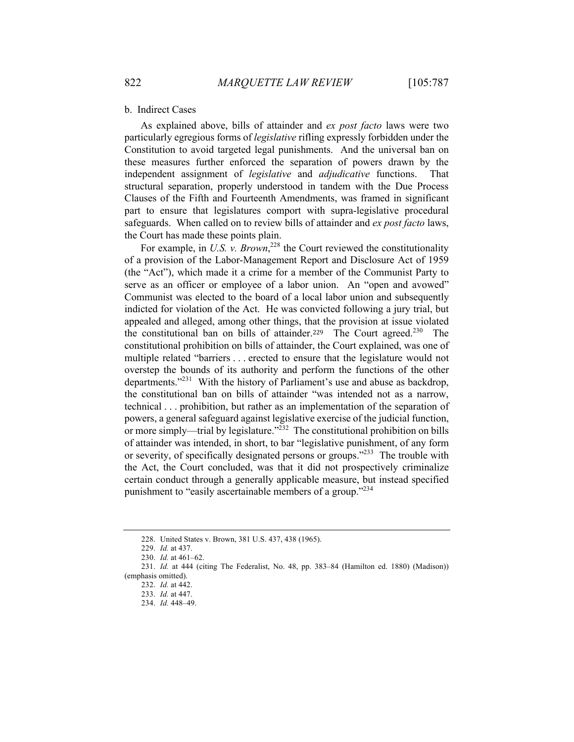b. Indirect Cases

As explained above, bills of attainder and *ex post facto* laws were two particularly egregious forms of *legislative* rifling expressly forbidden under the Constitution to avoid targeted legal punishments. And the universal ban on these measures further enforced the separation of powers drawn by the independent assignment of *legislative* and *adjudicative* functions. That structural separation, properly understood in tandem with the Due Process Clauses of the Fifth and Fourteenth Amendments, was framed in significant part to ensure that legislatures comport with supra-legislative procedural safeguards. When called on to review bills of attainder and *ex post facto* laws, the Court has made these points plain.

For example, in *U.S. v. Brown*,[228] the Court reviewed the constitutionality of a provision of the Labor-Management Report and Disclosure Act of 1959 (the "Act"), which made it a crime for a member of the Communist Party to serve as an officer or employee of a labor union. An "open and avowed" Communist was elected to the board of a local labor union and subsequently indicted for violation of the Act. He was convicted following a jury trial, but appealed and alleged, among other things, that the provision at issue violated the constitutional ban on bills of attainder.[229] The Court agreed.[230] The constitutional prohibition on bills of attainder, the Court explained, was one of multiple related "barriers . . . erected to ensure that the legislature would not overstep the bounds of its authority and perform the functions of the other departments."[231] With the history of Parliament's use and abuse as backdrop, the constitutional ban on bills of attainder "was intended not as a narrow, technical . . . prohibition, but rather as an implementation of the separation of powers, a general safeguard against legislative exercise of the judicial function, or more simply—trial by legislature."[232] The constitutional prohibition on bills of attainder was intended, in short, to bar "legislative punishment, of any form or severity, of specifically designated persons or groups."[233] The trouble with the Act, the Court concluded, was that it did not prospectively criminalize certain conduct through a generally applicable measure, but instead specified punishment to "easily ascertainable members of a group."[234]

---

228. United States v. Brown, 381 U.S. 437, 438 (1965).

229. *Id.* at 437.

230. *Id.* at 461–62.

231. *Id.* at 444 (citing The Federalist, No. 48, pp. 383–84 (Hamilton ed. 1880) (Madison)) (emphasis omitted).

232. *Id.* at 442.

233. *Id.* at 447.

234. *Id.* 448–49.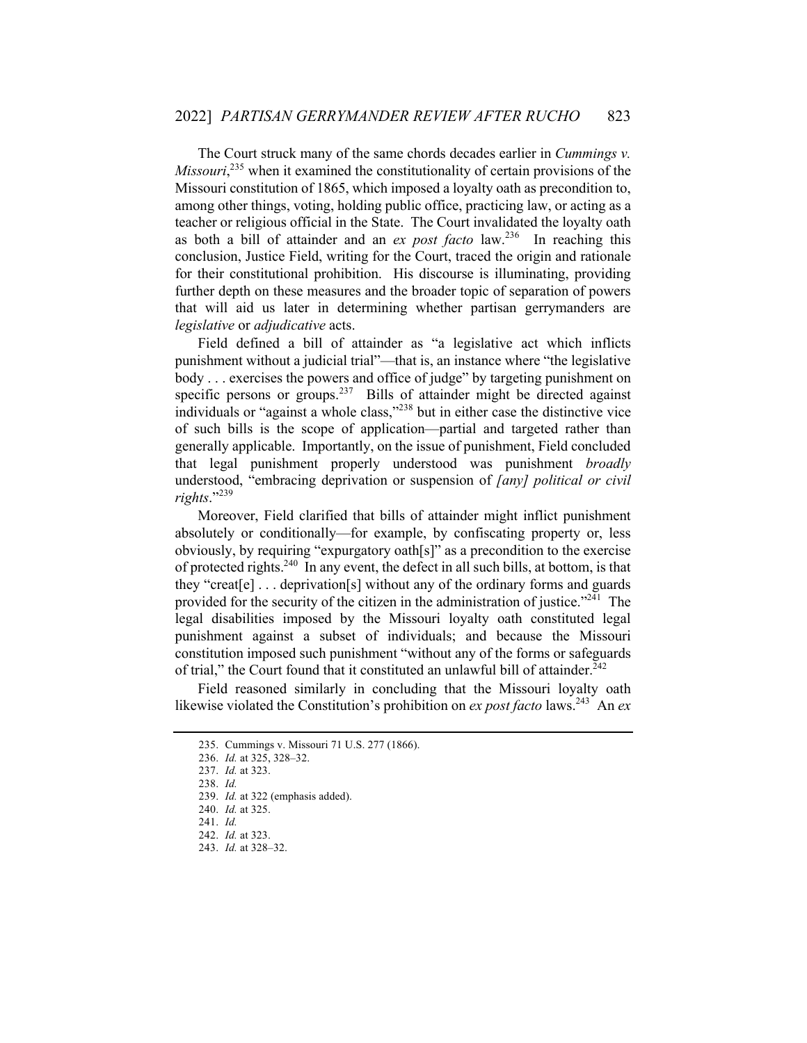The Court struck many of the same chords decades earlier in *Cummings v. Missouri*,[235] when it examined the constitutionality of certain provisions of the Missouri constitution of 1865, which imposed a loyalty oath as precondition to, among other things, voting, holding public office, practicing law, or acting as a teacher or religious official in the State. The Court invalidated the loyalty oath as both a bill of attainder and an *ex post facto* law.[236] In reaching this conclusion, Justice Field, writing for the Court, traced the origin and rationale for their constitutional prohibition. His discourse is illuminating, providing further depth on these measures and the broader topic of separation of powers that will aid us later in determining whether partisan gerrymanders are *legislative* or *adjudicative* acts.

Field defined a bill of attainder as "a legislative act which inflicts punishment without a judicial trial"—that is, an instance where "the legislative body . . . exercises the powers and office of judge" by targeting punishment on specific persons or groups.[237] Bills of attainder might be directed against individuals or "against a whole class,"[238] but in either case the distinctive vice of such bills is the scope of application—partial and targeted rather than generally applicable. Importantly, on the issue of punishment, Field concluded that legal punishment properly understood was punishment *broadly* understood, "embracing deprivation or suspension of *[any] political or civil rights*."[239]

Moreover, Field clarified that bills of attainder might inflict punishment absolutely or conditionally—for example, by confiscating property or, less obviously, by requiring "expurgatory oath[s]" as a precondition to the exercise of protected rights.[240] In any event, the defect in all such bills, at bottom, is that they "creat[e] . . . deprivation[s] without any of the ordinary forms and guards provided for the security of the citizen in the administration of justice."[241] The legal disabilities imposed by the Missouri loyalty oath constituted legal punishment against a subset of individuals; and because the Missouri constitution imposed such punishment "without any of the forms or safeguards of trial," the Court found that it constituted an unlawful bill of attainder.[242]

Field reasoned similarly in concluding that the Missouri loyalty oath likewise violated the Constitution's prohibition on *ex post facto* laws.[243] An *ex*

---

235. Cummings v. Missouri 71 U.S. 277 (1866).
236. *Id.* at 325, 328–32.
237. *Id.* at 323.
238. *Id.*
239. *Id.* at 322 (emphasis added).
240. *Id.* at 325.
241. *Id.*
242. *Id.* at 323.
243. *Id.* at 328–32.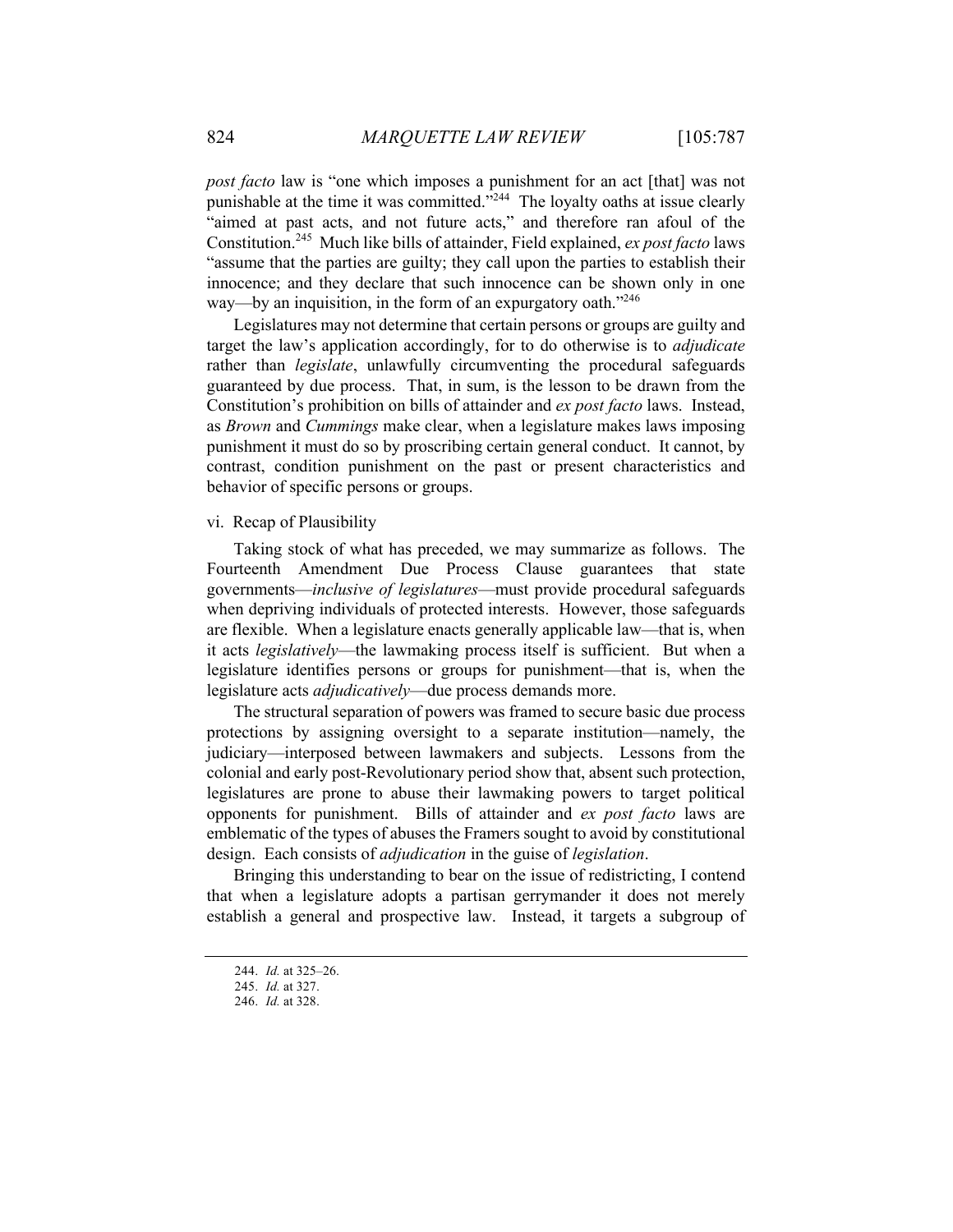*post facto* law is "one which imposes a punishment for an act [that] was not punishable at the time it was committed."[244] The loyalty oaths at issue clearly "aimed at past acts, and not future acts," and therefore ran afoul of the Constitution.[245] Much like bills of attainder, Field explained, *ex post facto* laws "assume that the parties are guilty; they call upon the parties to establish their innocence; and they declare that such innocence can be shown only in one way—by an inquisition, in the form of an expurgatory oath."[246]

Legislatures may not determine that certain persons or groups are guilty and target the law's application accordingly, for to do otherwise is to *adjudicate* rather than *legislate*, unlawfully circumventing the procedural safeguards guaranteed by due process. That, in sum, is the lesson to be drawn from the Constitution's prohibition on bills of attainder and *ex post facto* laws. Instead, as *Brown* and *Cummings* make clear, when a legislature makes laws imposing punishment it must do so by proscribing certain general conduct. It cannot, by contrast, condition punishment on the past or present characteristics and behavior of specific persons or groups.

vi. Recap of Plausibility

Taking stock of what has preceded, we may summarize as follows. The Fourteenth Amendment Due Process Clause guarantees that state governments—*inclusive of legislatures*—must provide procedural safeguards when depriving individuals of protected interests. However, those safeguards are flexible. When a legislature enacts generally applicable law—that is, when it acts *legislatively*—the lawmaking process itself is sufficient. But when a legislature identifies persons or groups for punishment—that is, when the legislature acts *adjudicatively*—due process demands more.

The structural separation of powers was framed to secure basic due process protections by assigning oversight to a separate institution—namely, the judiciary—interposed between lawmakers and subjects. Lessons from the colonial and early post-Revolutionary period show that, absent such protection, legislatures are prone to abuse their lawmaking powers to target political opponents for punishment. Bills of attainder and *ex post facto* laws are emblematic of the types of abuses the Framers sought to avoid by constitutional design. Each consists of *adjudication* in the guise of *legislation*.

Bringing this understanding to bear on the issue of redistricting, I contend that when a legislature adopts a partisan gerrymander it does not merely establish a general and prospective law. Instead, it targets a subgroup of

244. *Id.* at 325–26.

245. *Id.* at 327.

246. *Id.* at 328.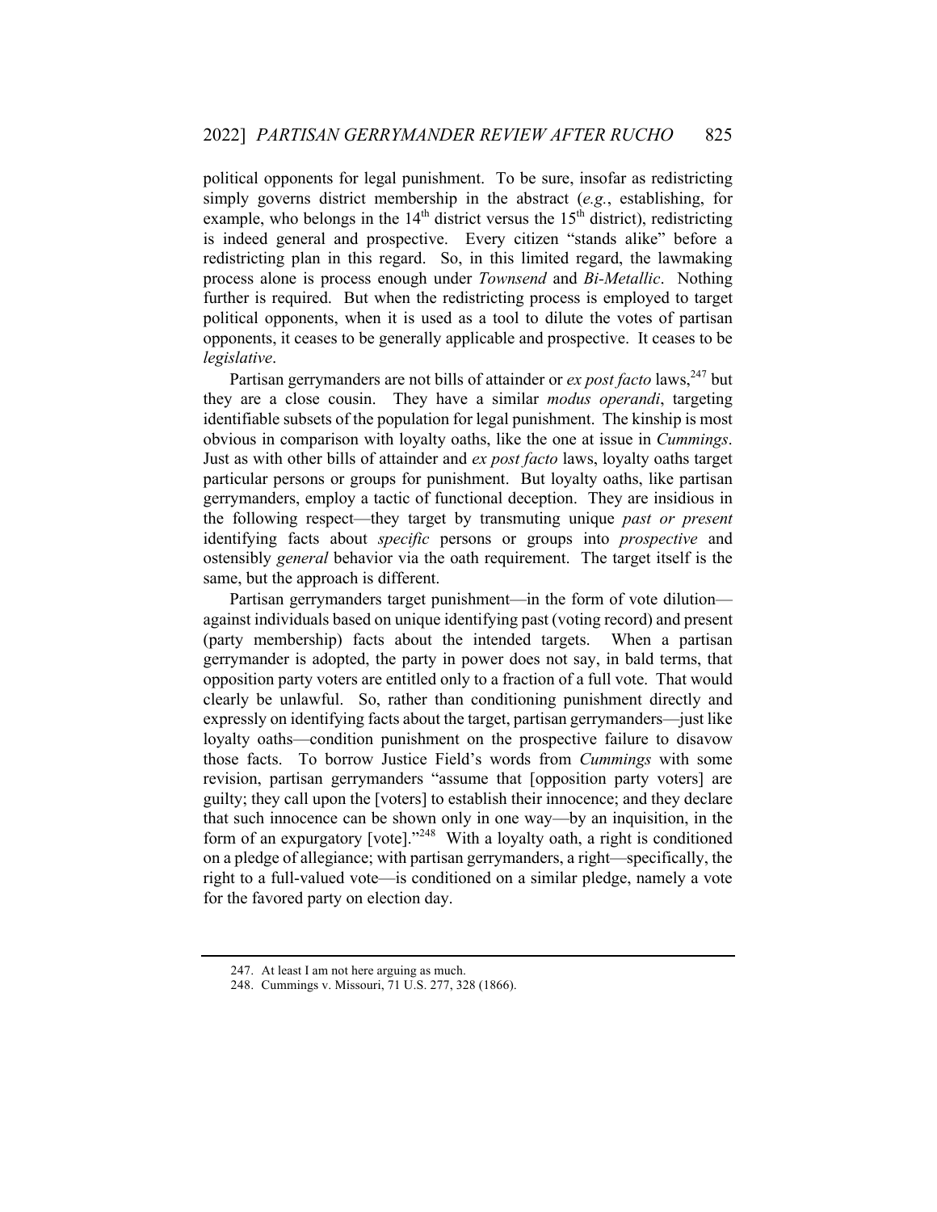political opponents for legal punishment. To be sure, insofar as redistricting simply governs district membership in the abstract (*e.g.*, establishing, for example, who belongs in the 14th district versus the 15th district), redistricting is indeed general and prospective. Every citizen "stands alike" before a redistricting plan in this regard. So, in this limited regard, the lawmaking process alone is process enough under *Townsend* and *Bi-Metallic*. Nothing further is required. But when the redistricting process is employed to target political opponents, when it is used as a tool to dilute the votes of partisan opponents, it ceases to be generally applicable and prospective. It ceases to be *legislative*.

Partisan gerrymanders are not bills of attainder or *ex post facto* laws,[247] but they are a close cousin. They have a similar *modus operandi*, targeting identifiable subsets of the population for legal punishment. The kinship is most obvious in comparison with loyalty oaths, like the one at issue in *Cummings*. Just as with other bills of attainder and *ex post facto* laws, loyalty oaths target particular persons or groups for punishment. But loyalty oaths, like partisan gerrymanders, employ a tactic of functional deception. They are insidious in the following respect—they target by transmuting unique *past or present* identifying facts about *specific* persons or groups into *prospective* and ostensibly *general* behavior via the oath requirement. The target itself is the same, but the approach is different.

Partisan gerrymanders target punishment—in the form of vote dilution—against individuals based on unique identifying past (voting record) and present (party membership) facts about the intended targets. When a partisan gerrymander is adopted, the party in power does not say, in bald terms, that opposition party voters are entitled only to a fraction of a full vote. That would clearly be unlawful. So, rather than conditioning punishment directly and expressly on identifying facts about the target, partisan gerrymanders—just like loyalty oaths—condition punishment on the prospective failure to disavow those facts. To borrow Justice Field's words from *Cummings* with some revision, partisan gerrymanders "assume that [opposition party voters] are guilty; they call upon the [voters] to establish their innocence; and they declare that such innocence can be shown only in one way—by an inquisition, in the form of an expurgatory [vote]."[248] With a loyalty oath, a right is conditioned on a pledge of allegiance; with partisan gerrymanders, a right—specifically, the right to a full-valued vote—is conditioned on a similar pledge, namely a vote for the favored party on election day.

247. At least I am not here arguing as much.

248. Cummings v. Missouri, 71 U.S. 277, 328 (1866).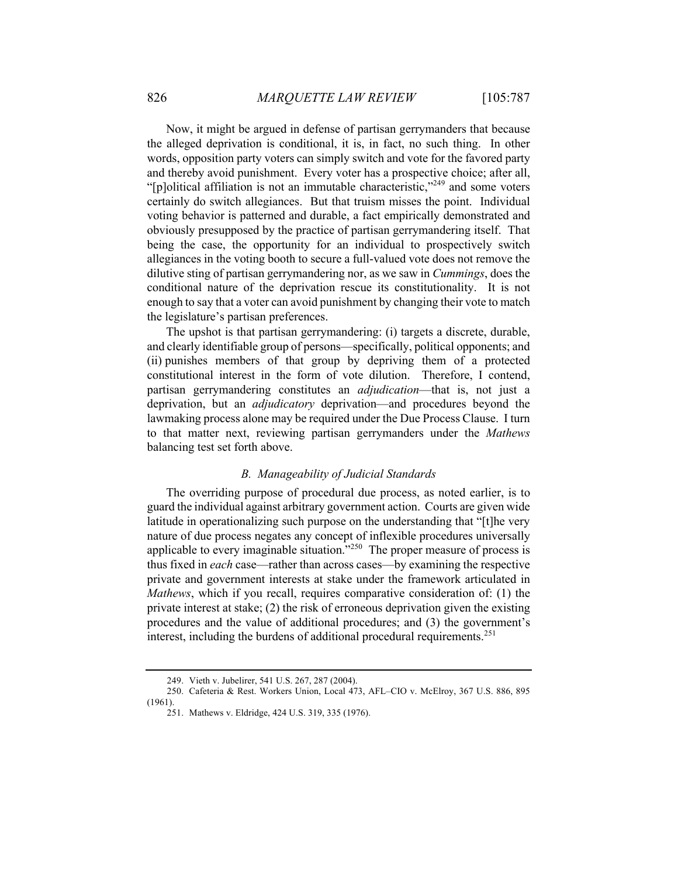Now, it might be argued in defense of partisan gerrymanders that because the alleged deprivation is conditional, it is, in fact, no such thing. In other words, opposition party voters can simply switch and vote for the favored party and thereby avoid punishment. Every voter has a prospective choice; after all, "[p]olitical affiliation is not an immutable characteristic,"[249] and some voters certainly do switch allegiances. But that truism misses the point. Individual voting behavior is patterned and durable, a fact empirically demonstrated and obviously presupposed by the practice of partisan gerrymandering itself. That being the case, the opportunity for an individual to prospectively switch allegiances in the voting booth to secure a full-valued vote does not remove the dilutive sting of partisan gerrymandering nor, as we saw in *Cummings*, does the conditional nature of the deprivation rescue its constitutionality. It is not enough to say that a voter can avoid punishment by changing their vote to match the legislature's partisan preferences.

The upshot is that partisan gerrymandering: (i) targets a discrete, durable, and clearly identifiable group of persons—specifically, political opponents; and (ii) punishes members of that group by depriving them of a protected constitutional interest in the form of vote dilution. Therefore, I contend, partisan gerrymandering constitutes an *adjudication*—that is, not just a deprivation, but an *adjudicatory* deprivation—and procedures beyond the lawmaking process alone may be required under the Due Process Clause. I turn to that matter next, reviewing partisan gerrymanders under the *Mathews* balancing test set forth above.

### *B. Manageability of Judicial Standards*

The overriding purpose of procedural due process, as noted earlier, is to guard the individual against arbitrary government action. Courts are given wide latitude in operationalizing such purpose on the understanding that "[t]he very nature of due process negates any concept of inflexible procedures universally applicable to every imaginable situation."[250] The proper measure of process is thus fixed in *each* case—rather than across cases—by examining the respective private and government interests at stake under the framework articulated in *Mathews*, which if you recall, requires comparative consideration of: (1) the private interest at stake; (2) the risk of erroneous deprivation given the existing procedures and the value of additional procedures; and (3) the government's interest, including the burdens of additional procedural requirements.[251]

---

249. Vieth v. Jubelirer, 541 U.S. 267, 287 (2004).

250. Cafeteria & Rest. Workers Union, Local 473, AFL–CIO v. McElroy, 367 U.S. 886, 895 (1961).

251. Mathews v. Eldridge, 424 U.S. 319, 335 (1976).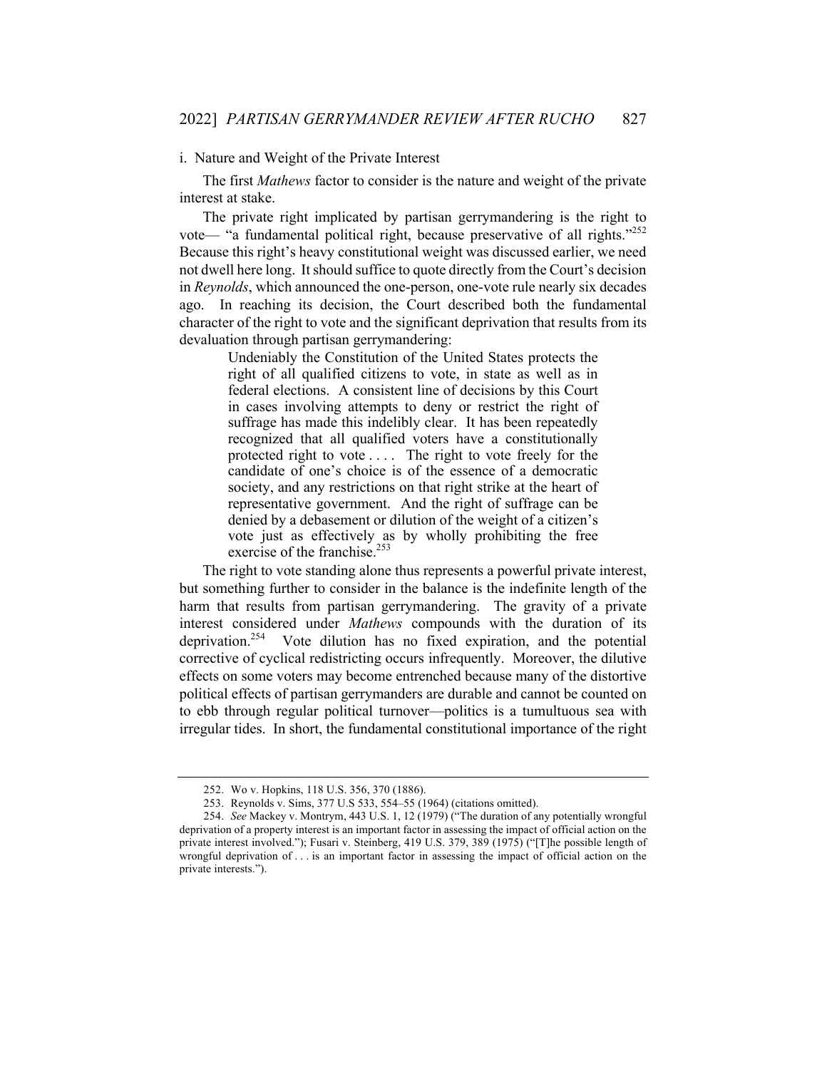i. Nature and Weight of the Private Interest

The first *Mathews* factor to consider is the nature and weight of the private interest at stake.

The private right implicated by partisan gerrymandering is the right to vote— "a fundamental political right, because preservative of all rights."[252] Because this right's heavy constitutional weight was discussed earlier, we need not dwell here long. It should suffice to quote directly from the Court's decision in *Reynolds*, which announced the one-person, one-vote rule nearly six decades ago. In reaching its decision, the Court described both the fundamental character of the right to vote and the significant deprivation that results from its devaluation through partisan gerrymandering:

> Undeniably the Constitution of the United States protects the right of all qualified citizens to vote, in state as well as in federal elections. A consistent line of decisions by this Court in cases involving attempts to deny or restrict the right of suffrage has made this indelibly clear. It has been repeatedly recognized that all qualified voters have a constitutionally protected right to vote . . . . The right to vote freely for the candidate of one's choice is of the essence of a democratic society, and any restrictions on that right strike at the heart of representative government. And the right of suffrage can be denied by a debasement or dilution of the weight of a citizen's vote just as effectively as by wholly prohibiting the free exercise of the franchise.[253]

The right to vote standing alone thus represents a powerful private interest, but something further to consider in the balance is the indefinite length of the harm that results from partisan gerrymandering. The gravity of a private interest considered under *Mathews* compounds with the duration of its deprivation.[254] Vote dilution has no fixed expiration, and the potential corrective of cyclical redistricting occurs infrequently. Moreover, the dilutive effects on some voters may become entrenched because many of the distortive political effects of partisan gerrymanders are durable and cannot be counted on to ebb through regular political turnover—politics is a tumultuous sea with irregular tides. In short, the fundamental constitutional importance of the right

---

252. Wo v. Hopkins, 118 U.S. 356, 370 (1886).

253. Reynolds v. Sims, 377 U.S 533, 554–55 (1964) (citations omitted).

254. *See* Mackey v. Montrym, 443 U.S. 1, 12 (1979) ("The duration of any potentially wrongful deprivation of a property interest is an important factor in assessing the impact of official action on the private interest involved."); Fusari v. Steinberg, 419 U.S. 379, 389 (1975) ("[T]he possible length of wrongful deprivation of . . . is an important factor in assessing the impact of official action on the private interests.").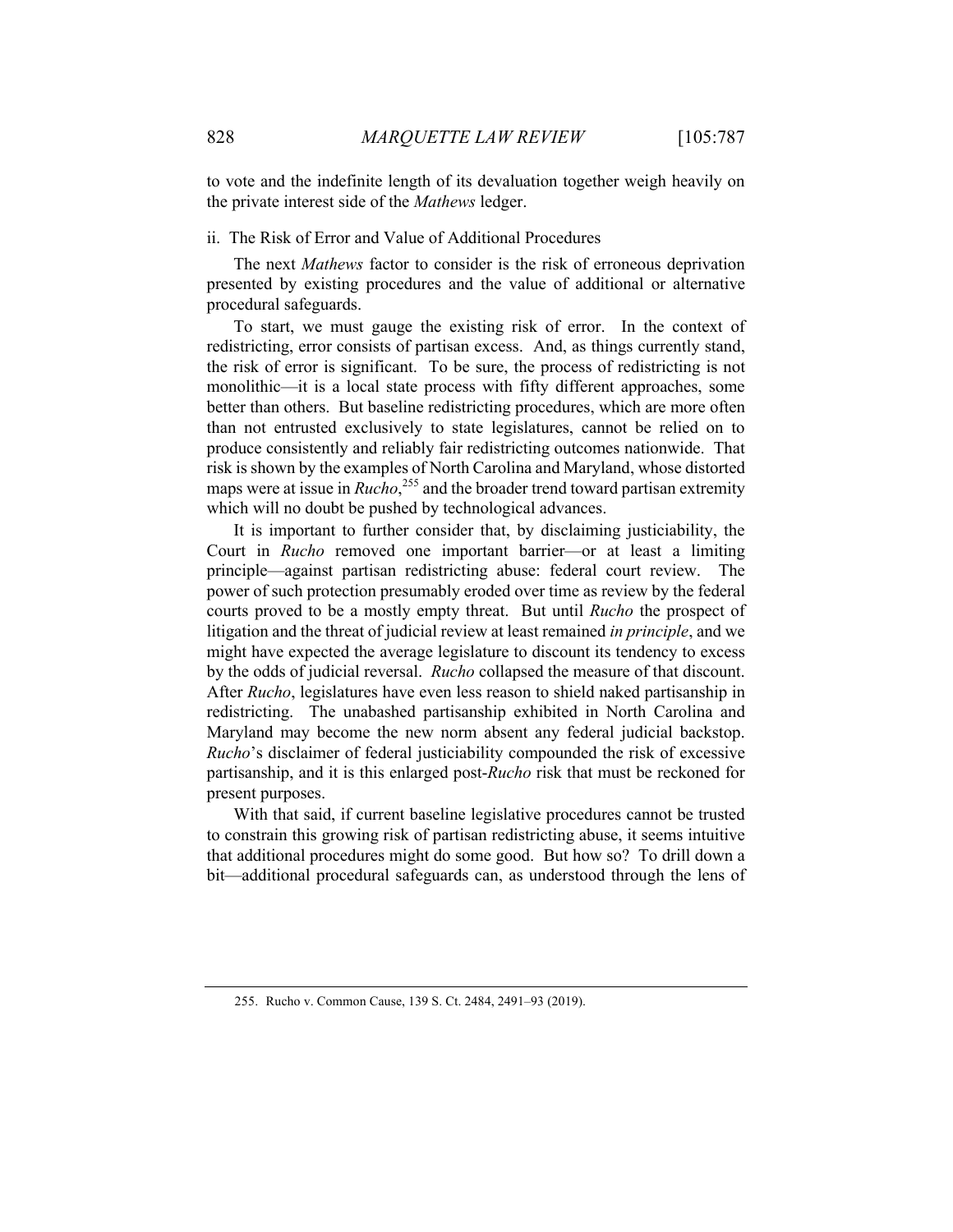to vote and the indefinite length of its devaluation together weigh heavily on the private interest side of the *Mathews* ledger.

ii. The Risk of Error and Value of Additional Procedures

The next *Mathews* factor to consider is the risk of erroneous deprivation presented by existing procedures and the value of additional or alternative procedural safeguards.

To start, we must gauge the existing risk of error. In the context of redistricting, error consists of partisan excess. And, as things currently stand, the risk of error is significant. To be sure, the process of redistricting is not monolithic—it is a local state process with fifty different approaches, some better than others. But baseline redistricting procedures, which are more often than not entrusted exclusively to state legislatures, cannot be relied on to produce consistently and reliably fair redistricting outcomes nationwide. That risk is shown by the examples of North Carolina and Maryland, whose distorted maps were at issue in *Rucho*,[255] and the broader trend toward partisan extremity which will no doubt be pushed by technological advances.

It is important to further consider that, by disclaiming justiciability, the Court in *Rucho* removed one important barrier—or at least a limiting principle—against partisan redistricting abuse: federal court review. The power of such protection presumably eroded over time as review by the federal courts proved to be a mostly empty threat. But until *Rucho* the prospect of litigation and the threat of judicial review at least remained *in principle*, and we might have expected the average legislature to discount its tendency to excess by the odds of judicial reversal. *Rucho* collapsed the measure of that discount. After *Rucho*, legislatures have even less reason to shield naked partisanship in redistricting. The unabashed partisanship exhibited in North Carolina and Maryland may become the new norm absent any federal judicial backstop. *Rucho*'s disclaimer of federal justiciability compounded the risk of excessive partisanship, and it is this enlarged post-*Rucho* risk that must be reckoned for present purposes.

With that said, if current baseline legislative procedures cannot be trusted to constrain this growing risk of partisan redistricting abuse, it seems intuitive that additional procedures might do some good. But how so? To drill down a bit—additional procedural safeguards can, as understood through the lens of

255. Rucho v. Common Cause, 139 S. Ct. 2484, 2491–93 (2019).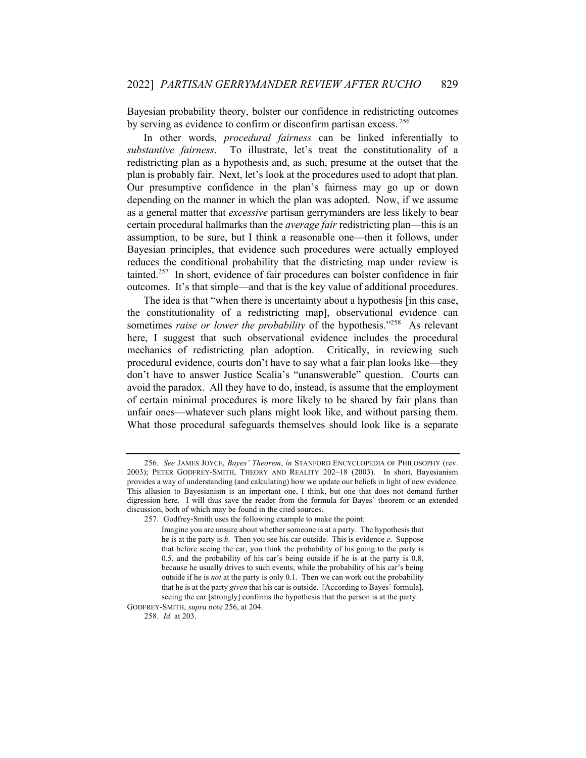Bayesian probability theory, bolster our confidence in redistricting outcomes by serving as evidence to confirm or disconfirm partisan excess.[256]

In other words, *procedural fairness* can be linked inferentially to *substantive fairness*. To illustrate, let's treat the constitutionality of a redistricting plan as a hypothesis and, as such, presume at the outset that the plan is probably fair. Next, let's look at the procedures used to adopt that plan. Our presumptive confidence in the plan's fairness may go up or down depending on the manner in which the plan was adopted. Now, if we assume as a general matter that *excessive* partisan gerrymanders are less likely to bear certain procedural hallmarks than the *average fair* redistricting plan—this is an assumption, to be sure, but I think a reasonable one—then it follows, under Bayesian principles, that evidence such procedures were actually employed reduces the conditional probability that the districting map under review is tainted.[257] In short, evidence of fair procedures can bolster confidence in fair outcomes. It's that simple—and that is the key value of additional procedures.

The idea is that "when there is uncertainty about a hypothesis [in this case, the constitutionality of a redistricting map], observational evidence can sometimes *raise or lower the probability* of the hypothesis."[258] As relevant here, I suggest that such observational evidence includes the procedural mechanics of redistricting plan adoption. Critically, in reviewing such procedural evidence, courts don't have to say what a fair plan looks like—they don't have to answer Justice Scalia's "unanswerable" question. Courts can avoid the paradox. All they have to do, instead, is assume that the employment of certain minimal procedures is more likely to be shared by fair plans than unfair ones—whatever such plans might look like, and without parsing them. What those procedural safeguards themselves should look like is a separate

---

256. *See* JAMES JOYCE, *Bayes' Theorem*, *in* STANFORD ENCYCLOPEDIA OF PHILOSOPHY (rev. 2003); PETER GODFREY-SMITH, THEORY AND REALITY 202–18 (2003). In short, Bayesianism provides a way of understanding (and calculating) how we update our beliefs in light of new evidence. This allusion to Bayesianism is an important one, I think, but one that does not demand further digression here. I will thus save the reader from the formula for Bayes' theorem or an extended discussion, both of which may be found in the cited sources.

257. Godfrey-Smith uses the following example to make the point:

> Imagine you are unsure about whether someone is at a party. The hypothesis that he is at the party is *h*. Then you see his car outside. This is evidence *e*. Suppose that before seeing the car, you think the probability of his going to the party is 0.5. and the probability of his car's being outside if he is at the party is 0.8, because he usually drives to such events, while the probability of his car's being outside if he is *not* at the party is only 0.1. Then we can work out the probability that he is at the party *given* that his car is outside. [According to Bayes' formula], seeing the car [strongly] confirms the hypothesis that the person is at the party.

GODFREY-SMITH, *supra* note 256, at 204.

258. *Id.* at 203.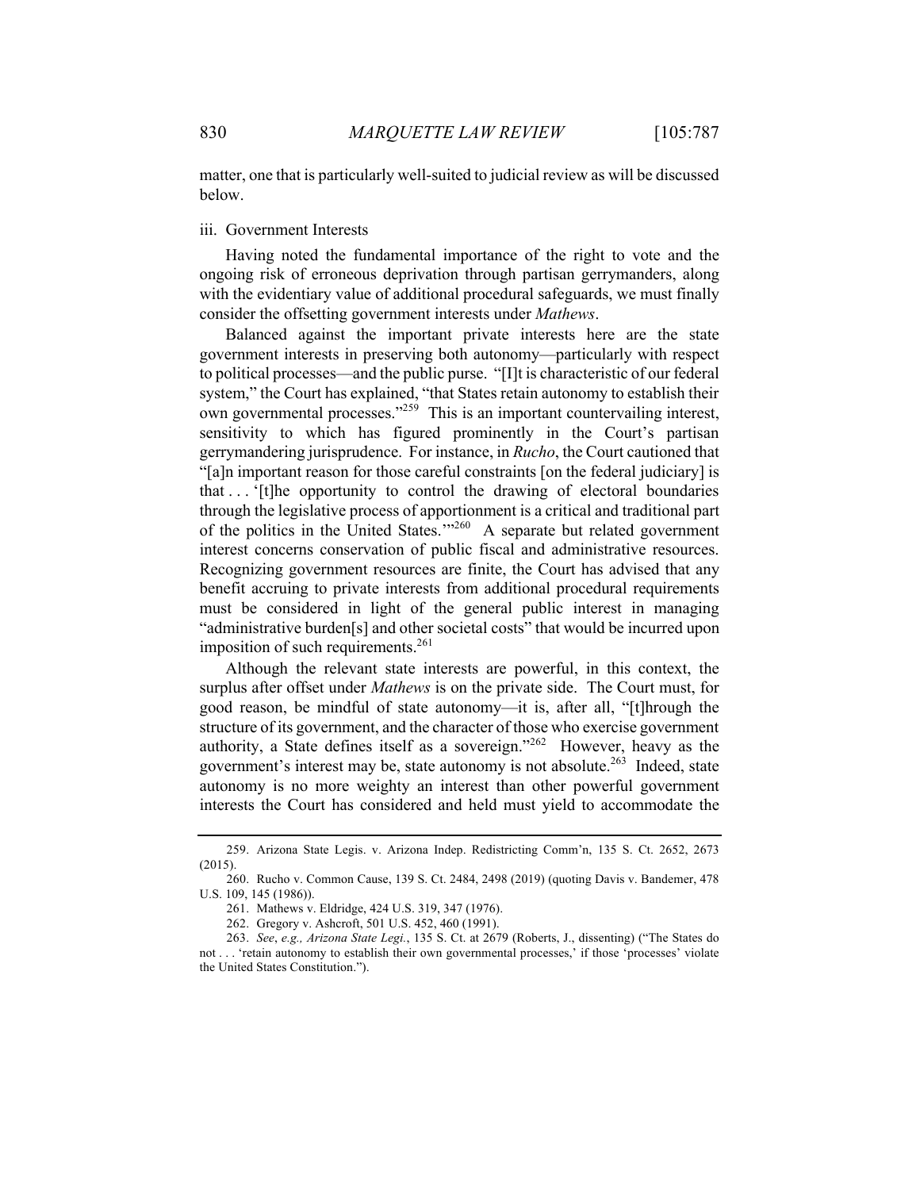matter, one that is particularly well-suited to judicial review as will be discussed below.

iii. Government Interests

Having noted the fundamental importance of the right to vote and the ongoing risk of erroneous deprivation through partisan gerrymanders, along with the evidentiary value of additional procedural safeguards, we must finally consider the offsetting government interests under *Mathews*.

Balanced against the important private interests here are the state government interests in preserving both autonomy—particularly with respect to political processes—and the public purse. "[I]t is characteristic of our federal system," the Court has explained, "that States retain autonomy to establish their own governmental processes."[259] This is an important countervailing interest, sensitivity to which has figured prominently in the Court's partisan gerrymandering jurisprudence. For instance, in *Rucho*, the Court cautioned that "[a]n important reason for those careful constraints [on the federal judiciary] is that . . . '[t]he opportunity to control the drawing of electoral boundaries through the legislative process of apportionment is a critical and traditional part of the politics in the United States.'"[260] A separate but related government interest concerns conservation of public fiscal and administrative resources. Recognizing government resources are finite, the Court has advised that any benefit accruing to private interests from additional procedural requirements must be considered in light of the general public interest in managing "administrative burden[s] and other societal costs" that would be incurred upon imposition of such requirements.[261]

Although the relevant state interests are powerful, in this context, the surplus after offset under *Mathews* is on the private side. The Court must, for good reason, be mindful of state autonomy—it is, after all, "[t]hrough the structure of its government, and the character of those who exercise government authority, a State defines itself as a sovereign."[262] However, heavy as the government's interest may be, state autonomy is not absolute.[263] Indeed, state autonomy is no more weighty an interest than other powerful government interests the Court has considered and held must yield to accommodate the

---

259. Arizona State Legis. v. Arizona Indep. Redistricting Comm'n, 135 S. Ct. 2652, 2673 (2015).

260. Rucho v. Common Cause, 139 S. Ct. 2484, 2498 (2019) (quoting Davis v. Bandemer, 478 U.S. 109, 145 (1986)).

261. Mathews v. Eldridge, 424 U.S. 319, 347 (1976).

262. Gregory v. Ashcroft, 501 U.S. 452, 460 (1991).

263. *See*, *e.g., Arizona State Legi.*, 135 S. Ct. at 2679 (Roberts, J., dissenting) ("The States do not . . . 'retain autonomy to establish their own governmental processes,' if those 'processes' violate the United States Constitution.").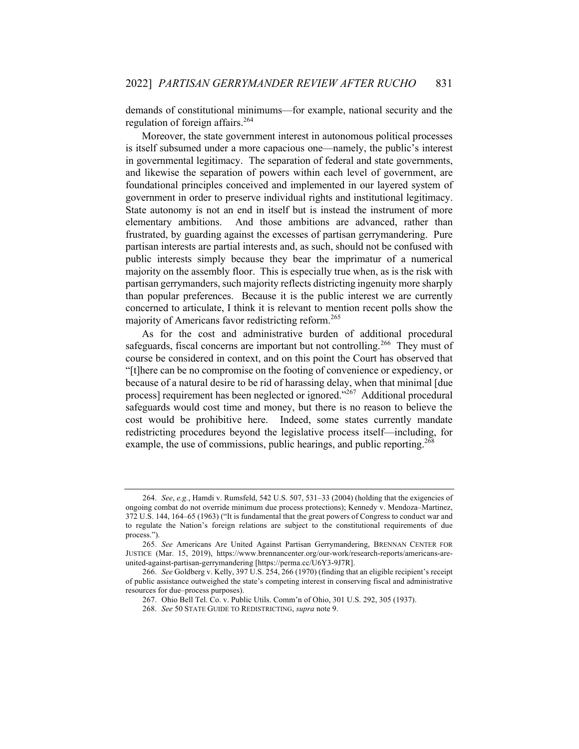demands of constitutional minimums—for example, national security and the regulation of foreign affairs.[264]

Moreover, the state government interest in autonomous political processes is itself subsumed under a more capacious one—namely, the public's interest in governmental legitimacy. The separation of federal and state governments, and likewise the separation of powers within each level of government, are foundational principles conceived and implemented in our layered system of government in order to preserve individual rights and institutional legitimacy. State autonomy is not an end in itself but is instead the instrument of more elementary ambitions. And those ambitions are advanced, rather than frustrated, by guarding against the excesses of partisan gerrymandering. Pure partisan interests are partial interests and, as such, should not be confused with public interests simply because they bear the imprimatur of a numerical majority on the assembly floor. This is especially true when, as is the risk with partisan gerrymanders, such majority reflects districting ingenuity more sharply than popular preferences. Because it is the public interest we are currently concerned to articulate, I think it is relevant to mention recent polls show the majority of Americans favor redistricting reform.[265]

As for the cost and administrative burden of additional procedural safeguards, fiscal concerns are important but not controlling.[266] They must of course be considered in context, and on this point the Court has observed that "[t]here can be no compromise on the footing of convenience or expediency, or because of a natural desire to be rid of harassing delay, when that minimal [due process] requirement has been neglected or ignored."[267] Additional procedural safeguards would cost time and money, but there is no reason to believe the cost would be prohibitive here. Indeed, some states currently mandate redistricting procedures beyond the legislative process itself—including, for example, the use of commissions, public hearings, and public reporting.[268]

---

264. *See*, *e.g.*, Hamdi v. Rumsfeld, 542 U.S. 507, 531–33 (2004) (holding that the exigencies of ongoing combat do not override minimum due process protections); Kennedy v. Mendoza–Martinez, 372 U.S. 144, 164–65 (1963) ("It is fundamental that the great powers of Congress to conduct war and to regulate the Nation's foreign relations are subject to the constitutional requirements of due process.").

265. *See* Americans Are United Against Partisan Gerrymandering, BRENNAN CENTER FOR JUSTICE (Mar. 15, 2019), https://www.brennancenter.org/our-work/research-reports/americans-are-united-against-partisan-gerrymandering [https://perma.cc/U6Y3-9J7R].

266. *See* Goldberg v. Kelly, 397 U.S. 254, 266 (1970) (finding that an eligible recipient's receipt of public assistance outweighed the state's competing interest in conserving fiscal and administrative resources for due–process purposes).

267. Ohio Bell Tel. Co. v. Public Utils. Comm'n of Ohio, 301 U.S. 292, 305 (1937).

268. *See* 50 STATE GUIDE TO REDISTRICTING, *supra* note 9.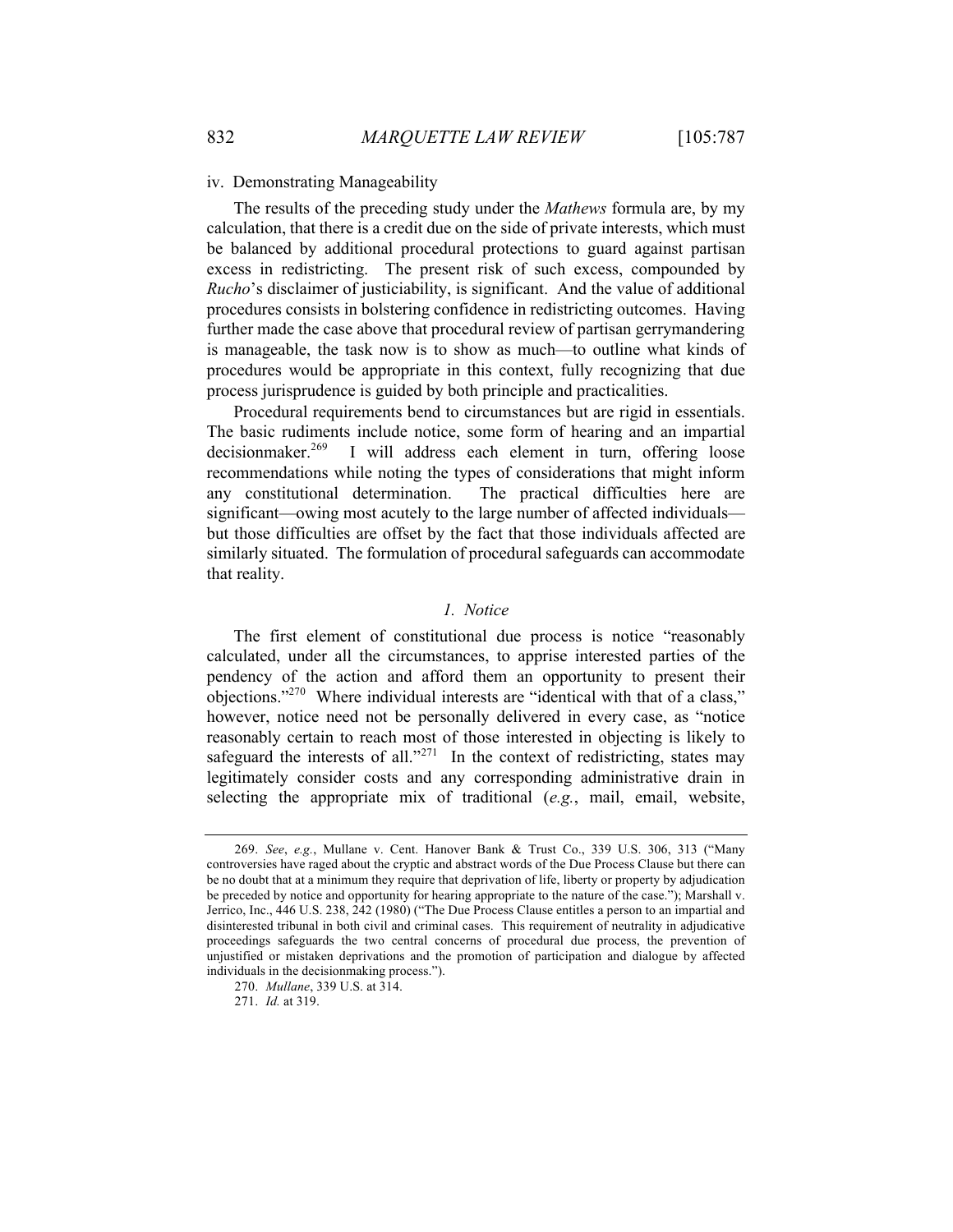iv. Demonstrating Manageability

The results of the preceding study under the *Mathews* formula are, by my calculation, that there is a credit due on the side of private interests, which must be balanced by additional procedural protections to guard against partisan excess in redistricting. The present risk of such excess, compounded by *Rucho*'s disclaimer of justiciability, is significant. And the value of additional procedures consists in bolstering confidence in redistricting outcomes. Having further made the case above that procedural review of partisan gerrymandering is manageable, the task now is to show as much—to outline what kinds of procedures would be appropriate in this context, fully recognizing that due process jurisprudence is guided by both principle and practicalities.

Procedural requirements bend to circumstances but are rigid in essentials. The basic rudiments include notice, some form of hearing and an impartial decisionmaker.[269] I will address each element in turn, offering loose recommendations while noting the types of considerations that might inform any constitutional determination. The practical difficulties here are significant—owing most acutely to the large number of affected individuals—but those difficulties are offset by the fact that those individuals affected are similarly situated. The formulation of procedural safeguards can accommodate that reality.

### *1. Notice*

The first element of constitutional due process is notice "reasonably calculated, under all the circumstances, to apprise interested parties of the pendency of the action and afford them an opportunity to present their objections."[270] Where individual interests are "identical with that of a class," however, notice need not be personally delivered in every case, as "notice reasonably certain to reach most of those interested in objecting is likely to safeguard the interests of all."[271] In the context of redistricting, states may legitimately consider costs and any corresponding administrative drain in selecting the appropriate mix of traditional (*e.g.*, mail, email, website,

---

269. *See*, *e.g.*, Mullane v. Cent. Hanover Bank & Trust Co., 339 U.S. 306, 313 ("Many controversies have raged about the cryptic and abstract words of the Due Process Clause but there can be no doubt that at a minimum they require that deprivation of life, liberty or property by adjudication be preceded by notice and opportunity for hearing appropriate to the nature of the case."); Marshall v. Jerrico, Inc., 446 U.S. 238, 242 (1980) ("The Due Process Clause entitles a person to an impartial and disinterested tribunal in both civil and criminal cases. This requirement of neutrality in adjudicative proceedings safeguards the two central concerns of procedural due process, the prevention of unjustified or mistaken deprivations and the promotion of participation and dialogue by affected individuals in the decisionmaking process.").

270. *Mullane*, 339 U.S. at 314.

271. *Id.* at 319.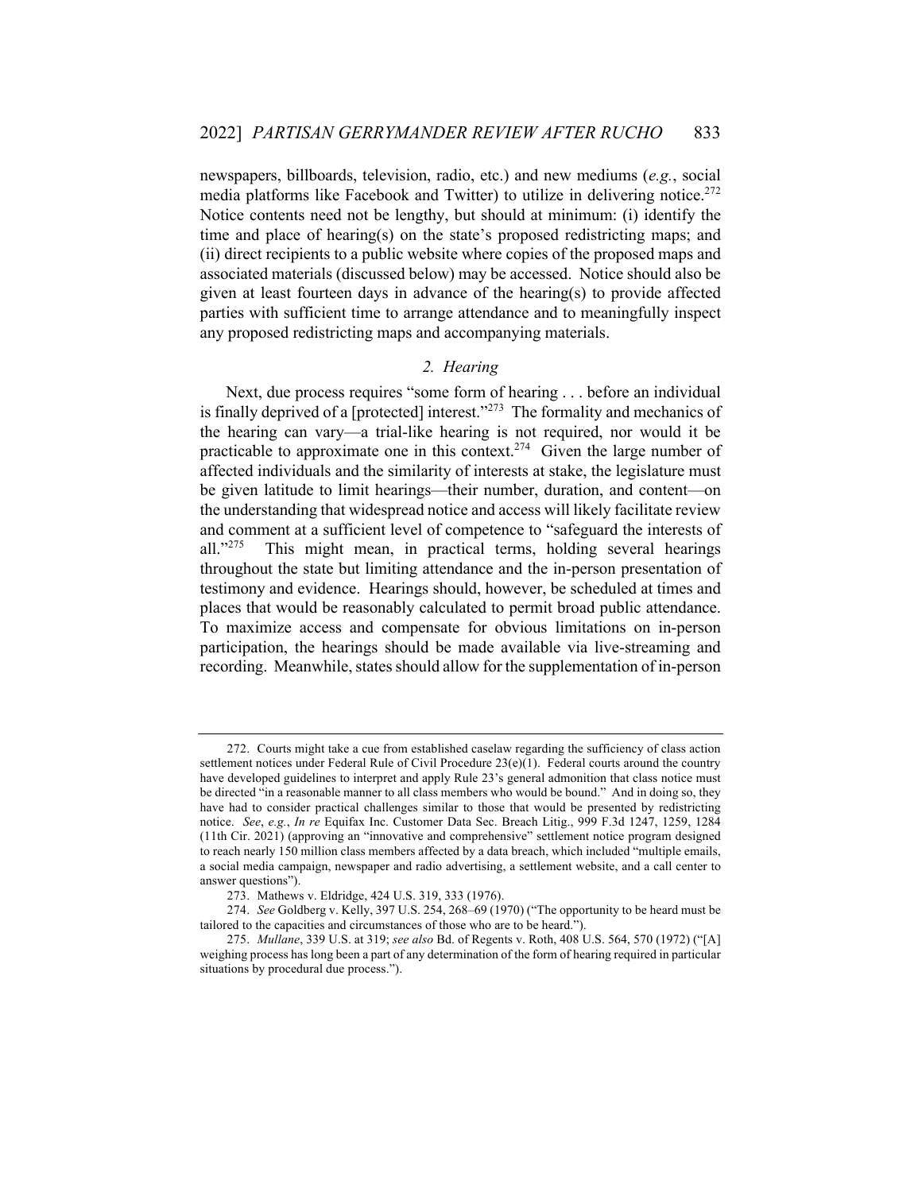newspapers, billboards, television, radio, etc.) and new mediums (*e.g.*, social media platforms like Facebook and Twitter) to utilize in delivering notice.[272] Notice contents need not be lengthy, but should at minimum: (i) identify the time and place of hearing(s) on the state's proposed redistricting maps; and (ii) direct recipients to a public website where copies of the proposed maps and associated materials (discussed below) may be accessed. Notice should also be given at least fourteen days in advance of the hearing(s) to provide affected parties with sufficient time to arrange attendance and to meaningfully inspect any proposed redistricting maps and accompanying materials.

### *2. Hearing*

Next, due process requires "some form of hearing . . . before an individual is finally deprived of a [protected] interest."[273] The formality and mechanics of the hearing can vary—a trial-like hearing is not required, nor would it be practicable to approximate one in this context.[274] Given the large number of affected individuals and the similarity of interests at stake, the legislature must be given latitude to limit hearings—their number, duration, and content—on the understanding that widespread notice and access will likely facilitate review and comment at a sufficient level of competence to "safeguard the interests of all."[275] This might mean, in practical terms, holding several hearings throughout the state but limiting attendance and the in-person presentation of testimony and evidence. Hearings should, however, be scheduled at times and places that would be reasonably calculated to permit broad public attendance. To maximize access and compensate for obvious limitations on in-person participation, the hearings should be made available via live-streaming and recording. Meanwhile, states should allow for the supplementation of in-person

---

272. Courts might take a cue from established caselaw regarding the sufficiency of class action settlement notices under Federal Rule of Civil Procedure 23(e)(1). Federal courts around the country have developed guidelines to interpret and apply Rule 23's general admonition that class notice must be directed "in a reasonable manner to all class members who would be bound." And in doing so, they have had to consider practical challenges similar to those that would be presented by redistricting notice. *See*, *e.g.*, *In re* Equifax Inc. Customer Data Sec. Breach Litig., 999 F.3d 1247, 1259, 1284 (11th Cir. 2021) (approving an "innovative and comprehensive" settlement notice program designed to reach nearly 150 million class members affected by a data breach, which included "multiple emails, a social media campaign, newspaper and radio advertising, a settlement website, and a call center to answer questions").

273. Mathews v. Eldridge, 424 U.S. 319, 333 (1976).

274. *See* Goldberg v. Kelly, 397 U.S. 254, 268–69 (1970) ("The opportunity to be heard must be tailored to the capacities and circumstances of those who are to be heard.").

275. *Mullane*, 339 U.S. at 319; *see also* Bd. of Regents v. Roth, 408 U.S. 564, 570 (1972) ("[A] weighing process has long been a part of any determination of the form of hearing required in particular situations by procedural due process.").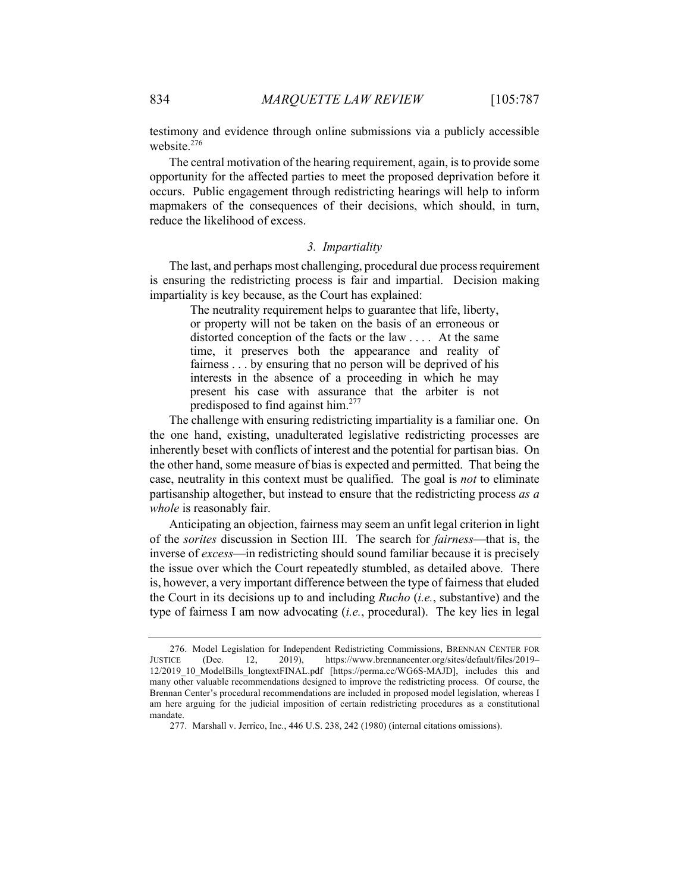testimony and evidence through online submissions via a publicly accessible website.[276]

The central motivation of the hearing requirement, again, is to provide some opportunity for the affected parties to meet the proposed deprivation before it occurs. Public engagement through redistricting hearings will help to inform mapmakers of the consequences of their decisions, which should, in turn, reduce the likelihood of excess.

### *3. Impartiality*

The last, and perhaps most challenging, procedural due process requirement is ensuring the redistricting process is fair and impartial. Decision making impartiality is key because, as the Court has explained:

> The neutrality requirement helps to guarantee that life, liberty, or property will not be taken on the basis of an erroneous or distorted conception of the facts or the law . . . . At the same time, it preserves both the appearance and reality of fairness . . . by ensuring that no person will be deprived of his interests in the absence of a proceeding in which he may present his case with assurance that the arbiter is not predisposed to find against him.[277]

The challenge with ensuring redistricting impartiality is a familiar one. On the one hand, existing, unadulterated legislative redistricting processes are inherently beset with conflicts of interest and the potential for partisan bias. On the other hand, some measure of bias is expected and permitted. That being the case, neutrality in this context must be qualified. The goal is *not* to eliminate partisanship altogether, but instead to ensure that the redistricting process *as a whole* is reasonably fair.

Anticipating an objection, fairness may seem an unfit legal criterion in light of the *sorites* discussion in Section III. The search for *fairness*—that is, the inverse of *excess*—in redistricting should sound familiar because it is precisely the issue over which the Court repeatedly stumbled, as detailed above. There is, however, a very important difference between the type of fairness that eluded the Court in its decisions up to and including *Rucho* (*i.e.*, substantive) and the type of fairness I am now advocating (*i.e.*, procedural). The key lies in legal

---

276. Model Legislation for Independent Redistricting Commissions, BRENNAN CENTER FOR JUSTICE (Dec. 12, 2019), https://www.brennancenter.org/sites/default/files/2019–12/2019_10_ModelBills_longtextFINAL.pdf [https://perma.cc/WG6S-MAJD], includes this and many other valuable recommendations designed to improve the redistricting process. Of course, the Brennan Center's procedural recommendations are included in proposed model legislation, whereas I am here arguing for the judicial imposition of certain redistricting procedures as a constitutional mandate.

277. Marshall v. Jerrico, Inc., 446 U.S. 238, 242 (1980) (internal citations omissions).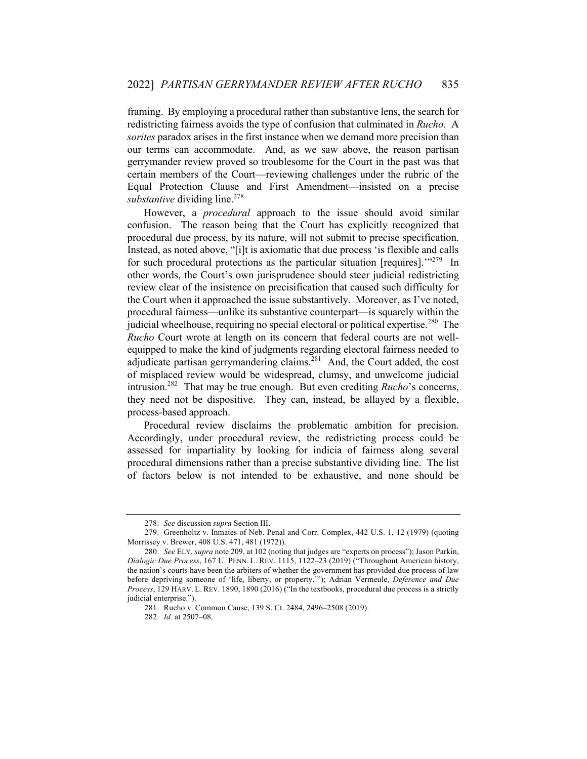framing. By employing a procedural rather than substantive lens, the search for redistricting fairness avoids the type of confusion that culminated in *Rucho*. A *sorites* paradox arises in the first instance when we demand more precision than our terms can accommodate. And, as we saw above, the reason partisan gerrymander review proved so troublesome for the Court in the past was that certain members of the Court—reviewing challenges under the rubric of the Equal Protection Clause and First Amendment—insisted on a precise *substantive* dividing line.[278]

However, a *procedural* approach to the issue should avoid similar confusion. The reason being that the Court has explicitly recognized that procedural due process, by its nature, will not submit to precise specification. Instead, as noted above, "[i]t is axiomatic that due process 'is flexible and calls for such procedural protections as the particular situation [requires].'"[279] In other words, the Court's own jurisprudence should steer judicial redistricting review clear of the insistence on precisification that caused such difficulty for the Court when it approached the issue substantively. Moreover, as I've noted, procedural fairness—unlike its substantive counterpart—is squarely within the judicial wheelhouse, requiring no special electoral or political expertise.[280] The *Rucho* Court wrote at length on its concern that federal courts are not well-equipped to make the kind of judgments regarding electoral fairness needed to adjudicate partisan gerrymandering claims.[281] And, the Court added, the cost of misplaced review would be widespread, clumsy, and unwelcome judicial intrusion.[282] That may be true enough. But even crediting *Rucho*'s concerns, they need not be dispositive. They can, instead, be allayed by a flexible, process-based approach.

Procedural review disclaims the problematic ambition for precision. Accordingly, under procedural review, the redistricting process could be assessed for impartiality by looking for indicia of fairness along several procedural dimensions rather than a precise substantive dividing line. The list of factors below is not intended to be exhaustive, and none should be

---

278. *See* discussion *supra* Section III.

279. Greenholtz v. Inmates of Neb. Penal and Corr. Complex, 442 U.S. 1, 12 (1979) (quoting Morrissey v. Brewer, 408 U.S. 471, 481 (1972)).

280. *See* ELY, *supra* note 209, at 102 (noting that judges are "experts on process"); Jason Parkin, *Dialogic Due Process*, 167 U. PENN. L. REV. 1115, 1122–23 (2019) ("Throughout American history, the nation's courts have been the arbiters of whether the government has provided due process of law before depriving someone of 'life, liberty, or property.'"); Adrian Vermeule, *Deference and Due Process*, 129 HARV. L. REV. 1890, 1890 (2016) ("In the textbooks, procedural due process is a strictly judicial enterprise.").

281. Rucho v. Common Cause, 139 S. Ct. 2484, 2496–2508 (2019).

282. *Id.* at 2507–08.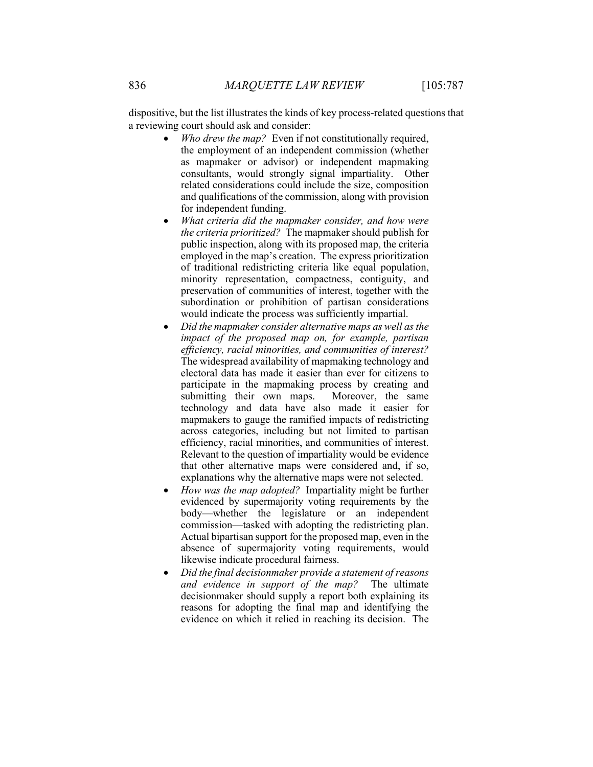dispositive, but the list illustrates the kinds of key process-related questions that a reviewing court should ask and consider:

- *Who drew the map?* Even if not constitutionally required, the employment of an independent commission (whether as mapmaker or advisor) or independent mapmaking consultants, would strongly signal impartiality. Other related considerations could include the size, composition and qualifications of the commission, along with provision for independent funding.
- *What criteria did the mapmaker consider, and how were the criteria prioritized?* The mapmaker should publish for public inspection, along with its proposed map, the criteria employed in the map's creation. The express prioritization of traditional redistricting criteria like equal population, minority representation, compactness, contiguity, and preservation of communities of interest, together with the subordination or prohibition of partisan considerations would indicate the process was sufficiently impartial.
- *Did the mapmaker consider alternative maps as well as the impact of the proposed map on, for example, partisan efficiency, racial minorities, and communities of interest?* The widespread availability of mapmaking technology and electoral data has made it easier than ever for citizens to participate in the mapmaking process by creating and submitting their own maps. Moreover, the same technology and data have also made it easier for mapmakers to gauge the ramified impacts of redistricting across categories, including but not limited to partisan efficiency, racial minorities, and communities of interest. Relevant to the question of impartiality would be evidence that other alternative maps were considered and, if so, explanations why the alternative maps were not selected.
- *How was the map adopted?* Impartiality might be further evidenced by supermajority voting requirements by the body—whether the legislature or an independent commission—tasked with adopting the redistricting plan. Actual bipartisan support for the proposed map, even in the absence of supermajority voting requirements, would likewise indicate procedural fairness.
- *Did the final decisionmaker provide a statement of reasons and evidence in support of the map?* The ultimate decisionmaker should supply a report both explaining its reasons for adopting the final map and identifying the evidence on which it relied in reaching its decision. The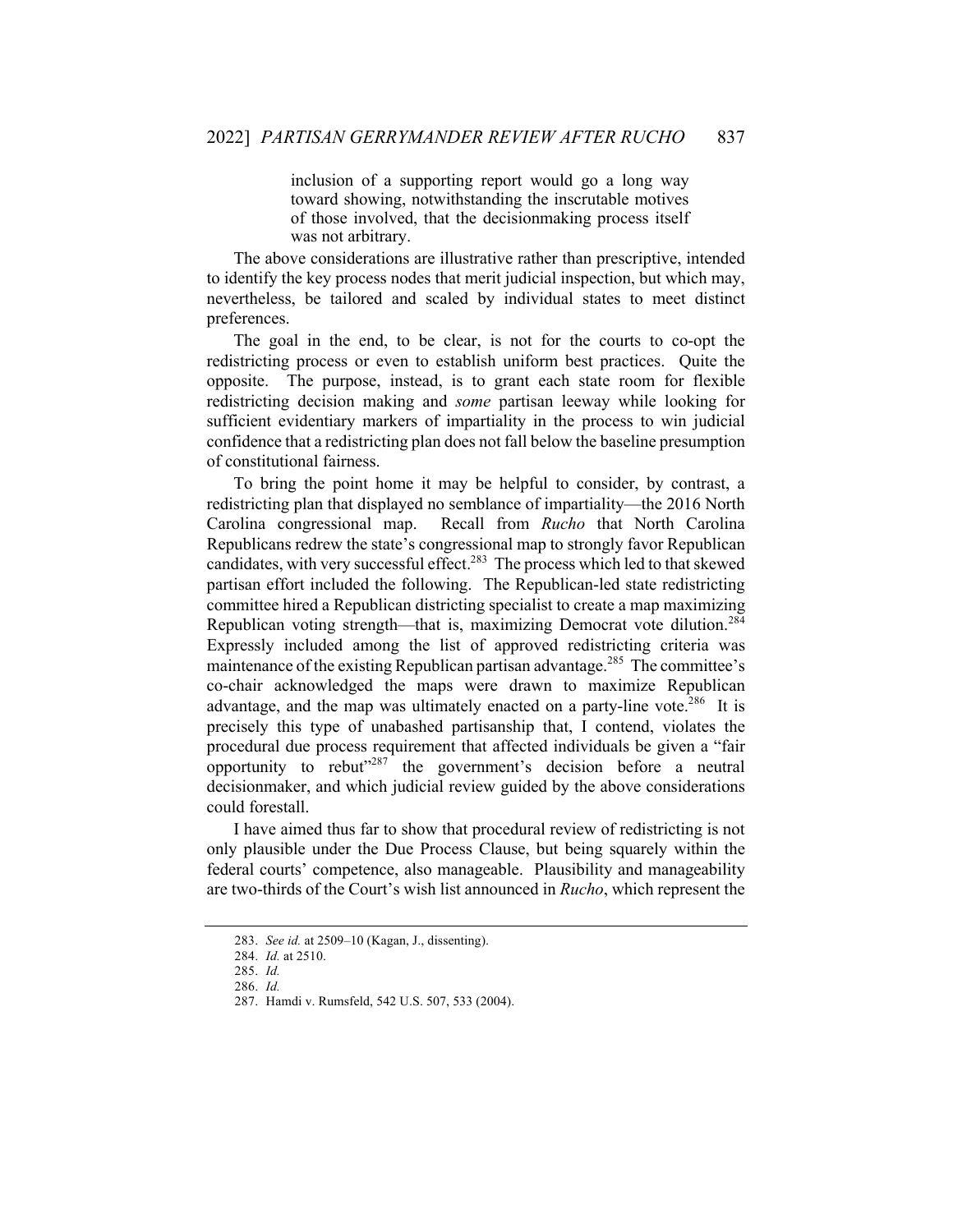> inclusion of a supporting report would go a long way toward showing, notwithstanding the inscrutable motives of those involved, that the decisionmaking process itself was not arbitrary.

The above considerations are illustrative rather than prescriptive, intended to identify the key process nodes that merit judicial inspection, but which may, nevertheless, be tailored and scaled by individual states to meet distinct preferences.

The goal in the end, to be clear, is not for the courts to co-opt the redistricting process or even to establish uniform best practices. Quite the opposite. The purpose, instead, is to grant each state room for flexible redistricting decision making and *some* partisan leeway while looking for sufficient evidentiary markers of impartiality in the process to win judicial confidence that a redistricting plan does not fall below the baseline presumption of constitutional fairness.

To bring the point home it may be helpful to consider, by contrast, a redistricting plan that displayed no semblance of impartiality—the 2016 North Carolina congressional map. Recall from *Rucho* that North Carolina Republicans redrew the state's congressional map to strongly favor Republican candidates, with very successful effect.[283] The process which led to that skewed partisan effort included the following. The Republican-led state redistricting committee hired a Republican districting specialist to create a map maximizing Republican voting strength—that is, maximizing Democrat vote dilution.[284] Expressly included among the list of approved redistricting criteria was maintenance of the existing Republican partisan advantage.[285] The committee's co-chair acknowledged the maps were drawn to maximize Republican advantage, and the map was ultimately enacted on a party-line vote.[286] It is precisely this type of unabashed partisanship that, I contend, violates the procedural due process requirement that affected individuals be given a "fair opportunity to rebut"[287] the government's decision before a neutral decisionmaker, and which judicial review guided by the above considerations could forestall.

I have aimed thus far to show that procedural review of redistricting is not only plausible under the Due Process Clause, but being squarely within the federal courts' competence, also manageable. Plausibility and manageability are two-thirds of the Court's wish list announced in *Rucho*, which represent the

283. *See id.* at 2509–10 (Kagan, J., dissenting).

284. *Id.* at 2510.

285. *Id.*

286. *Id.*

287. Hamdi v. Rumsfeld, 542 U.S. 507, 533 (2004).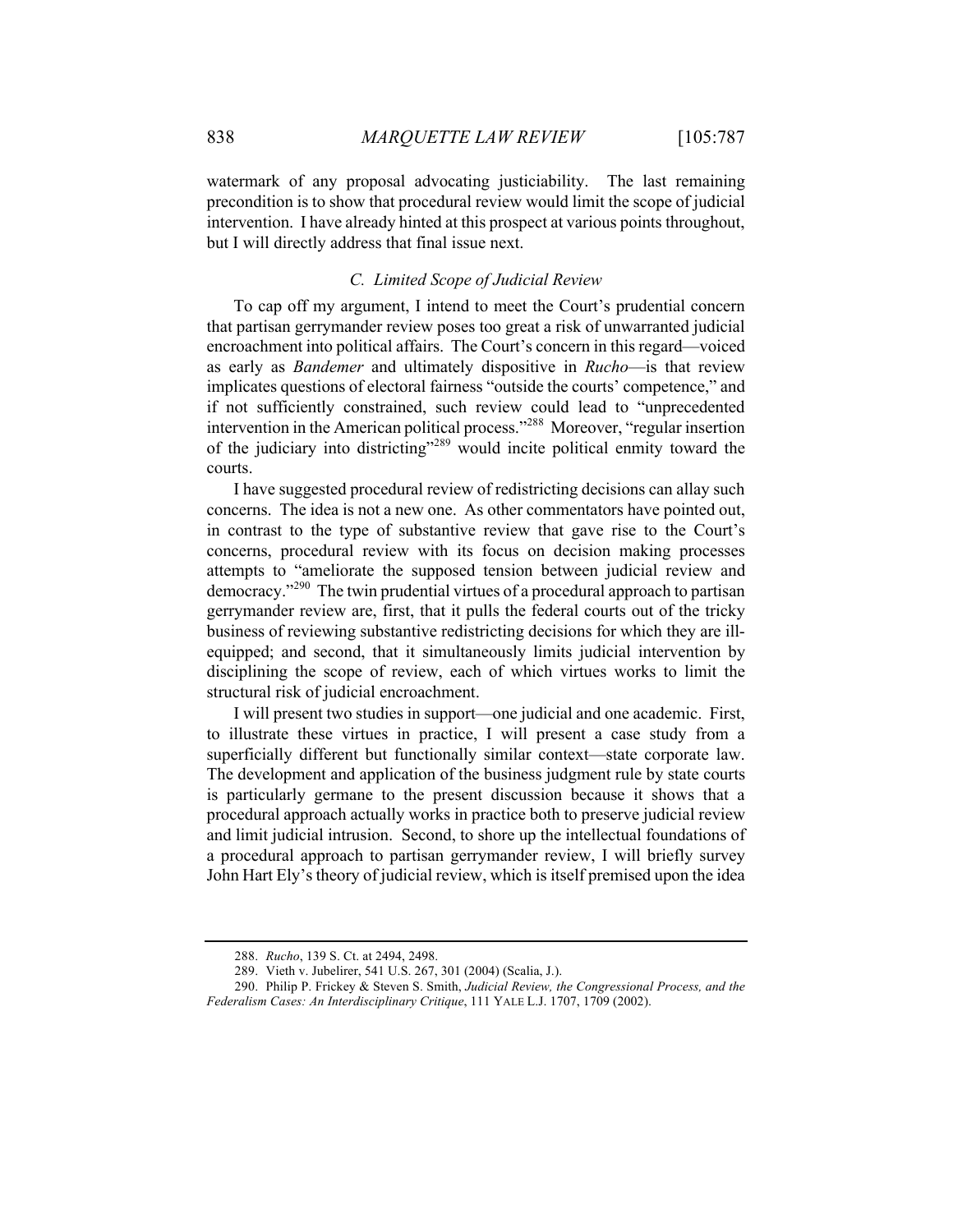watermark of any proposal advocating justiciability. The last remaining precondition is to show that procedural review would limit the scope of judicial intervention. I have already hinted at this prospect at various points throughout, but I will directly address that final issue next.

### *C. Limited Scope of Judicial Review*

To cap off my argument, I intend to meet the Court's prudential concern that partisan gerrymander review poses too great a risk of unwarranted judicial encroachment into political affairs. The Court's concern in this regard—voiced as early as *Bandemer* and ultimately dispositive in *Rucho*—is that review implicates questions of electoral fairness "outside the courts' competence," and if not sufficiently constrained, such review could lead to "unprecedented intervention in the American political process."[288] Moreover, "regular insertion of the judiciary into districting"[289] would incite political enmity toward the courts.

I have suggested procedural review of redistricting decisions can allay such concerns. The idea is not a new one. As other commentators have pointed out, in contrast to the type of substantive review that gave rise to the Court's concerns, procedural review with its focus on decision making processes attempts to "ameliorate the supposed tension between judicial review and democracy."[290] The twin prudential virtues of a procedural approach to partisan gerrymander review are, first, that it pulls the federal courts out of the tricky business of reviewing substantive redistricting decisions for which they are ill-equipped; and second, that it simultaneously limits judicial intervention by disciplining the scope of review, each of which virtues works to limit the structural risk of judicial encroachment.

I will present two studies in support—one judicial and one academic. First, to illustrate these virtues in practice, I will present a case study from a superficially different but functionally similar context—state corporate law. The development and application of the business judgment rule by state courts is particularly germane to the present discussion because it shows that a procedural approach actually works in practice both to preserve judicial review and limit judicial intrusion. Second, to shore up the intellectual foundations of a procedural approach to partisan gerrymander review, I will briefly survey John Hart Ely's theory of judicial review, which is itself premised upon the idea

---

288. *Rucho*, 139 S. Ct. at 2494, 2498.

289. Vieth v. Jubelirer, 541 U.S. 267, 301 (2004) (Scalia, J.).

290. Philip P. Frickey & Steven S. Smith, *Judicial Review, the Congressional Process, and the Federalism Cases: An Interdisciplinary Critique*, 111 YALE L.J. 1707, 1709 (2002).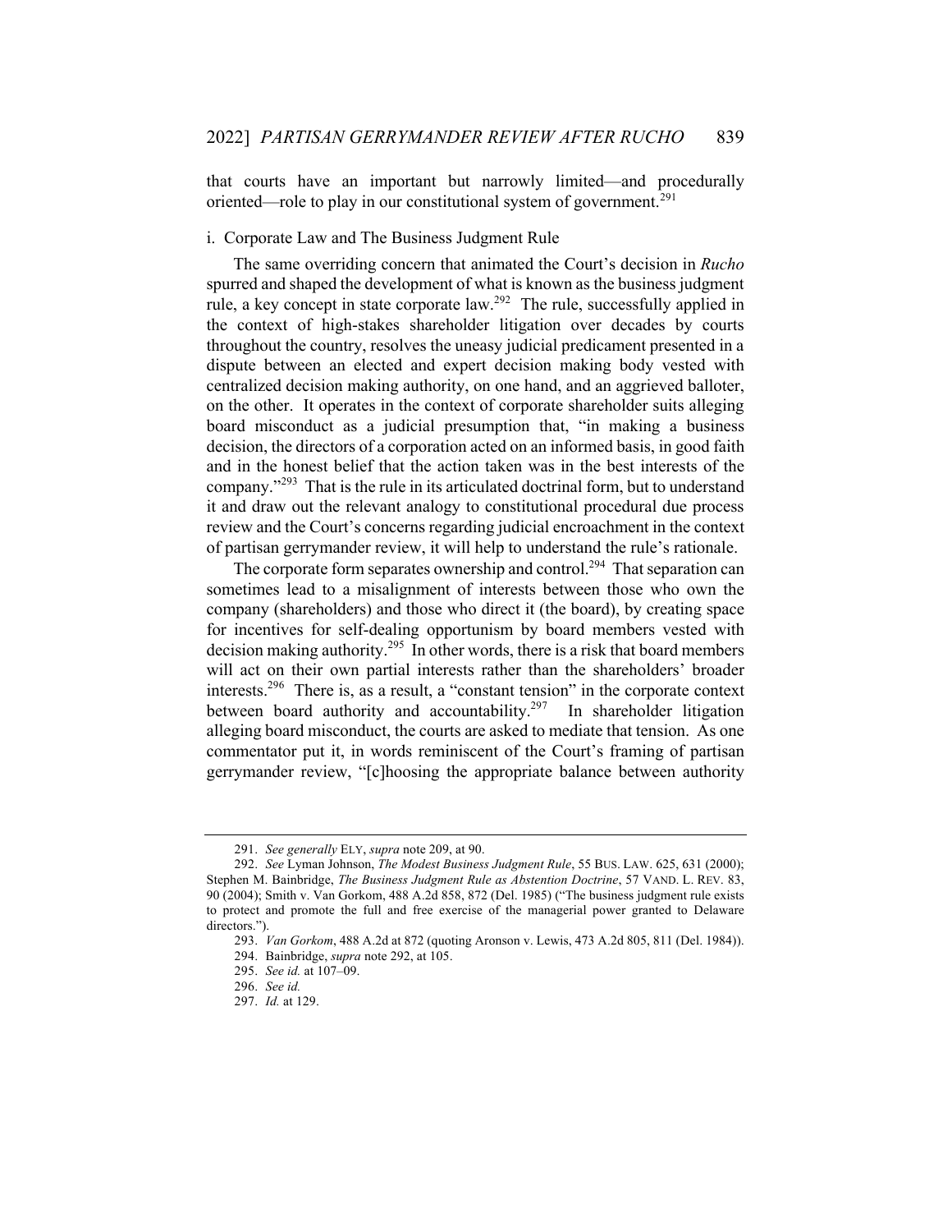that courts have an important but narrowly limited—and procedurally oriented—role to play in our constitutional system of government.[291]

i. Corporate Law and The Business Judgment Rule

The same overriding concern that animated the Court's decision in *Rucho* spurred and shaped the development of what is known as the business judgment rule, a key concept in state corporate law.[292] The rule, successfully applied in the context of high-stakes shareholder litigation over decades by courts throughout the country, resolves the uneasy judicial predicament presented in a dispute between an elected and expert decision making body vested with centralized decision making authority, on one hand, and an aggrieved balloter, on the other. It operates in the context of corporate shareholder suits alleging board misconduct as a judicial presumption that, "in making a business decision, the directors of a corporation acted on an informed basis, in good faith and in the honest belief that the action taken was in the best interests of the company."[293] That is the rule in its articulated doctrinal form, but to understand it and draw out the relevant analogy to constitutional procedural due process review and the Court's concerns regarding judicial encroachment in the context of partisan gerrymander review, it will help to understand the rule's rationale.

The corporate form separates ownership and control.[294] That separation can sometimes lead to a misalignment of interests between those who own the company (shareholders) and those who direct it (the board), by creating space for incentives for self-dealing opportunism by board members vested with decision making authority.[295] In other words, there is a risk that board members will act on their own partial interests rather than the shareholders' broader interests.[296] There is, as a result, a "constant tension" in the corporate context between board authority and accountability.[297] In shareholder litigation alleging board misconduct, the courts are asked to mediate that tension. As one commentator put it, in words reminiscent of the Court's framing of partisan gerrymander review, "[c]hoosing the appropriate balance between authority

---

291. *See generally* ELY, *supra* note 209, at 90.

292. *See* Lyman Johnson, *The Modest Business Judgment Rule*, 55 BUS. LAW. 625, 631 (2000); Stephen M. Bainbridge, *The Business Judgment Rule as Abstention Doctrine*, 57 VAND. L. REV. 83, 90 (2004); Smith v. Van Gorkom, 488 A.2d 858, 872 (Del. 1985) ("The business judgment rule exists to protect and promote the full and free exercise of the managerial power granted to Delaware directors.").

293. *Van Gorkom*, 488 A.2d at 872 (quoting Aronson v. Lewis, 473 A.2d 805, 811 (Del. 1984)).

294. Bainbridge, *supra* note 292, at 105.

295. *See id.* at 107–09.

296. *See id.*

297. *Id.* at 129.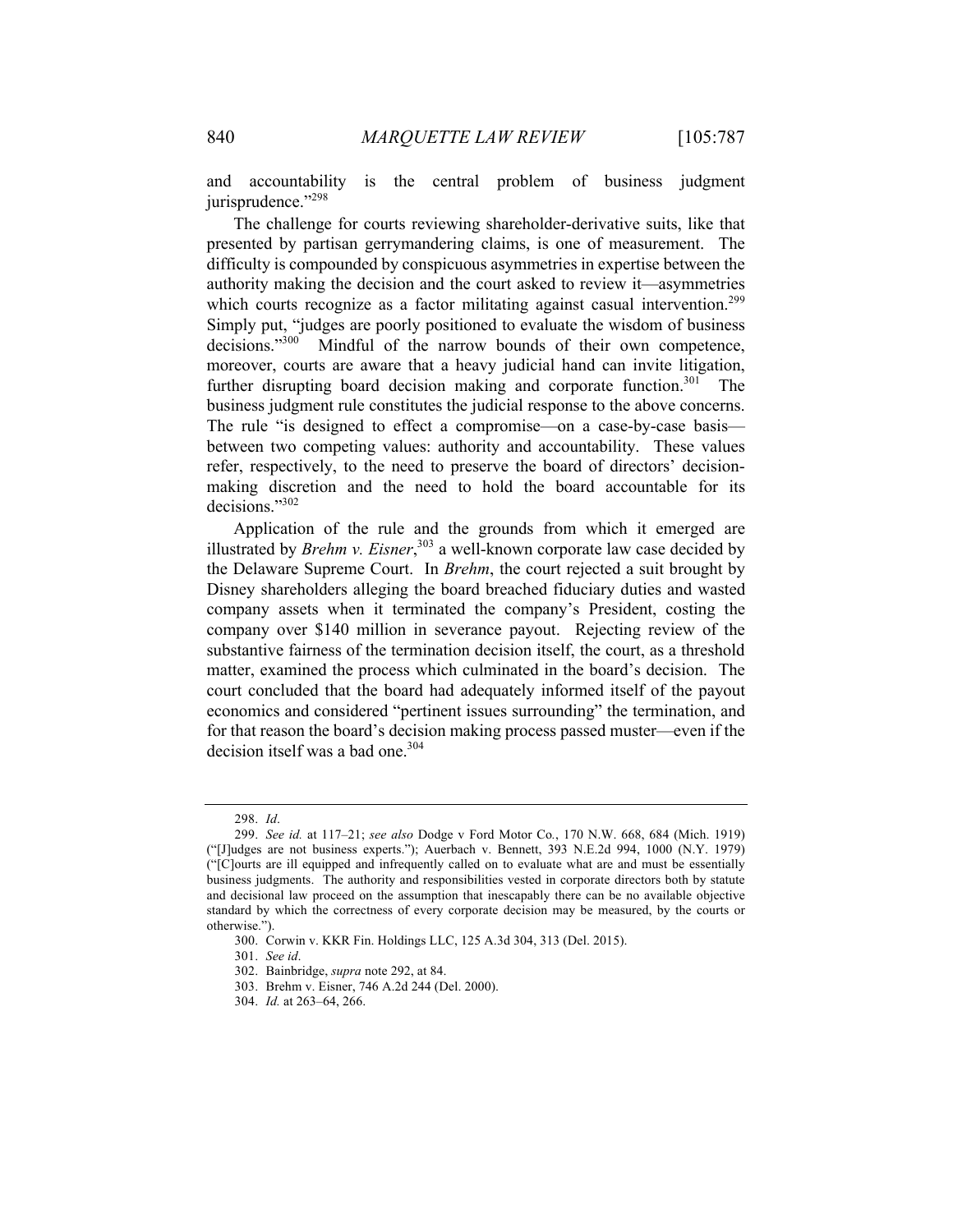and accountability is the central problem of business judgment jurisprudence."[298]

The challenge for courts reviewing shareholder-derivative suits, like that presented by partisan gerrymandering claims, is one of measurement. The difficulty is compounded by conspicuous asymmetries in expertise between the authority making the decision and the court asked to review it—asymmetries which courts recognize as a factor militating against casual intervention.[299] Simply put, "judges are poorly positioned to evaluate the wisdom of business decisions."[300] Mindful of the narrow bounds of their own competence, moreover, courts are aware that a heavy judicial hand can invite litigation, further disrupting board decision making and corporate function.[301] The business judgment rule constitutes the judicial response to the above concerns. The rule "is designed to effect a compromise—on a case-by-case basis—between two competing values: authority and accountability. These values refer, respectively, to the need to preserve the board of directors' decision-making discretion and the need to hold the board accountable for its decisions."[302]

Application of the rule and the grounds from which it emerged are illustrated by *Brehm v. Eisner*,[303] a well-known corporate law case decided by the Delaware Supreme Court. In *Brehm*, the court rejected a suit brought by Disney shareholders alleging the board breached fiduciary duties and wasted company assets when it terminated the company's President, costing the company over $140 million in severance payout. Rejecting review of the substantive fairness of the termination decision itself, the court, as a threshold matter, examined the process which culminated in the board's decision. The court concluded that the board had adequately informed itself of the payout economics and considered "pertinent issues surrounding" the termination, and for that reason the board's decision making process passed muster—even if the decision itself was a bad one.[304]

---

298. *Id*.

299. *See id.* at 117–21; *see also* Dodge v Ford Motor Co., 170 N.W. 668, 684 (Mich. 1919) ("[J]udges are not business experts."); Auerbach v. Bennett, 393 N.E.2d 994, 1000 (N.Y. 1979) ("[C]ourts are ill equipped and infrequently called on to evaluate what are and must be essentially business judgments. The authority and responsibilities vested in corporate directors both by statute and decisional law proceed on the assumption that inescapably there can be no available objective standard by which the correctness of every corporate decision may be measured, by the courts or otherwise.").

300. Corwin v. KKR Fin. Holdings LLC, 125 A.3d 304, 313 (Del. 2015).

301. *See id*.

302. Bainbridge, *supra* note 292, at 84.

303. Brehm v. Eisner, 746 A.2d 244 (Del. 2000).

304. *Id.* at 263–64, 266.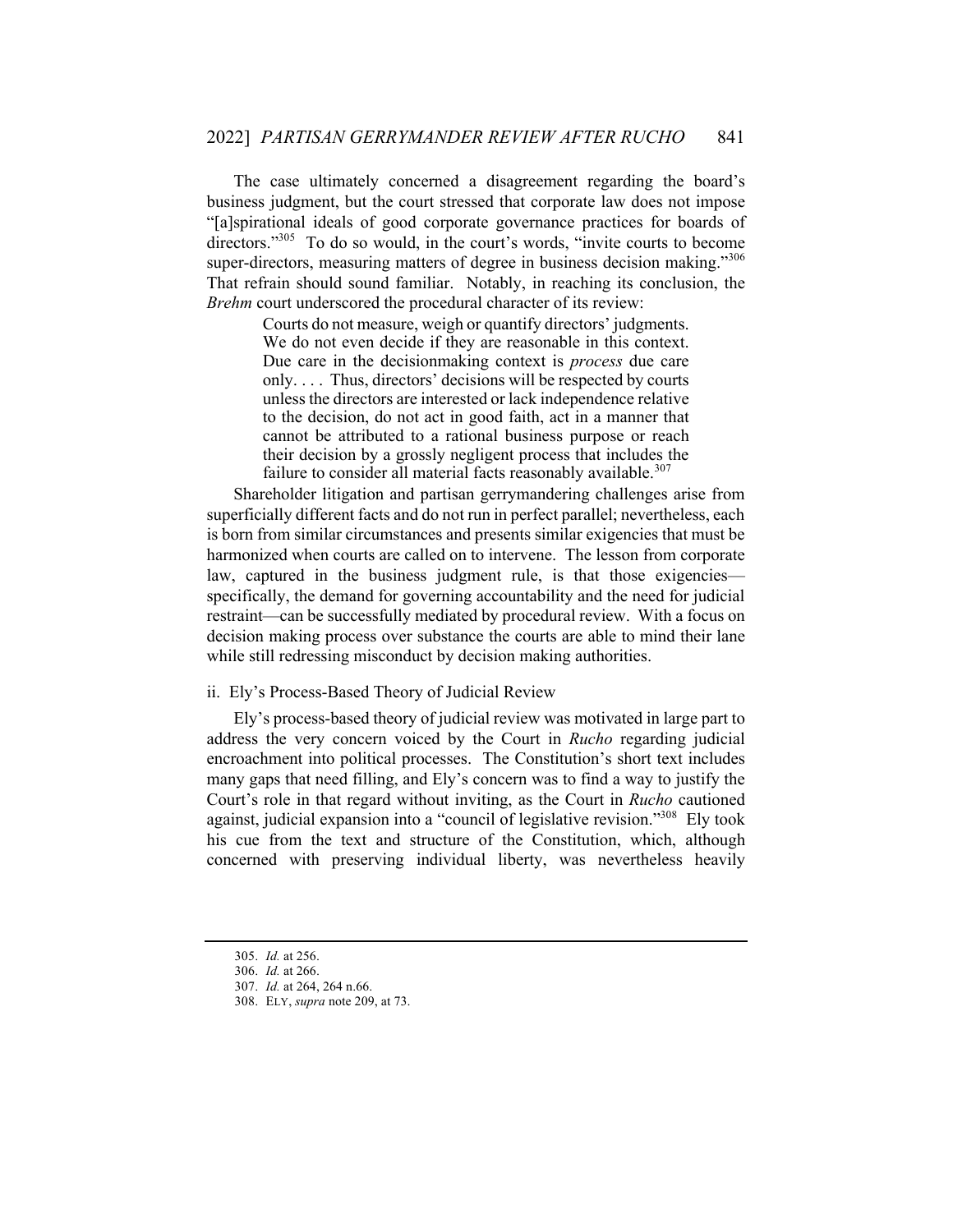The case ultimately concerned a disagreement regarding the board's business judgment, but the court stressed that corporate law does not impose "[a]spirational ideals of good corporate governance practices for boards of directors."[305] To do so would, in the court's words, "invite courts to become super-directors, measuring matters of degree in business decision making."[306] That refrain should sound familiar. Notably, in reaching its conclusion, the *Brehm* court underscored the procedural character of its review:

> Courts do not measure, weigh or quantify directors' judgments. We do not even decide if they are reasonable in this context. Due care in the decisionmaking context is *process* due care only. . . . Thus, directors' decisions will be respected by courts unless the directors are interested or lack independence relative to the decision, do not act in good faith, act in a manner that cannot be attributed to a rational business purpose or reach their decision by a grossly negligent process that includes the failure to consider all material facts reasonably available.[307]

Shareholder litigation and partisan gerrymandering challenges arise from superficially different facts and do not run in perfect parallel; nevertheless, each is born from similar circumstances and presents similar exigencies that must be harmonized when courts are called on to intervene. The lesson from corporate law, captured in the business judgment rule, is that those exigencies—specifically, the demand for governing accountability and the need for judicial restraint—can be successfully mediated by procedural review. With a focus on decision making process over substance the courts are able to mind their lane while still redressing misconduct by decision making authorities.

#### ii. Ely's Process-Based Theory of Judicial Review

Ely's process-based theory of judicial review was motivated in large part to address the very concern voiced by the Court in *Rucho* regarding judicial encroachment into political processes. The Constitution's short text includes many gaps that need filling, and Ely's concern was to find a way to justify the Court's role in that regard without inviting, as the Court in *Rucho* cautioned against, judicial expansion into a "council of legislative revision."[308] Ely took his cue from the text and structure of the Constitution, which, although concerned with preserving individual liberty, was nevertheless heavily

---

305. *Id.* at 256.
306. *Id.* at 266.
307. *Id.* at 264, 264 n.66.
308. ELY, *supra* note 209, at 73.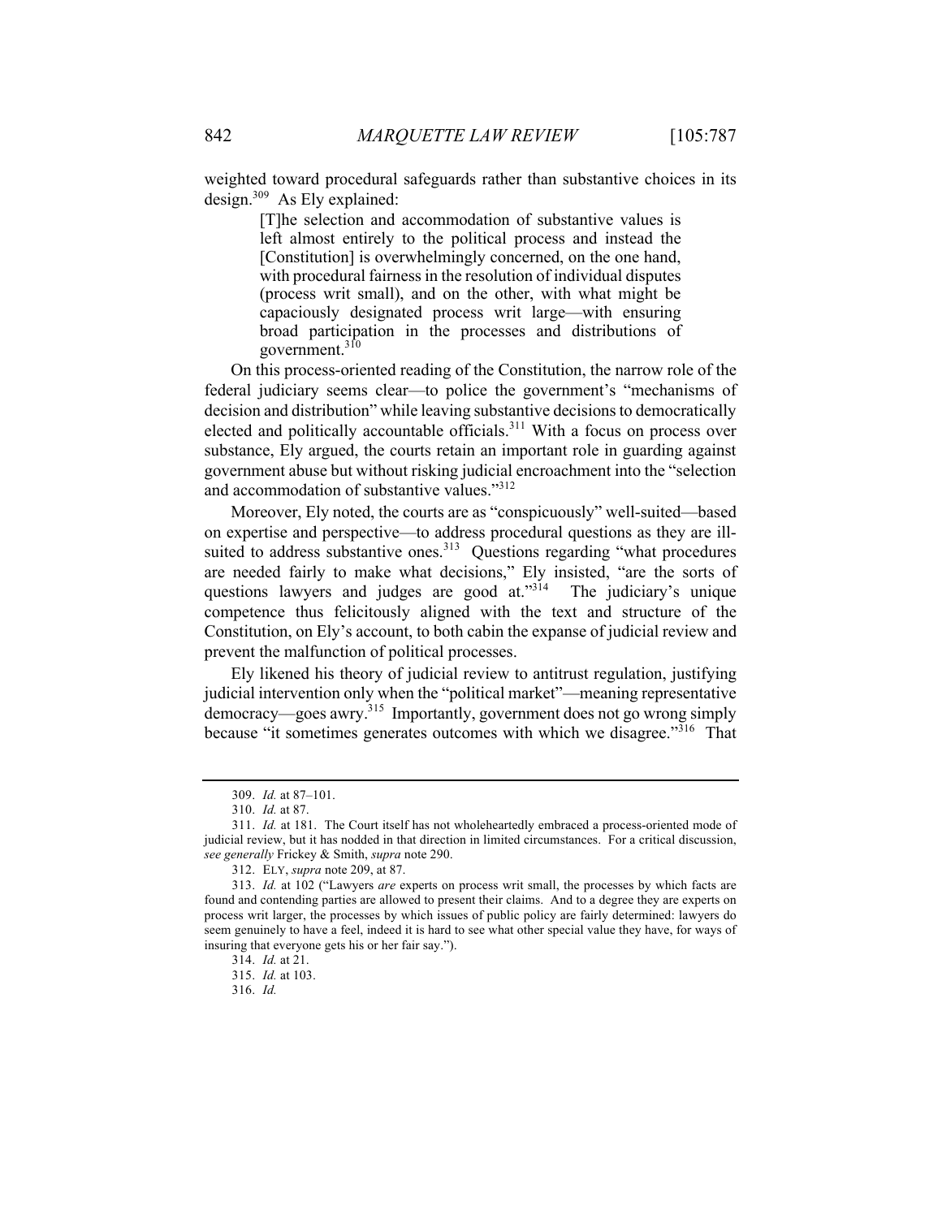weighted toward procedural safeguards rather than substantive choices in its design.[309] As Ely explained:

> [T]he selection and accommodation of substantive values is left almost entirely to the political process and instead the [Constitution] is overwhelmingly concerned, on the one hand, with procedural fairness in the resolution of individual disputes (process writ small), and on the other, with what might be capaciously designated process writ large—with ensuring broad participation in the processes and distributions of government.[310]

On this process-oriented reading of the Constitution, the narrow role of the federal judiciary seems clear—to police the government's "mechanisms of decision and distribution" while leaving substantive decisions to democratically elected and politically accountable officials.[311] With a focus on process over substance, Ely argued, the courts retain an important role in guarding against government abuse but without risking judicial encroachment into the "selection and accommodation of substantive values."[312]

Moreover, Ely noted, the courts are as "conspicuously" well-suited—based on expertise and perspective—to address procedural questions as they are ill-suited to address substantive ones.[313] Questions regarding "what procedures are needed fairly to make what decisions," Ely insisted, "are the sorts of questions lawyers and judges are good at."[314] The judiciary's unique competence thus felicitously aligned with the text and structure of the Constitution, on Ely's account, to both cabin the expanse of judicial review and prevent the malfunction of political processes.

Ely likened his theory of judicial review to antitrust regulation, justifying judicial intervention only when the "political market"—meaning representative democracy—goes awry.[315] Importantly, government does not go wrong simply because "it sometimes generates outcomes with which we disagree."[316] That

---

309. *Id.* at 87–101.

310. *Id.* at 87.

311. *Id.* at 181. The Court itself has not wholeheartedly embraced a process-oriented mode of judicial review, but it has nodded in that direction in limited circumstances. For a critical discussion, *see generally* Frickey & Smith, *supra* note 290.

312. ELY, *supra* note 209, at 87.

313. *Id.* at 102 ("Lawyers *are* experts on process writ small, the processes by which facts are found and contending parties are allowed to present their claims. And to a degree they are experts on process writ larger, the processes by which issues of public policy are fairly determined: lawyers do seem genuinely to have a feel, indeed it is hard to see what other special value they have, for ways of insuring that everyone gets his or her fair say.").

314. *Id.* at 21.

315. *Id.* at 103.

316. *Id.*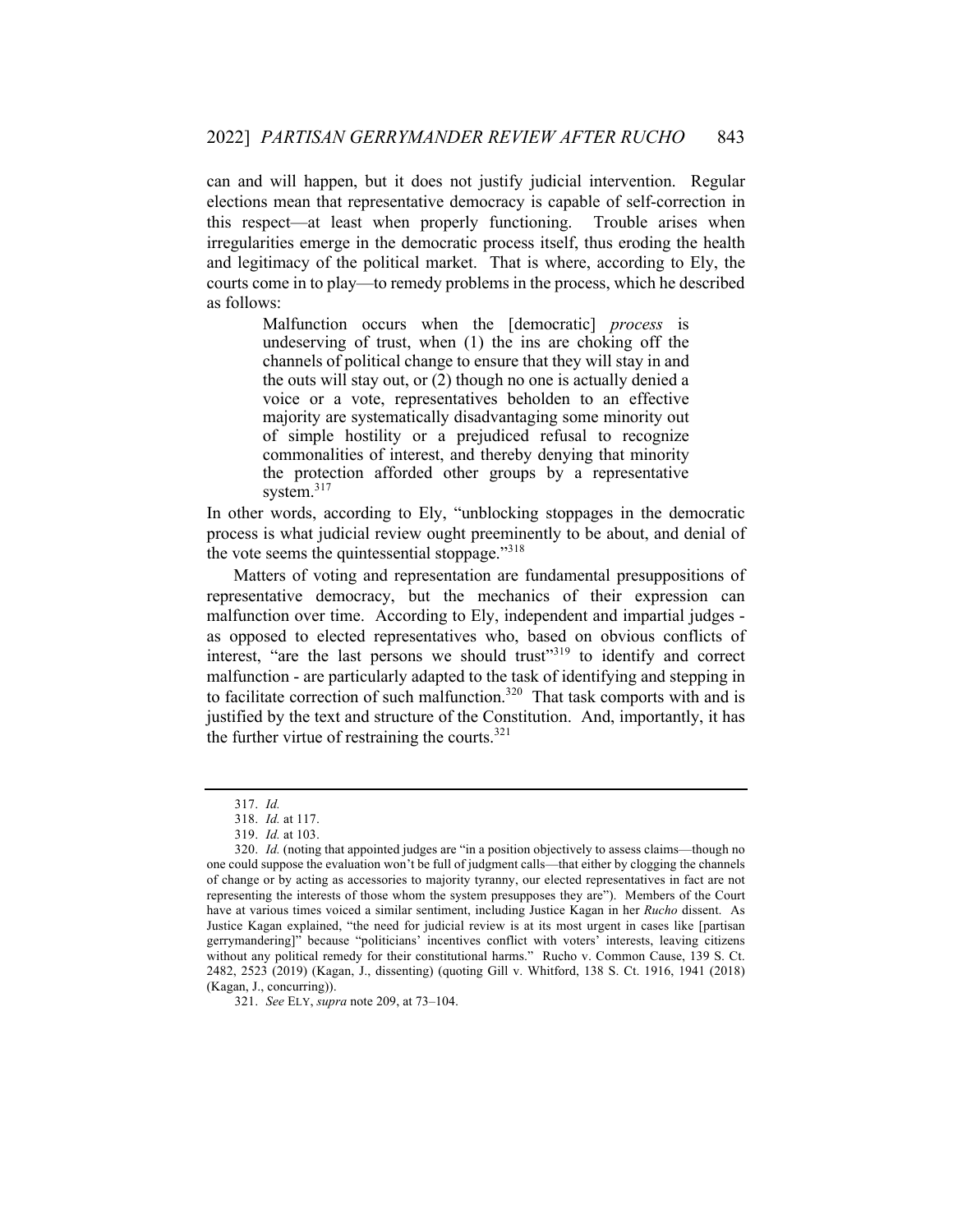can and will happen, but it does not justify judicial intervention. Regular elections mean that representative democracy is capable of self-correction in this respect—at least when properly functioning. Trouble arises when irregularities emerge in the democratic process itself, thus eroding the health and legitimacy of the political market. That is where, according to Ely, the courts come in to play—to remedy problems in the process, which he described as follows:

> Malfunction occurs when the [democratic] *process* is undeserving of trust, when (1) the ins are choking off the channels of political change to ensure that they will stay in and the outs will stay out, or (2) though no one is actually denied a voice or a vote, representatives beholden to an effective majority are systematically disadvantaging some minority out of simple hostility or a prejudiced refusal to recognize commonalities of interest, and thereby denying that minority the protection afforded other groups by a representative system.[317]

In other words, according to Ely, "unblocking stoppages in the democratic process is what judicial review ought preeminently to be about, and denial of the vote seems the quintessential stoppage."[318]

Matters of voting and representation are fundamental presuppositions of representative democracy, but the mechanics of their expression can malfunction over time. According to Ely, independent and impartial judges - as opposed to elected representatives who, based on obvious conflicts of interest, "are the last persons we should trust"[319] to identify and correct malfunction - are particularly adapted to the task of identifying and stepping in to facilitate correction of such malfunction.[320] That task comports with and is justified by the text and structure of the Constitution. And, importantly, it has the further virtue of restraining the courts.[321]

---

317. *Id.*

318. *Id.* at 117.

319. *Id.* at 103.

320. *Id.* (noting that appointed judges are "in a position objectively to assess claims—though no one could suppose the evaluation won't be full of judgment calls—that either by clogging the channels of change or by acting as accessories to majority tyranny, our elected representatives in fact are not representing the interests of those whom the system presupposes they are"). Members of the Court have at various times voiced a similar sentiment, including Justice Kagan in her *Rucho* dissent. As Justice Kagan explained, "the need for judicial review is at its most urgent in cases like [partisan gerrymandering]" because "politicians' incentives conflict with voters' interests, leaving citizens without any political remedy for their constitutional harms." Rucho v. Common Cause, 139 S. Ct. 2482, 2523 (2019) (Kagan, J., dissenting) (quoting Gill v. Whitford, 138 S. Ct. 1916, 1941 (2018) (Kagan, J., concurring)).

321. *See* ELY, *supra* note 209, at 73–104.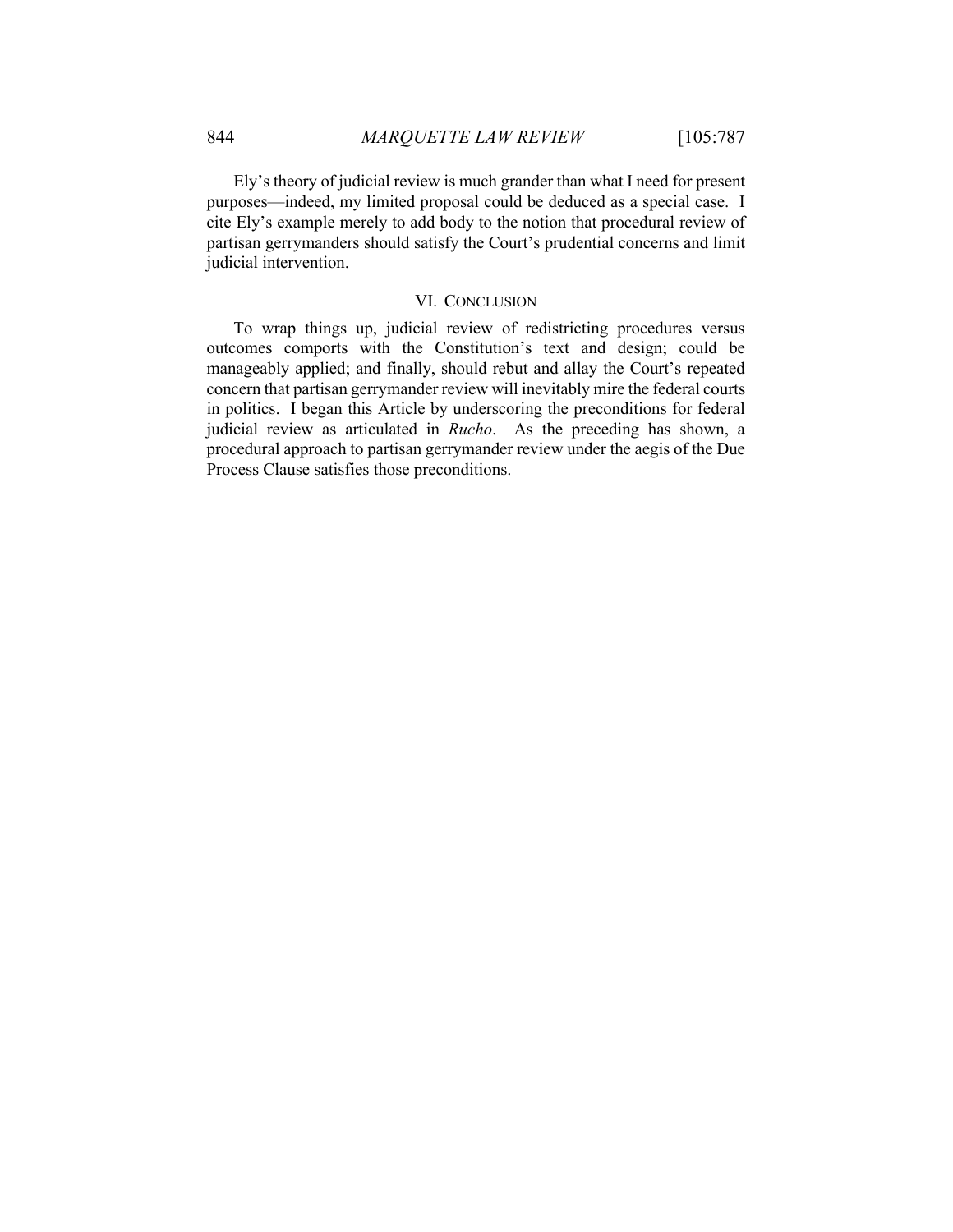Ely's theory of judicial review is much grander than what I need for present purposes—indeed, my limited proposal could be deduced as a special case. I cite Ely's example merely to add body to the notion that procedural review of partisan gerrymanders should satisfy the Court's prudential concerns and limit judicial intervention.

## VI. CONCLUSION

To wrap things up, judicial review of redistricting procedures versus outcomes comports with the Constitution's text and design; could be manageably applied; and finally, should rebut and allay the Court's repeated concern that partisan gerrymander review will inevitably mire the federal courts in politics. I began this Article by underscoring the preconditions for federal judicial review as articulated in *Rucho*. As the preceding has shown, a procedural approach to partisan gerrymander review under the aegis of the Due Process Clause satisfies those preconditions.